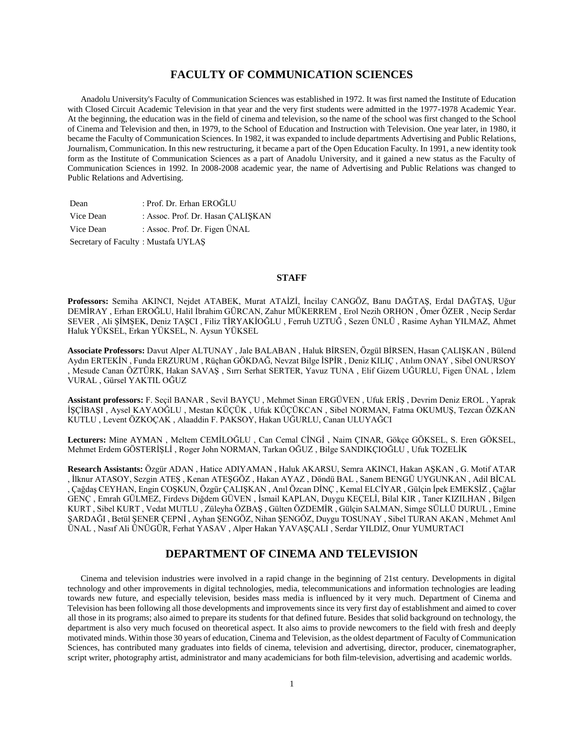# FACULTY OF COMMUNICATION SCIENCES

Anadolu University's Faculty of Communication Sciences was established in 1972. It was first named the Institute of Education with Closed Circuit Academic Television in that year and the very first students were admitted in the 1977-1978 Academic Year. At the beginning, the education was in the field of cinema and television, so the name of the school was first changed to the School of Cinema and Television and then, in 1979, to the School of Education and Instruction with Television. One year later, in 1980, it became the Faculty of Communication Sciences. In 1982, it was expanded to include departments Advertising and Public Relations, Journalism, Communication. In this new restructuring, it became a part of the Open Education Faculty. In 1991, a new identity took form as the Institute of Communication Sciences as a part of Anadolu University, and it gained a new status as the Faculty of Communication Sciences in 1992. In 2008-2008 academic year, the name of Advertising and Public Relations was changed to Public Relations and Advertising.

Dean : Prof. Dr. Erhan EROĞLU
Vice Dean : Assoc. Prof. Dr. Hasan ÇALIŞKAN
Vice Dean : Assoc. Prof. Dr. Figen ÜNAL
Secretary of Faculty : Mustafa UYLAŞ

## STAFF

**Professors:** Semiha AKINCI, Nejdet ATABEK, Murat ATAİZİ, İncilay CANGÖZ, Banu DAĞTAŞ, Erdal DAĞTAŞ, Uğur DEMİRAY , Erhan EROĞLU, Halil İbrahim GÜRCAN, Zahur MÜKERREM , Erol Nezih ORHON , Ömer ÖZER , Necip Serdar SEVER , Ali ŞİMŞEK, Deniz TAŞCI , Filiz TİRYAKİOĞLU , Ferruh UZTUĞ , Sezen ÜNLÜ , Rasime Ayhan YILMAZ, Ahmet Haluk YÜKSEL, Erkan YÜKSEL, N. Aysun YÜKSEL

**Associate Professors:** Davut Alper ALTUNAY , Jale BALABAN , Haluk BİRSEN, Özgül BİRSEN, Hasan ÇALIŞKAN , Bülend Aydın ERTEKİN , Funda ERZURUM , Rüçhan GÖKDAĞ, Nevzat Bilge İSPİR , Deniz KILIÇ , Atılım ONAY , Sibel ONURSOY , Mesude Canan ÖZTÜRK, Hakan SAVAŞ , Sırrı Serhat SERTER, Yavuz TUNA , Elif Gizem UĞURLU, Figen ÜNAL , İzlem VURAL , Gürsel YAKTIL OĞUZ

**Assistant professors:** F. Seçil BANAR , Sevil BAYÇU , Mehmet Sinan ERGÜVEN , Ufuk ERİŞ , Devrim Deniz EROL , Yaprak İŞÇİBAŞI , Aysel KAYAOĞLU , Mestan KÜÇÜK , Ufuk KÜÇÜKCAN , Sibel NORMAN, Fatma OKUMUŞ, Tezcan ÖZKAN KUTLU , Levent ÖZKOÇAK , Alaaddin F. PAKSOY, Hakan UĞURLU, Canan ULUYAĞCI

**Lecturers:** Mine AYMAN , Meltem CEMİLOĞLU , Can Cemal CİNGİ , Naim ÇINAR, Gökçe GÖKSEL, S. Eren GÖKSEL, Mehmet Erdem GÖSTERİŞLİ , Roger John NORMAN, Tarkan OĞUZ , Bilge SANDIKÇIOĞLU , Ufuk TOZELİK

**Research Assistants:** Özgür ADAN , Hatice ADIYAMAN , Haluk AKARSU, Semra AKINCI, Hakan AŞKAN , G. Motif ATAR , İlknur ATASOY, Sezgin ATEŞ , Kenan ATEŞGÖZ , Hakan AYAZ , Döndü BAL , Sanem BENGÜ UYGUNKAN , Adil BİCAL , Çağdaş CEYHAN, Engin COŞKUN, Özgür ÇALIŞKAN , Anıl Özcan DİNÇ , Kemal ELCİYAR , Gülçin İpek EMEKSİZ , Çağlar GENÇ , Emrah GÜLMEZ, Firdevs Diğdem GÜVEN , İsmail KAPLAN, Duygu KEÇELİ, Bilal KIR , Taner KIZILHAN , Bilgen KURT , Sibel KURT , Vedat MUTLU , Züleyha ÖZBAŞ , Gülten ÖZDEMİR , Gülçin SALMAN, Simge SÜLLÜ DURUL , Emine ŞARDAĞI , Betül ŞENER ÇEPNİ , Ayhan ŞENGÖZ, Nihan ŞENGÖZ, Duygu TOSUNAY , Sibel TURAN AKAN , Mehmet Anıl ÜNAL , Nasıf Ali ÜNÜGÜR, Ferhat YASAV , Alper Hakan YAVAŞÇALI , Serdar YILDIZ, Onur YUMURTACI

# DEPARTMENT OF CINEMA AND TELEVISION

Cinema and television industries were involved in a rapid change in the beginning of 21st century. Developments in digital technology and other improvements in digital technologies, media, telecommunications and information technologies are leading towards new future, and especially television, besides mass media is influenced by it very much. Department of Cinema and Television has been following all those developments and improvements since its very first day of establishment and aimed to cover all those in its programs; also aimed to prepare its students for that defined future. Besides that solid background on technology, the department is also very much focused on theoretical aspect. It also aims to provide newcomers to the field with fresh and deeply motivated minds. Within those 30 years of education, Cinema and Television, as the oldest department of Faculty of Communication Sciences, has contributed many graduates into fields of cinema, television and advertising, director, producer, cinematographer, script writer, photography artist, administrator and many academicians for both film-television, advertising and academic worlds.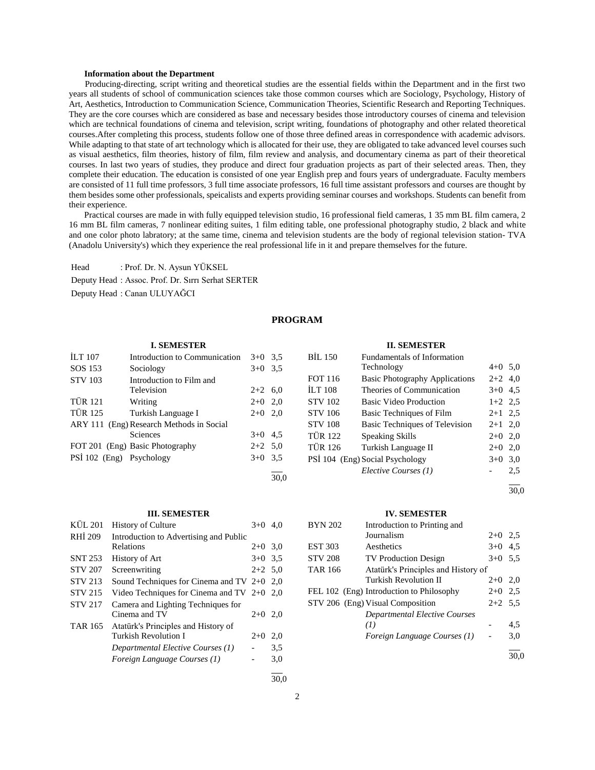**Information about the Department**

Producing-directing, script writing and theoretical studies are the essential fields within the Department and in the first two years all students of school of communication sciences take those common courses which are Sociology, Psychology, History of Art, Aesthetics, Introduction to Communication Science, Communication Theories, Scientific Research and Reporting Techniques. They are the core courses which are considered as base and necessary besides those introductory courses of cinema and television which are technical foundations of cinema and television, script writing, foundations of photography and other related theoretical courses.After completing this process, students follow one of those three defined areas in correspondence with academic advisors. While adapting to that state of art technology which is allocated for their use, they are obligated to take advanced level courses such as visual aesthetics, film theories, history of film, film review and analysis, and documentary cinema as part of their theoretical courses. In last two years of studies, they produce and direct four graduation projects as part of their selected areas. Then, they complete their education. The education is consisted of one year English prep and fours years of undergraduate. Faculty members are consisted of 11 full time professors, 3 full time associate professors, 16 full time assistant professors and courses are thought by them besides some other professionals, speicalists and experts providing seminar courses and workshops. Students can benefit from their experience.

Practical courses are made in with fully equipped television studio, 16 professional field cameras, 1 35 mm BL film camera, 2 16 mm BL film cameras, 7 nonlinear editing suites, 1 film editing table, one professional photography studio, 2 black and white and one color photo labratory; at the same time, cinema and television students are the body of regional television station- TVA (Anadolu University's) which they experience the real professional life in it and prepare themselves for the future.

Head : Prof. Dr. N. Aysun YÜKSEL

Deputy Head : Assoc. Prof. Dr. Sırrı Serhat SERTER

Deputy Head : Canan ULUYAĞCI

## PROGRAM

### I. SEMESTER

| | | | |
|---|---|---|---|
| İLT 107 | Introduction to Communication | 3+0 | 3,5 |
| SOS 153 | Sociology | 3+0 | 3,5 |
| STV 103 | Introduction to Film and Television | 2+2 | 6,0 |
| TÜR 121 | Writing | 2+0 | 2,0 |
| TÜR 125 | Turkish Language I | 2+0 | 2,0 |
| ARY 111 (Eng) | Research Methods in Social Sciences | 3+0 | 4,5 |
| FOT 201 (Eng) | Basic Photography | 2+2 | 5,0 |
| PSİ 102 (Eng) | Psychology | 3+0 | 3,5 |
| | | | 30,0 |

### II. SEMESTER

| | | | |
|---|---|---|---|
| BİL 150 | Fundamentals of Information Technology | 4+0 | 5,0 |
| FOT 116 | Basic Photography Applications | 2+2 | 4,0 |
| İLT 108 | Theories of Communication | 3+0 | 4,5 |
| STV 102 | Basic Video Production | 1+2 | 2,5 |
| STV 106 | Basic Techniques of Film | 2+1 | 2,5 |
| STV 108 | Basic Techniques of Television | 2+1 | 2,0 |
| TÜR 122 | Speaking Skills | 2+0 | 2,0 |
| TÜR 126 | Turkish Language II | 2+0 | 2,0 |
| PSİ 104 (Eng) | Social Psychology | 3+0 | 3,0 |
| | *Elective Courses (1)* | - | 2,5 |
| | | | 30,0 |

### III. SEMESTER

| | | | |
|---|---|---|---|
| KÜL 201 | History of Culture | 3+0 | 4,0 |
| RHİ 209 | Introduction to Advertising and Public Relations | 2+0 | 3,0 |
| SNT 253 | History of Art | 3+0 | 3,5 |
| STV 207 | Screenwriting | 2+2 | 5,0 |
| STV 213 | Sound Techniques for Cinema and TV | 2+0 | 2,0 |
| STV 215 | Video Techniques for Cinema and TV | 2+0 | 2,0 |
| STV 217 | Camera and Lighting Techniques for Cinema and TV | 2+0 | 2,0 |
| TAR 165 | Atatürk's Principles and History of Turkish Revolution I | 2+0 | 2,0 |
| | *Departmental Elective Courses (1)* | - | 3,5 |
| | *Foreign Language Courses (1)* | - | 3,0 |
| | | | 30,0 |

### IV. SEMESTER

| | | | |
|---|---|---|---|
| BYN 202 | Introduction to Printing and Journalism | 2+0 | 2,5 |
| EST 303 | Aesthetics | 3+0 | 4,5 |
| STV 208 | TV Production Design | 3+0 | 5,5 |
| TAR 166 | Atatürk's Principles and History of Turkish Revolution II | 2+0 | 2,0 |
| FEL 102 (Eng) | Introduction to Philosophy | 2+0 | 2,5 |
| STV 206 (Eng) | Visual Composition | 2+2 | 5,5 |
| | *Departmental Elective Courses (1)* | - | 4,5 |
| | *Foreign Language Courses (1)* | - | 3,0 |
| | | | 30,0 |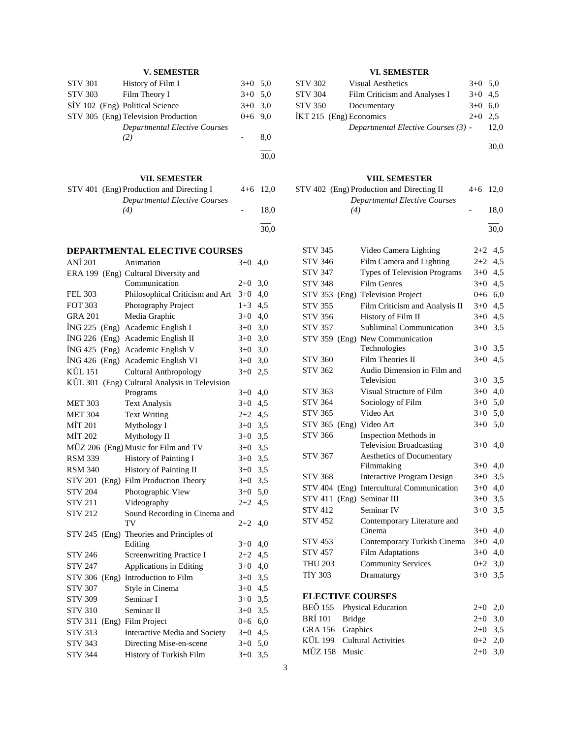### V. SEMESTER

| Code | Course | Hours | Credit |
|---|---|---|---|
| STV 301 | History of Film I | 3+0 | 5,0 |
| STV 303 | Film Theory I | 3+0 | 5,0 |
| SİY 102 (Eng) | Political Science | 3+0 | 3,0 |
| STV 305 (Eng) | Television Production | 0+6 | 9,0 |
| | *Departmental Elective Courses (2)* | - | 8,0 |
| | | | 30,0 |

### VI. SEMESTER

| Code | Course | Hours | Credit |
|---|---|---|---|
| STV 302 | Visual Aesthetics | 3+0 | 5,0 |
| STV 304 | Film Criticism and Analyses I | 3+0 | 4,5 |
| STV 350 | Documentary | 3+0 | 6,0 |
| İKT 215 (Eng) | Economics | 2+0 | 2,5 |
| | *Departmental Elective Courses (3)* | - | 12,0 |
| | | | 30,0 |

### VII. SEMESTER

| Code | Course | Hours | Credit |
|---|---|---|---|
| STV 401 (Eng) | Production and Directing I | 4+6 | 12,0 |
| | *Departmental Elective Courses (4)* | - | 18,0 |
| | | | 30,0 |

### VIII. SEMESTER

| Code | Course | Hours | Credit |
|---|---|---|---|
| STV 402 (Eng) | Production and Directing II | 4+6 | 12,0 |
| | *Departmental Elective Courses (4)* | - | 18,0 |
| | | | 30,0 |

## DEPARTMENTAL ELECTIVE COURSES

| Code | Course | Hours | Credit |
|---|---|---|---|
| ANİ 201 | Animation | 3+0 | 4,0 |
| ERA 199 (Eng) | Cultural Diversity and Communication | 2+0 | 3,0 |
| FEL 303 | Philosophical Criticism and Art | 3+0 | 4,0 |
| FOT 303 | Photography Project | 1+3 | 4,5 |
| GRA 201 | Media Graphic | 3+0 | 4,0 |
| İNG 225 (Eng) | Academic English I | 3+0 | 3,0 |
| İNG 226 (Eng) | Academic English II | 3+0 | 3,0 |
| İNG 425 (Eng) | Academic English V | 3+0 | 3,0 |
| İNG 426 (Eng) | Academic English VI | 3+0 | 3,0 |
| KÜL 151 | Cultural Anthropology | 3+0 | 2,5 |
| KÜL 301 (Eng) | Cultural Analysis in Television Programs | 3+0 | 4,0 |
| MET 303 | Text Analysis | 3+0 | 4,5 |
| MET 304 | Text Writing | 2+2 | 4,5 |
| MİT 201 | Mythology I | 3+0 | 3,5 |
| MİT 202 | Mythology II | 3+0 | 3,5 |
| MÜZ 206 (Eng) | Music for Film and TV | 3+0 | 3,5 |
| RSM 339 | History of Painting I | 3+0 | 3,5 |
| RSM 340 | History of Painting II | 3+0 | 3,5 |
| STV 201 (Eng) | Film Production Theory | 3+0 | 3,5 |
| STV 204 | Photographic View | 3+0 | 5,0 |
| STV 211 | Videography | 2+2 | 4,5 |
| STV 212 | Sound Recording in Cinema and TV | 2+2 | 4,0 |
| STV 245 (Eng) | Theories and Principles of Editing | 3+0 | 4,0 |
| STV 246 | Screenwriting Practice I | 2+2 | 4,5 |
| STV 247 | Applications in Editing | 3+0 | 4,0 |
| STV 306 (Eng) | Introduction to Film | 3+0 | 3,5 |
| STV 307 | Style in Cinema | 3+0 | 4,5 |
| STV 309 | Seminar I | 3+0 | 3,5 |
| STV 310 | Seminar II | 3+0 | 3,5 |
| STV 311 (Eng) | Film Project | 0+6 | 6,0 |
| STV 313 | Interactive Media and Society | 3+0 | 4,5 |
| STV 343 | Directing Mise-en-scene | 3+0 | 5,0 |
| STV 344 | History of Turkish Film | 3+0 | 3,5 |
| STV 345 | Video Camera Lighting | 2+2 | 4,5 |
| STV 346 | Film Camera and Lighting | 2+2 | 4,5 |
| STV 347 | Types of Television Programs | 3+0 | 4,5 |
| STV 348 | Film Genres | 3+0 | 4,5 |
| STV 353 (Eng) | Television Project | 0+6 | 6,0 |
| STV 355 | Film Criticism and Analysis II | 3+0 | 4,5 |
| STV 356 | History of Film II | 3+0 | 4,5 |
| STV 357 | Subliminal Communication | 3+0 | 3,5 |
| STV 359 (Eng) | New Communication Technologies | 3+0 | 3,5 |
| STV 360 | Film Theories II | 3+0 | 4,5 |
| STV 362 | Audio Dimension in Film and Television | 3+0 | 3,5 |
| STV 363 | Visual Structure of Film | 3+0 | 4,0 |
| STV 364 | Sociology of Film | 3+0 | 5,0 |
| STV 365 | Video Art | 3+0 | 5,0 |
| STV 365 (Eng) | Video Art | 3+0 | 5,0 |
| STV 366 | Inspection Methods in Television Broadcasting | 3+0 | 4,0 |
| STV 367 | Aesthetics of Documentary Filmmaking | 3+0 | 4,0 |
| STV 368 | Interactive Program Design | 3+0 | 3,5 |
| STV 404 (Eng) | Intercultural Communication | 3+0 | 4,0 |
| STV 411 (Eng) | Seminar III | 3+0 | 3,5 |
| STV 412 | Seminar IV | 3+0 | 3,5 |
| STV 452 | Contemporary Literature and Cinema | 3+0 | 4,0 |
| STV 453 | Contemporary Turkish Cinema | 3+0 | 4,0 |
| STV 457 | Film Adaptations | 3+0 | 4,0 |
| THU 203 | Community Services | 0+2 | 3,0 |
| TİY 303 | Dramaturgy | 3+0 | 3,5 |

## ELECTIVE COURSES

| Code | Course | Hours | Credit |
|---|---|---|---|
| BEÖ 155 | Physical Education | 2+0 | 2,0 |
| BRİ 101 | Bridge | 2+0 | 3,0 |
| GRA 156 | Graphics | 2+0 | 3,5 |
| KÜL 199 | Cultural Activities | 0+2 | 2,0 |
| MÜZ 158 | Music | 2+0 | 3,0 |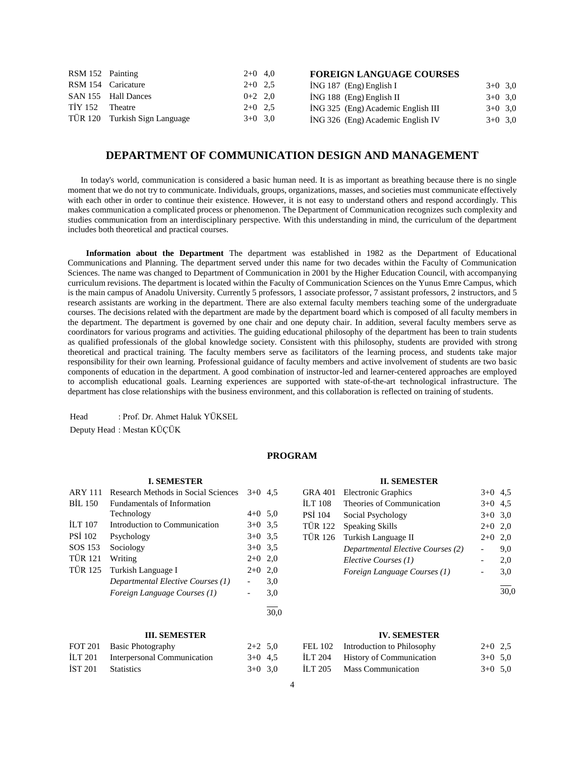| | | | |
|---|---|---|---|
| RSM 152 | Painting | 2+0 | 4,0 |
| RSM 154 | Caricature | 2+0 | 2,5 |
| SAN 155 | Hall Dances | 0+2 | 2,0 |
| TİY 152 | Theatre | 2+0 | 2,5 |
| TÜR 120 | Turkish Sign Language | 3+0 | 3,0 |

**FOREIGN LANGUAGE COURSES**

| | | | |
|---|---|---|---|
| İNG 187 | (Eng) English I | 3+0 | 3,0 |
| İNG 188 | (Eng) English II | 3+0 | 3,0 |
| İNG 325 | (Eng) Academic English III | 3+0 | 3,0 |
| İNG 326 | (Eng) Academic English IV | 3+0 | 3,0 |

## DEPARTMENT OF COMMUNICATION DESIGN AND MANAGEMENT

In today's world, communication is considered a basic human need. It is as important as breathing because there is no single moment that we do not try to communicate. Individuals, groups, organizations, masses, and societies must communicate effectively with each other in order to continue their existence. However, it is not easy to understand others and respond accordingly. This makes communication a complicated process or phenomenon. The Department of Communication recognizes such complexity and studies communication from an interdisciplinary perspective. With this understanding in mind, the curriculum of the department includes both theoretical and practical courses.

**Information about the Department** The department was established in 1982 as the Department of Educational Communications and Planning. The department served under this name for two decades within the Faculty of Communication Sciences. The name was changed to Department of Communication in 2001 by the Higher Education Council, with accompanying curriculum revisions. The department is located within the Faculty of Communication Sciences on the Yunus Emre Campus, which is the main campus of Anadolu University. Currently 5 professors, 1 associate professor, 7 assistant professors, 2 instructors, and 5 research assistants are working in the department. There are also external faculty members teaching some of the undergraduate courses. The decisions related with the department are made by the department board which is composed of all faculty members in the department. The department is governed by one chair and one deputy chair. In addition, several faculty members serve as coordinators for various programs and activities. The guiding educational philosophy of the department has been to train students as qualified professionals of the global knowledge society. Consistent with this philosophy, students are provided with strong theoretical and practical training. The faculty members serve as facilitators of the learning process, and students take major responsibility for their own learning. Professional guidance of faculty members and active involvement of students are two basic components of education in the department. A good combination of instructor-led and learner-centered approaches are employed to accomplish educational goals. Learning experiences are supported with state-of-the-art technological infrastructure. The department has close relationships with the business environment, and this collaboration is reflected on training of students.

Head : Prof. Dr. Ahmet Haluk YÜKSEL

Deputy Head : Mestan KÜÇÜK

### PROGRAM

**I. SEMESTER**

| | | | |
|---|---|---|---|
| ARY 111 | Research Methods in Social Sciences | 3+0 | 4,5 |
| BİL 150 | Fundamentals of Information Technology | 4+0 | 5,0 |
| İLT 107 | Introduction to Communication | 3+0 | 3,5 |
| PSİ 102 | Psychology | 3+0 | 3,5 |
| SOS 153 | Sociology | 3+0 | 3,5 |
| TÜR 121 | Writing | 2+0 | 2,0 |
| TÜR 125 | Turkish Language I | 2+0 | 2,0 |
| | *Departmental Elective Courses (1)* | - | 3,0 |
| | *Foreign Language Courses (1)* | - | 3,0 |
| | | | 30,0 |

**II. SEMESTER**

| | | | |
|---|---|---|---|
| GRA 401 | Electronic Graphics | 3+0 | 4,5 |
| İLT 108 | Theories of Communication | 3+0 | 4,5 |
| PSİ 104 | Social Psychology | 3+0 | 3,0 |
| TÜR 122 | Speaking Skills | 2+0 | 2,0 |
| TÜR 126 | Turkish Language II | 2+0 | 2,0 |
| | *Departmental Elective Courses (2)* | - | 9,0 |
| | *Elective Courses (1)* | - | 2,0 |
| | *Foreign Language Courses (1)* | - | 3,0 |
| | | | 30,0 |

**III. SEMESTER**

| | | | |
|---|---|---|---|
| FOT 201 | Basic Photography | 2+2 | 5,0 |
| İLT 201 | Interpersonal Communication | 3+0 | 4,5 |
| İST 201 | Statistics | 3+0 | 3,0 |

**IV. SEMESTER**

| | | | |
|---|---|---|---|
| FEL 102 | Introduction to Philosophy | 2+0 | 2,5 |
| İLT 204 | History of Communication | 3+0 | 5,0 |
| İLT 205 | Mass Communication | 3+0 | 5,0 |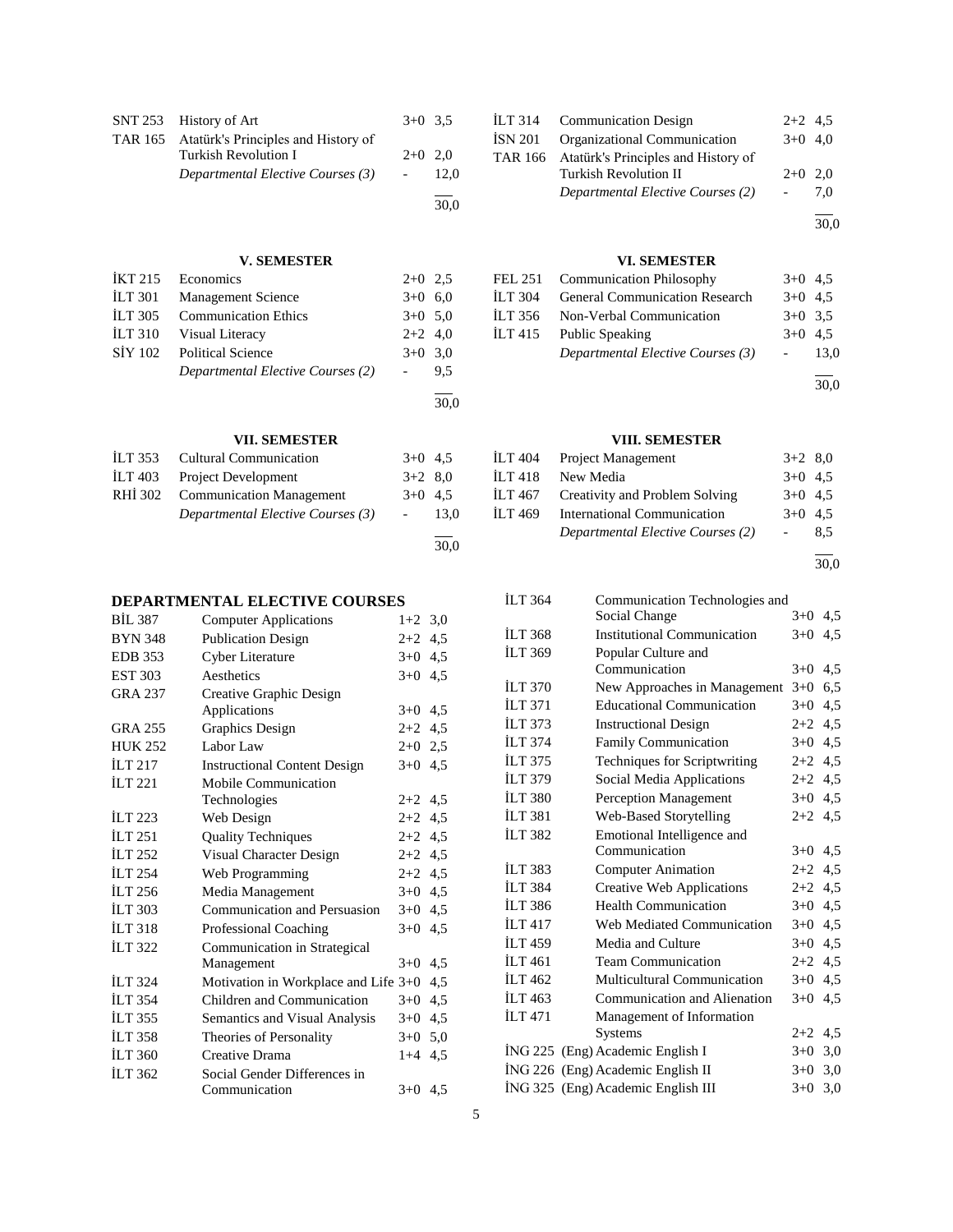| | | | |
|---|---|---|---|
| SNT 253 | History of Art | 3+0 | 3,5 |
| TAR 165 | Atatürk's Principles and History of Turkish Revolution I | 2+0 | 2,0 |
| | *Departmental Elective Courses (3)* | - | 12,0 |
| | | | 30,0 |

| | | | |
|---|---|---|---|
| İLT 314 | Communication Design | 2+2 | 4,5 |
| İSN 201 | Organizational Communication | 3+0 | 4,0 |
| TAR 166 | Atatürk's Principles and History of Turkish Revolution II | 2+0 | 2,0 |
| | *Departmental Elective Courses (2)* | - | 7,0 |
| | | | 30,0 |

### V. SEMESTER

| | | | |
|---|---|---|---|
| İKT 215 | Economics | 2+0 | 2,5 |
| İLT 301 | Management Science | 3+0 | 6,0 |
| İLT 305 | Communication Ethics | 3+0 | 5,0 |
| İLT 310 | Visual Literacy | 2+2 | 4,0 |
| SİY 102 | Political Science | 3+0 | 3,0 |
| | *Departmental Elective Courses (2)* | - | 9,5 |
| | | | 30,0 |

### VI. SEMESTER

| | | | |
|---|---|---|---|
| FEL 251 | Communication Philosophy | 3+0 | 4,5 |
| İLT 304 | General Communication Research | 3+0 | 4,5 |
| İLT 356 | Non-Verbal Communication | 3+0 | 3,5 |
| İLT 415 | Public Speaking | 3+0 | 4,5 |
| | *Departmental Elective Courses (3)* | - | 13,0 |
| | | | 30,0 |

### VII. SEMESTER

| | | | |
|---|---|---|---|
| İLT 353 | Cultural Communication | 3+0 | 4,5 |
| İLT 403 | Project Development | 3+2 | 8,0 |
| RHİ 302 | Communication Management | 3+0 | 4,5 |
| | *Departmental Elective Courses (3)* | - | 13,0 |
| | | | 30,0 |

### VIII. SEMESTER

| | | | |
|---|---|---|---|
| İLT 404 | Project Management | 3+2 | 8,0 |
| İLT 418 | New Media | 3+0 | 4,5 |
| İLT 467 | Creativity and Problem Solving | 3+0 | 4,5 |
| İLT 469 | International Communication | 3+0 | 4,5 |
| | *Departmental Elective Courses (2)* | - | 8,5 |
| | | | 30,0 |

## DEPARTMENTAL ELECTIVE COURSES

| | | | |
|---|---|---|---|
| BİL 387 | Computer Applications | 1+2 | 3,0 |
| BYN 348 | Publication Design | 2+2 | 4,5 |
| EDB 353 | Cyber Literature | 3+0 | 4,5 |
| EST 303 | Aesthetics | 3+0 | 4,5 |
| GRA 237 | Creative Graphic Design Applications | 3+0 | 4,5 |
| GRA 255 | Graphics Design | 2+2 | 4,5 |
| HUK 252 | Labor Law | 2+0 | 2,5 |
| İLT 217 | Instructional Content Design | 3+0 | 4,5 |
| İLT 221 | Mobile Communication Technologies | 2+2 | 4,5 |
| İLT 223 | Web Design | 2+2 | 4,5 |
| İLT 251 | Quality Techniques | 2+2 | 4,5 |
| İLT 252 | Visual Character Design | 2+2 | 4,5 |
| İLT 254 | Web Programming | 2+2 | 4,5 |
| İLT 256 | Media Management | 3+0 | 4,5 |
| İLT 303 | Communication and Persuasion | 3+0 | 4,5 |
| İLT 318 | Professional Coaching | 3+0 | 4,5 |
| İLT 322 | Communication in Strategical Management | 3+0 | 4,5 |
| İLT 324 | Motivation in Workplace and Life | 3+0 | 4,5 |
| İLT 354 | Children and Communication | 3+0 | 4,5 |
| İLT 355 | Semantics and Visual Analysis | 3+0 | 4,5 |
| İLT 358 | Theories of Personality | 3+0 | 5,0 |
| İLT 360 | Creative Drama | 1+4 | 4,5 |
| İLT 362 | Social Gender Differences in Communication | 3+0 | 4,5 |
| İLT 364 | Communication Technologies and Social Change | 3+0 | 4,5 |
| İLT 368 | Institutional Communication | 3+0 | 4,5 |
| İLT 369 | Popular Culture and Communication | 3+0 | 4,5 |
| İLT 370 | New Approaches in Management | 3+0 | 6,5 |
| İLT 371 | Educational Communication | 3+0 | 4,5 |
| İLT 373 | Instructional Design | 2+2 | 4,5 |
| İLT 374 | Family Communication | 3+0 | 4,5 |
| İLT 375 | Techniques for Scriptwriting | 2+2 | 4,5 |
| İLT 379 | Social Media Applications | 2+2 | 4,5 |
| İLT 380 | Perception Management | 3+0 | 4,5 |
| İLT 381 | Web-Based Storytelling | 2+2 | 4,5 |
| İLT 382 | Emotional Intelligence and Communication | 3+0 | 4,5 |
| İLT 383 | Computer Animation | 2+2 | 4,5 |
| İLT 384 | Creative Web Applications | 2+2 | 4,5 |
| İLT 386 | Health Communication | 3+0 | 4,5 |
| İLT 417 | Web Mediated Communication | 3+0 | 4,5 |
| İLT 459 | Media and Culture | 3+0 | 4,5 |
| İLT 461 | Team Communication | 2+2 | 4,5 |
| İLT 462 | Multicultural Communication | 3+0 | 4,5 |
| İLT 463 | Communication and Alienation | 3+0 | 4,5 |
| İLT 471 | Management of Information Systems | 2+2 | 4,5 |
| İNG 225 | (Eng) Academic English I | 3+0 | 3,0 |
| İNG 226 | (Eng) Academic English II | 3+0 | 3,0 |
| İNG 325 | (Eng) Academic English III | 3+0 | 3,0 |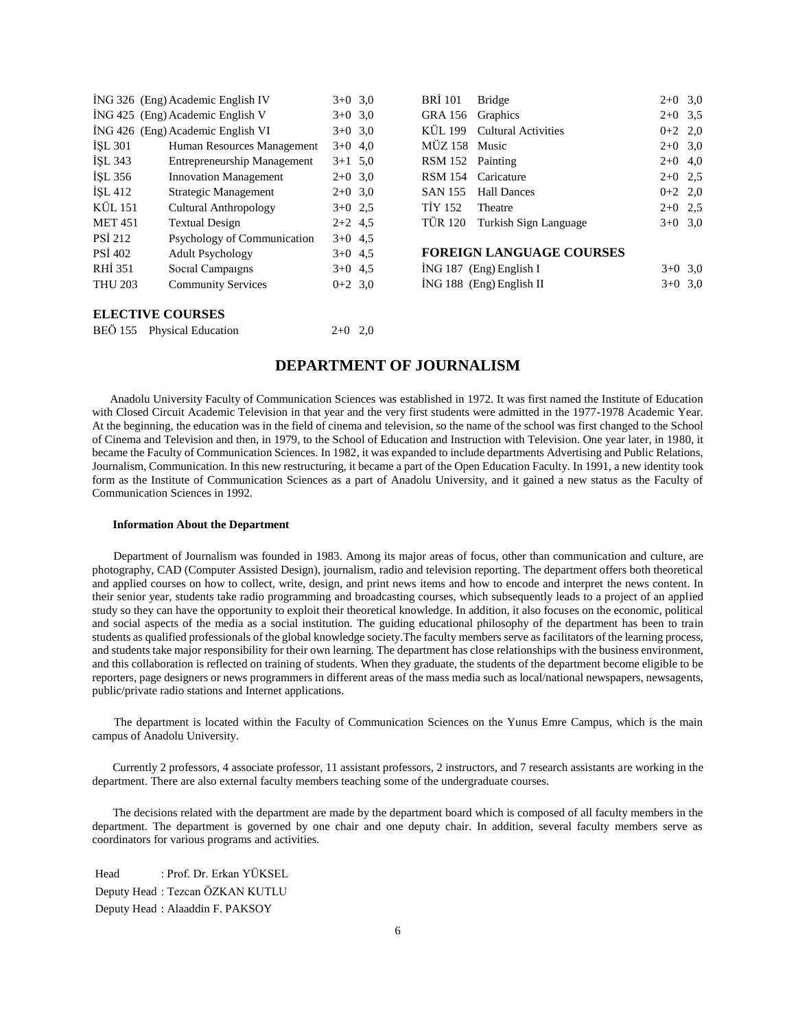| | | | |
|---|---|---|---|
| İNG 326 | (Eng) Academic English IV | 3+0 | 3,0 |
| İNG 425 | (Eng) Academic English V | 3+0 | 3,0 |
| İNG 426 | (Eng) Academic English VI | 3+0 | 3,0 |
| İŞL 301 | Human Resources Management | 3+0 | 4,0 |
| İŞL 343 | Entrepreneurship Management | 3+1 | 5,0 |
| İŞL 356 | Innovation Management | 2+0 | 3,0 |
| İŞL 412 | Strategic Management | 2+0 | 3,0 |
| KÜL 151 | Cultural Anthropology | 3+0 | 2,5 |
| MET 451 | Textual Design | 2+2 | 4,5 |
| PSİ 212 | Psychology of Communication | 3+0 | 4,5 |
| PSİ 402 | Adult Psychology | 3+0 | 4,5 |
| RHİ 351 | Socıal Campaıgns | 3+0 | 4,5 |
| THU 203 | Community Services | 0+2 | 3,0 |

**ELECTIVE COURSES**

| | | | |
|---|---|---|---|
| BEÖ 155 | Physical Education | 2+0 | 2,0 |
| BRİ 101 | Bridge | 2+0 | 3,0 |
| GRA 156 | Graphics | 2+0 | 3,5 |
| KÜL 199 | Cultural Activities | 0+2 | 2,0 |
| MÜZ 158 | Music | 2+0 | 3,0 |
| RSM 152 | Painting | 2+0 | 4,0 |
| RSM 154 | Caricature | 2+0 | 2,5 |
| SAN 155 | Hall Dances | 0+2 | 2,0 |
| TİY 152 | Theatre | 2+0 | 2,5 |
| TÜR 120 | Turkish Sign Language | 3+0 | 3,0 |

**FOREIGN LANGUAGE COURSES**

| | | | |
|---|---|---|---|
| İNG 187 | (Eng) English I | 3+0 | 3,0 |
| İNG 188 | (Eng) English II | 3+0 | 3,0 |

## DEPARTMENT OF JOURNALISM

Anadolu University Faculty of Communication Sciences was established in 1972. It was first named the Institute of Education with Closed Circuit Academic Television in that year and the very first students were admitted in the 1977-1978 Academic Year. At the beginning, the education was in the field of cinema and television, so the name of the school was first changed to the School of Cinema and Television and then, in 1979, to the School of Education and Instruction with Television. One year later, in 1980, it became the Faculty of Communication Sciences. In 1982, it was expanded to include departments Advertising and Public Relations, Journalism, Communication. In this new restructuring, it became a part of the Open Education Faculty. In 1991, a new identity took form as the Institute of Communication Sciences as a part of Anadolu University, and it gained a new status as the Faculty of Communication Sciences in 1992.

**Information About the Department**

Department of Journalism was founded in 1983. Among its major areas of focus, other than communication and culture, are photography, CAD (Computer Assisted Design), journalism, radio and television reporting. The department offers both theoretical and applied courses on how to collect, write, design, and print news items and how to encode and interpret the news content. In their senior year, students take radio programming and broadcasting courses, which subsequently leads to a project of an applied study so they can have the opportunity to exploit their theoretical knowledge. In addition, it also focuses on the economic, political and social aspects of the media as a social institution. The guiding educational philosophy of the department has been to train students as qualified professionals of the global knowledge society.The faculty members serve as facilitators of the learning process, and students take major responsibility for their own learning. The department has close relationships with the business environment, and this collaboration is reflected on training of students. When they graduate, the students of the department become eligible to be reporters, page designers or news programmers in different areas of the mass media such as local/national newspapers, newsagents, public/private radio stations and Internet applications.

The department is located within the Faculty of Communication Sciences on the Yunus Emre Campus, which is the main campus of Anadolu University.

Currently 2 professors, 4 associate professor, 11 assistant professors, 2 instructors, and 7 research assistants are working in the department. There are also external faculty members teaching some of the undergraduate courses.

The decisions related with the department are made by the department board which is composed of all faculty members in the department. The department is governed by one chair and one deputy chair. In addition, several faculty members serve as coordinators for various programs and activities.

Head : Prof. Dr. Erkan YÜKSEL
Deputy Head : Tezcan ÖZKAN KUTLU
Deputy Head : Alaaddin F. PAKSOY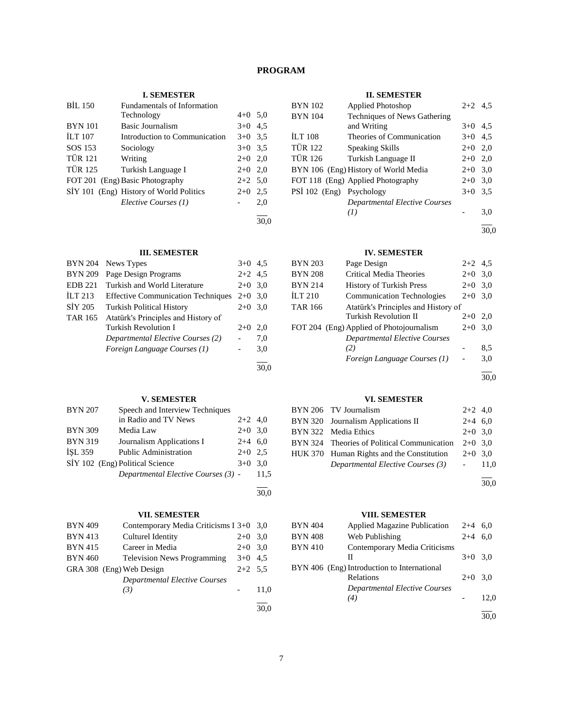# PROGRAM

### I. SEMESTER

| Code | Course | Hours | ECTS |
|---|---|---|---|
| BİL 150 | Fundamentals of Information Technology | 4+0 | 5,0 |
| BYN 101 | Basic Journalism | 3+0 | 4,5 |
| İLT 107 | Introduction to Communication | 3+0 | 3,5 |
| SOS 153 | Sociology | 3+0 | 3,5 |
| TÜR 121 | Writing | 2+0 | 2,0 |
| TÜR 125 | Turkish Language I | 2+0 | 2,0 |
| FOT 201 (Eng) | Basic Photography | 2+2 | 5,0 |
| SİY 101 (Eng) | History of World Politics | 2+0 | 2,5 |
| | *Elective Courses (1)* | - | 2,0 |
| | | | 30,0 |

### II. SEMESTER

| Code | Course | Hours | ECTS |
|---|---|---|---|
| BYN 102 | Applied Photoshop | 2+2 | 4,5 |
| BYN 104 | Techniques of News Gathering and Writing | 3+0 | 4,5 |
| İLT 108 | Theories of Communication | 3+0 | 4,5 |
| TÜR 122 | Speaking Skills | 2+0 | 2,0 |
| TÜR 126 | Turkish Language II | 2+0 | 2,0 |
| BYN 106 (Eng) | History of World Media | 2+0 | 3,0 |
| FOT 118 (Eng) | Applied Photography | 2+0 | 3,0 |
| PSİ 102 (Eng) | Psychology | 3+0 | 3,5 |
| | *Departmental Elective Courses (1)* | - | 3,0 |
| | | | 30,0 |

### III. SEMESTER

| Code | Course | Hours | ECTS |
|---|---|---|---|
| BYN 204 | News Types | 3+0 | 4,5 |
| BYN 209 | Page Design Programs | 2+2 | 4,5 |
| EDB 221 | Turkish and World Literature | 2+0 | 3,0 |
| İLT 213 | Effective Communication Techniques | 2+0 | 3,0 |
| SİY 205 | Turkish Political History | 2+0 | 3,0 |
| TAR 165 | Atatürk's Principles and History of Turkish Revolution I | 2+0 | 2,0 |
| | *Departmental Elective Courses (2)* | - | 7,0 |
| | *Foreign Language Courses (1)* | - | 3,0 |
| | | | 30,0 |

### IV. SEMESTER

| Code | Course | Hours | ECTS |
|---|---|---|---|
| BYN 203 | Page Design | 2+2 | 4,5 |
| BYN 208 | Critical Media Theories | 2+0 | 3,0 |
| BYN 214 | History of Turkish Press | 2+0 | 3,0 |
| İLT 210 | Communication Technologies | 2+0 | 3,0 |
| TAR 166 | Atatürk's Principles and History of Turkish Revolution II | 2+0 | 2,0 |
| FOT 204 (Eng) | Applied of Photojournalism | 2+0 | 3,0 |
| | *Departmental Elective Courses (2)* | - | 8,5 |
| | *Foreign Language Courses (1)* | - | 3,0 |
| | | | 30,0 |

### V. SEMESTER

| Code | Course | Hours | ECTS |
|---|---|---|---|
| BYN 207 | Speech and Interview Techniques in Radio and TV News | 2+2 | 4,0 |
| BYN 309 | Media Law | 2+0 | 3,0 |
| BYN 319 | Journalism Applications I | 2+4 | 6,0 |
| İŞL 359 | Public Administration | 2+0 | 2,5 |
| SİY 102 (Eng) | Political Science | 3+0 | 3,0 |
| | *Departmental Elective Courses (3)* | - | 11,5 |
| | | | 30,0 |

### VI. SEMESTER

| Code | Course | Hours | ECTS |
|---|---|---|---|
| BYN 206 | TV Journalism | 2+2 | 4,0 |
| BYN 320 | Journalism Applications II | 2+4 | 6,0 |
| BYN 322 | Media Ethics | 2+0 | 3,0 |
| BYN 324 | Theories of Political Communication | 2+0 | 3,0 |
| HUK 370 | Human Rights and the Constitution | 2+0 | 3,0 |
| | *Departmental Elective Courses (3)* | - | 11,0 |
| | | | 30,0 |

### VII. SEMESTER

| Code | Course | Hours | ECTS |
|---|---|---|---|
| BYN 409 | Contemporary Media Criticisms I | 3+0 | 3,0 |
| BYN 413 | Culturel Identity | 2+0 | 3,0 |
| BYN 415 | Career in Media | 2+0 | 3,0 |
| BYN 460 | Television News Programming | 3+0 | 4,5 |
| GRA 308 (Eng) | Web Design | 2+2 | 5,5 |
| | *Departmental Elective Courses (3)* | - | 11,0 |
| | | | 30,0 |

### VIII. SEMESTER

| Code | Course | Hours | ECTS |
|---|---|---|---|
| BYN 404 | Applied Magazine Publication | 2+4 | 6,0 |
| BYN 408 | Web Publishing | 2+4 | 6,0 |
| BYN 410 | Contemporary Media Criticisms II | 3+0 | 3,0 |
| BYN 406 (Eng) | Introduction to International Relations | 2+0 | 3,0 |
| | *Departmental Elective Courses (4)* | - | 12,0 |
| | | | 30,0 |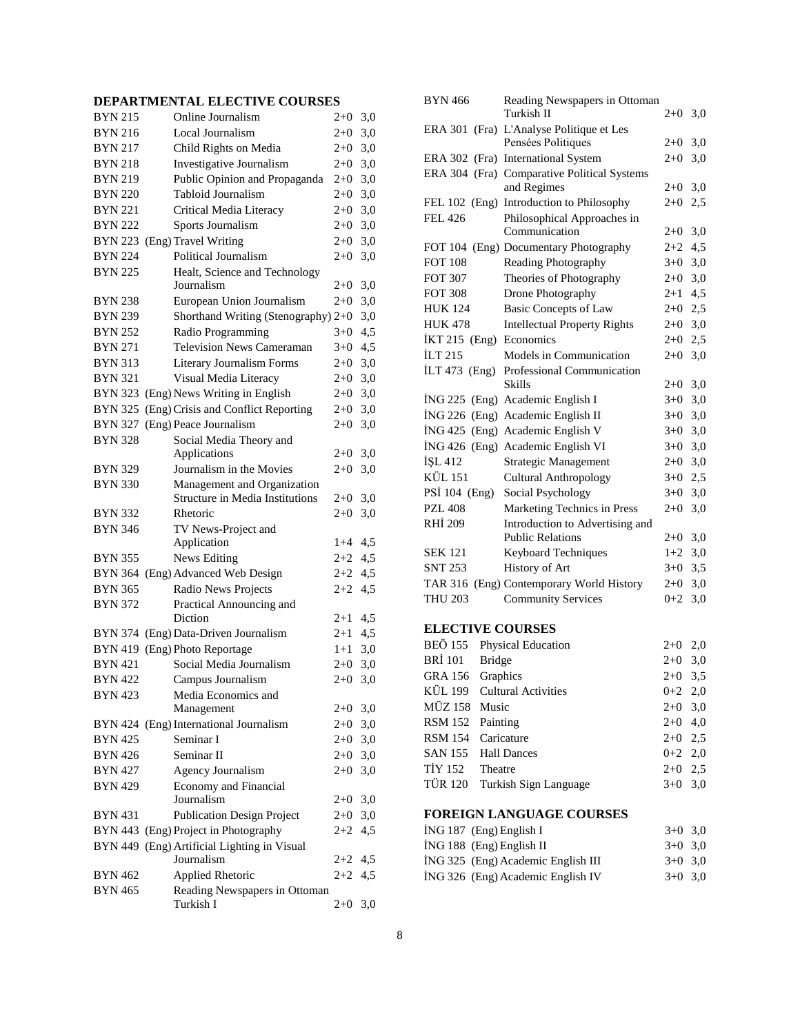## DEPARTMENTAL ELECTIVE COURSES

| | | | |
|---|---|---|---|
| BYN 215 | Online Journalism | 2+0 | 3,0 |
| BYN 216 | Local Journalism | 2+0 | 3,0 |
| BYN 217 | Child Rights on Media | 2+0 | 3,0 |
| BYN 218 | Investigative Journalism | 2+0 | 3,0 |
| BYN 219 | Public Opinion and Propaganda | 2+0 | 3,0 |
| BYN 220 | Tabloid Journalism | 2+0 | 3,0 |
| BYN 221 | Critical Media Literacy | 2+0 | 3,0 |
| BYN 222 | Sports Journalism | 2+0 | 3,0 |
| BYN 223 (Eng) | Travel Writing | 2+0 | 3,0 |
| BYN 224 | Political Journalism | 2+0 | 3,0 |
| BYN 225 | Healt, Science and Technology Journalism | 2+0 | 3,0 |
| BYN 238 | European Union Journalism | 2+0 | 3,0 |
| BYN 239 | Shorthand Writing (Stenography) | 2+0 | 3,0 |
| BYN 252 | Radio Programming | 3+0 | 4,5 |
| BYN 271 | Television News Cameraman | 3+0 | 4,5 |
| BYN 313 | Literary Journalism Forms | 2+0 | 3,0 |
| BYN 321 | Visual Media Literacy | 2+0 | 3,0 |
| BYN 323 (Eng) | News Writing in English | 2+0 | 3,0 |
| BYN 325 (Eng) | Crisis and Conflict Reporting | 2+0 | 3,0 |
| BYN 327 (Eng) | Peace Journalism | 2+0 | 3,0 |
| BYN 328 | Social Media Theory and Applications | 2+0 | 3,0 |
| BYN 329 | Journalism in the Movies | 2+0 | 3,0 |
| BYN 330 | Management and Organization Structure in Media Institutions | 2+0 | 3,0 |
| BYN 332 | Rhetoric | 2+0 | 3,0 |
| BYN 346 | TV News-Project and Application | 1+4 | 4,5 |
| BYN 355 | News Editing | 2+2 | 4,5 |
| BYN 364 (Eng) | Advanced Web Design | 2+2 | 4,5 |
| BYN 365 | Radio News Projects | 2+2 | 4,5 |
| BYN 372 | Practical Announcing and Diction | 2+1 | 4,5 |
| BYN 374 (Eng) | Data-Driven Journalism | 2+1 | 4,5 |
| BYN 419 (Eng) | Photo Reportage | 1+1 | 3,0 |
| BYN 421 | Social Media Journalism | 2+0 | 3,0 |
| BYN 422 | Campus Journalism | 2+0 | 3,0 |
| BYN 423 | Media Economics and Management | 2+0 | 3,0 |
| BYN 424 (Eng) | International Journalism | 2+0 | 3,0 |
| BYN 425 | Seminar I | 2+0 | 3,0 |
| BYN 426 | Seminar II | 2+0 | 3,0 |
| BYN 427 | Agency Journalism | 2+0 | 3,0 |
| BYN 429 | Economy and Financial Journalism | 2+0 | 3,0 |
| BYN 431 | Publication Design Project | 2+0 | 3,0 |
| BYN 443 (Eng) | Project in Photography | 2+2 | 4,5 |
| BYN 449 (Eng) | Artificial Lighting in Visual Journalism | 2+2 | 4,5 |
| BYN 462 | Applied Rhetoric | 2+2 | 4,5 |
| BYN 465 | Reading Newspapers in Ottoman Turkish I | 2+0 | 3,0 |
| BYN 466 | Reading Newspapers in Ottoman Turkish II | 2+0 | 3,0 |
| ERA 301 (Fra) | L'Analyse Politique et Les Pensées Politiques | 2+0 | 3,0 |
| ERA 302 (Fra) | International System | 2+0 | 3,0 |
| ERA 304 (Fra) | Comparative Political Systems and Regimes | 2+0 | 3,0 |
| FEL 102 (Eng) | Introduction to Philosophy | 2+0 | 2,5 |
| FEL 426 | Philosophical Approaches in Communication | 2+0 | 3,0 |
| FOT 104 (Eng) | Documentary Photography | 2+2 | 4,5 |
| FOT 108 | Reading Photography | 3+0 | 3,0 |
| FOT 307 | Theories of Photography | 2+0 | 3,0 |
| FOT 308 | Drone Photography | 2+1 | 4,5 |
| HUK 124 | Basic Concepts of Law | 2+0 | 2,5 |
| HUK 478 | Intellectual Property Rights | 2+0 | 3,0 |
| İKT 215 (Eng) | Economics | 2+0 | 2,5 |
| İLT 215 | Models in Communication | 2+0 | 3,0 |
| İLT 473 (Eng) | Professional Communication Skills | 2+0 | 3,0 |
| İNG 225 (Eng) | Academic English I | 3+0 | 3,0 |
| İNG 226 (Eng) | Academic English II | 3+0 | 3,0 |
| İNG 425 (Eng) | Academic English V | 3+0 | 3,0 |
| İNG 426 (Eng) | Academic English VI | 3+0 | 3,0 |
| İŞL 412 | Strategic Management | 2+0 | 3,0 |
| KÜL 151 | Cultural Anthropology | 3+0 | 2,5 |
| PSİ 104 (Eng) | Social Psychology | 3+0 | 3,0 |
| PZL 408 | Marketing Technics in Press | 2+0 | 3,0 |
| RHİ 209 | Introduction to Advertising and Public Relations | 2+0 | 3,0 |
| SEK 121 | Keyboard Techniques | 1+2 | 3,0 |
| SNT 253 | History of Art | 3+0 | 3,5 |
| TAR 316 (Eng) | Contemporary World History | 2+0 | 3,0 |
| THU 203 | Community Services | 0+2 | 3,0 |

## ELECTIVE COURSES

| | | | |
|---|---|---|---|
| BEÖ 155 | Physical Education | 2+0 | 2,0 |
| BRİ 101 | Bridge | 2+0 | 3,0 |
| GRA 156 | Graphics | 2+0 | 3,5 |
| KÜL 199 | Cultural Activities | 0+2 | 2,0 |
| MÜZ 158 | Music | 2+0 | 3,0 |
| RSM 152 | Painting | 2+0 | 4,0 |
| RSM 154 | Caricature | 2+0 | 2,5 |
| SAN 155 | Hall Dances | 0+2 | 2,0 |
| TİY 152 | Theatre | 2+0 | 2,5 |
| TÜR 120 | Turkish Sign Language | 3+0 | 3,0 |

## FOREIGN LANGUAGE COURSES

| | | | |
|---|---|---|---|
| İNG 187 (Eng) | English I | 3+0 | 3,0 |
| İNG 188 (Eng) | English II | 3+0 | 3,0 |
| İNG 325 (Eng) | Academic English III | 3+0 | 3,0 |
| İNG 326 (Eng) | Academic English IV | 3+0 | 3,0 |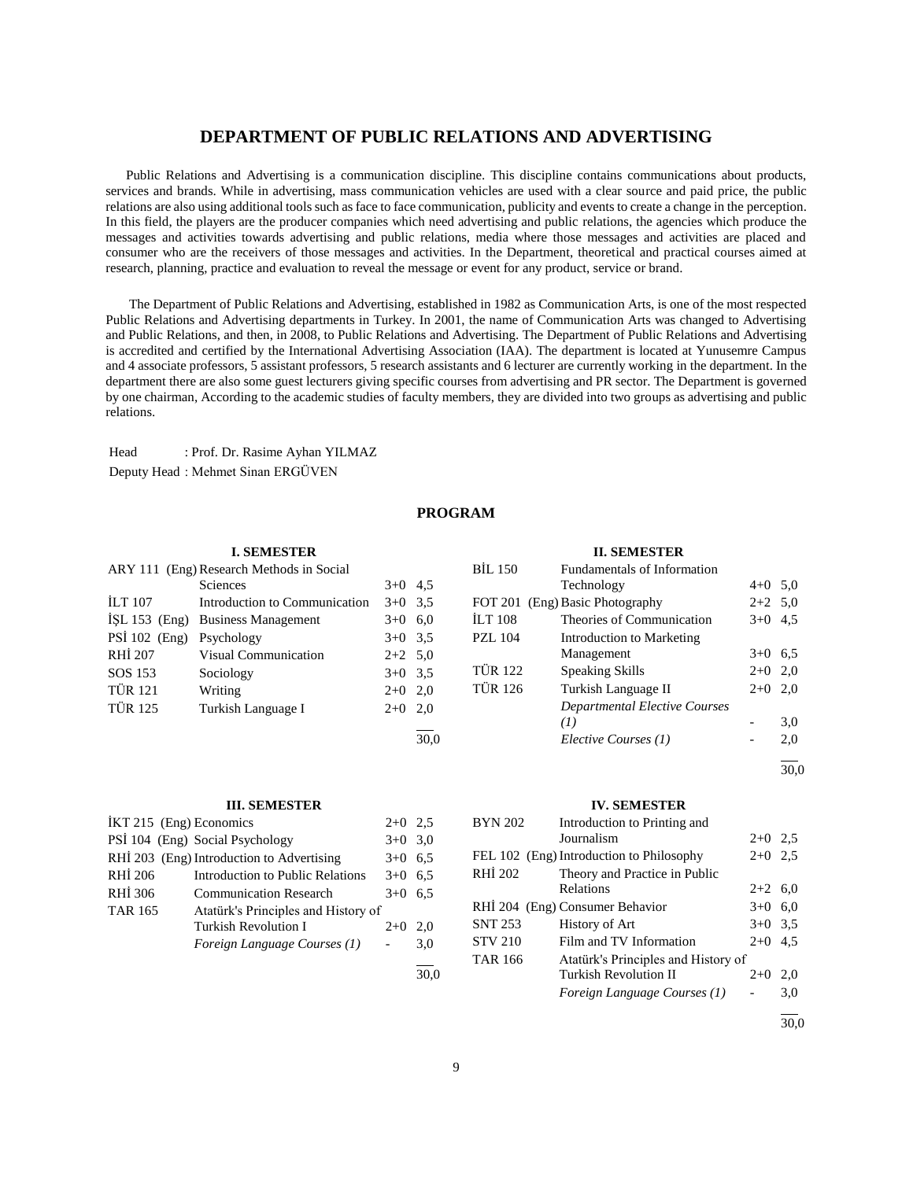# DEPARTMENT OF PUBLIC RELATIONS AND ADVERTISING

Public Relations and Advertising is a communication discipline. This discipline contains communications about products, services and brands. While in advertising, mass communication vehicles are used with a clear source and paid price, the public relations are also using additional tools such as face to face communication, publicity and events to create a change in the perception. In this field, the players are the producer companies which need advertising and public relations, the agencies which produce the messages and activities towards advertising and public relations, media where those messages and activities are placed and consumer who are the receivers of those messages and activities. In the Department, theoretical and practical courses aimed at research, planning, practice and evaluation to reveal the message or event for any product, service or brand.

The Department of Public Relations and Advertising, established in 1982 as Communication Arts, is one of the most respected Public Relations and Advertising departments in Turkey. In 2001, the name of Communication Arts was changed to Advertising and Public Relations, and then, in 2008, to Public Relations and Advertising. The Department of Public Relations and Advertising is accredited and certified by the International Advertising Association (IAA). The department is located at Yunusemre Campus and 4 associate professors, 5 assistant professors, 5 research assistants and 6 lecturer are currently working in the department. In the department there are also some guest lecturers giving specific courses from advertising and PR sector. The Department is governed by one chairman, According to the academic studies of faculty members, they are divided into two groups as advertising and public relations.

Head : Prof. Dr. Rasime Ayhan YILMAZ

Deputy Head : Mehmet Sinan ERGÜVEN

## PROGRAM

### I. SEMESTER

| Code | Course | Hours | Credits |
|---|---|---|---|
| ARY 111 (Eng) | Research Methods in Social Sciences | 3+0 | 4,5 |
| İLT 107 | Introduction to Communication | 3+0 | 3,5 |
| İŞL 153 (Eng) | Business Management | 3+0 | 6,0 |
| PSİ 102 (Eng) | Psychology | 3+0 | 3,5 |
| RHİ 207 | Visual Communication | 2+2 | 5,0 |
| SOS 153 | Sociology | 3+0 | 3,5 |
| TÜR 121 | Writing | 2+0 | 2,0 |
| TÜR 125 | Turkish Language I | 2+0 | 2,0 |
| | | | 30,0 |

### II. SEMESTER

| Code | Course | Hours | Credits |
|---|---|---|---|
| BİL 150 | Fundamentals of Information Technology | 4+0 | 5,0 |
| FOT 201 (Eng) | Basic Photography | 2+2 | 5,0 |
| İLT 108 | Theories of Communication | 3+0 | 4,5 |
| PZL 104 | Introduction to Marketing Management | 3+0 | 6,5 |
| TÜR 122 | Speaking Skills | 2+0 | 2,0 |
| TÜR 126 | Turkish Language II | 2+0 | 2,0 |
| | *Departmental Elective Courses (1)* | - | 3,0 |
| | *Elective Courses (1)* | - | 2,0 |
| | | | 30,0 |

### III. SEMESTER

| Code | Course | Hours | Credits |
|---|---|---|---|
| İKT 215 (Eng) | Economics | 2+0 | 2,5 |
| PSİ 104 (Eng) | Social Psychology | 3+0 | 3,0 |
| RHİ 203 (Eng) | Introduction to Advertising | 3+0 | 6,5 |
| RHİ 206 | Introduction to Public Relations | 3+0 | 6,5 |
| RHİ 306 | Communication Research | 3+0 | 6,5 |
| TAR 165 | Atatürk's Principles and History of Turkish Revolution I | 2+0 | 2,0 |
| | *Foreign Language Courses (1)* | - | 3,0 |
| | | | 30,0 |

### IV. SEMESTER

| Code | Course | Hours | Credits |
|---|---|---|---|
| BYN 202 | Introduction to Printing and Journalism | 2+0 | 2,5 |
| FEL 102 (Eng) | Introduction to Philosophy | 2+0 | 2,5 |
| RHİ 202 | Theory and Practice in Public Relations | 2+2 | 6,0 |
| RHİ 204 (Eng) | Consumer Behavior | 3+0 | 6,0 |
| SNT 253 | History of Art | 3+0 | 3,5 |
| STV 210 | Film and TV Information | 2+0 | 4,5 |
| TAR 166 | Atatürk's Principles and History of Turkish Revolution II | 2+0 | 2,0 |
| | *Foreign Language Courses (1)* | - | 3,0 |
| | | | 30,0 |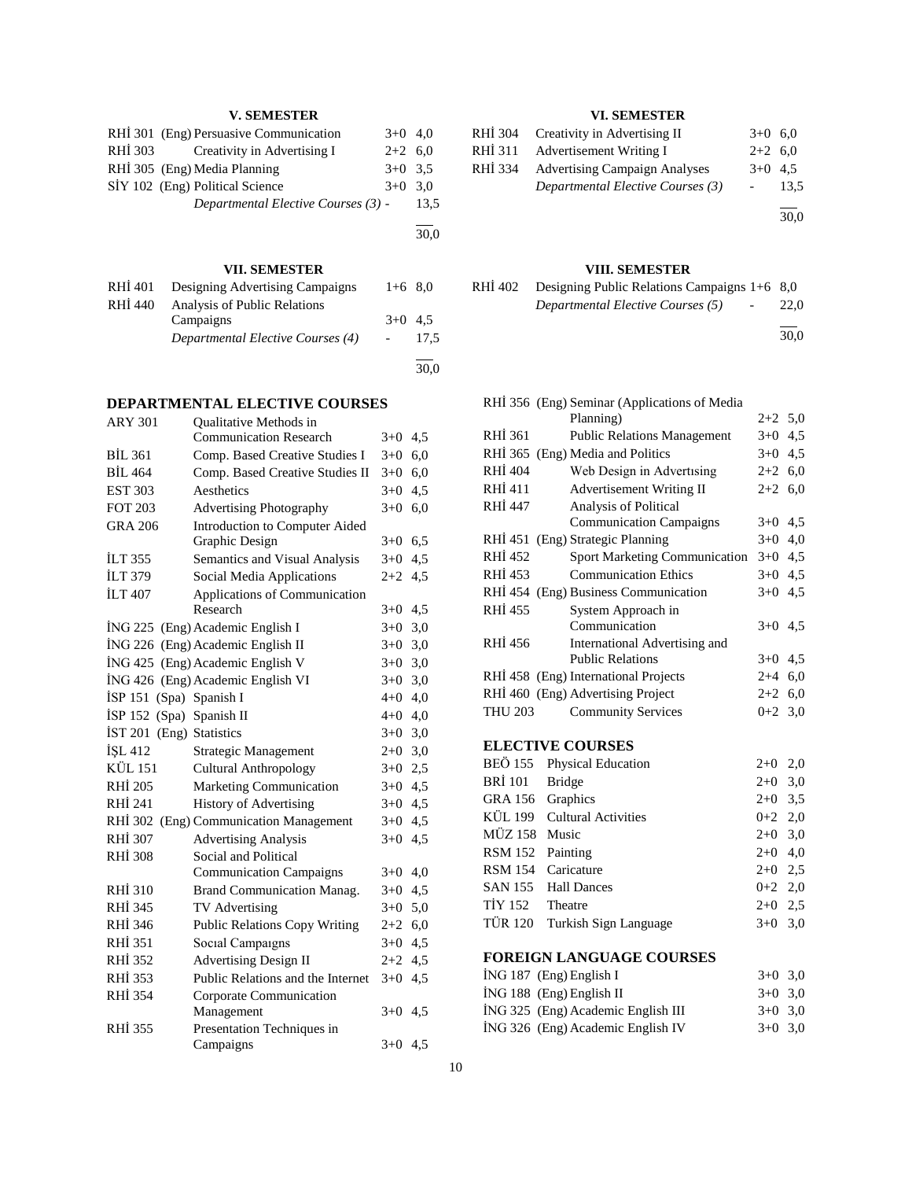### V. SEMESTER

| | | | |
|---|---|---|---|
| RHİ 301 | (Eng) Persuasive Communication | 3+0 | 4,0 |
| RHİ 303 | Creativity in Advertising I | 2+2 | 6,0 |
| RHİ 305 | (Eng) Media Planning | 3+0 | 3,5 |
| SİY 102 | (Eng) Political Science | 3+0 | 3,0 |
| | *Departmental Elective Courses (3)* | - | 13,5 |
| | | | 30,0 |

### VI. SEMESTER

| | | | |
|---|---|---|---|
| RHİ 304 | Creativity in Advertising II | 3+0 | 6,0 |
| RHİ 311 | Advertisement Writing I | 2+2 | 6,0 |
| RHİ 334 | Advertising Campaign Analyses | 3+0 | 4,5 |
| | *Departmental Elective Courses (3)* | - | 13,5 |
| | | | 30,0 |

### VII. SEMESTER

| | | | |
|---|---|---|---|
| RHİ 401 | Designing Advertising Campaigns | 1+6 | 8,0 |
| RHİ 440 | Analysis of Public Relations Campaigns | 3+0 | 4,5 |
| | *Departmental Elective Courses (4)* | - | 17,5 |
| | | | 30,0 |

### VIII. SEMESTER

| | | | |
|---|---|---|---|
| RHİ 402 | Designing Public Relations Campaigns | 1+6 | 8,0 |
| | *Departmental Elective Courses (5)* | - | 22,0 |
| | | | 30,0 |

## DEPARTMENTAL ELECTIVE COURSES

| | | | |
|---|---|---|---|
| ARY 301 | Qualitative Methods in Communication Research | 3+0 | 4,5 |
| BİL 361 | Comp. Based Creative Studies I | 3+0 | 6,0 |
| BİL 464 | Comp. Based Creative Studies II | 3+0 | 6,0 |
| EST 303 | Aesthetics | 3+0 | 4,5 |
| FOT 203 | Advertising Photography | 3+0 | 6,0 |
| GRA 206 | Introduction to Computer Aided Graphic Design | 3+0 | 6,5 |
| İLT 355 | Semantics and Visual Analysis | 3+0 | 4,5 |
| İLT 379 | Social Media Applications | 2+2 | 4,5 |
| İLT 407 | Applications of Communication Research | 3+0 | 4,5 |
| İNG 225 | (Eng) Academic English I | 3+0 | 3,0 |
| İNG 226 | (Eng) Academic English II | 3+0 | 3,0 |
| İNG 425 | (Eng) Academic English V | 3+0 | 3,0 |
| İNG 426 | (Eng) Academic English VI | 3+0 | 3,0 |
| İSP 151 | (Spa) Spanish I | 4+0 | 4,0 |
| İSP 152 | (Spa) Spanish II | 4+0 | 4,0 |
| İST 201 | (Eng) Statistics | 3+0 | 3,0 |
| İŞL 412 | Strategic Management | 2+0 | 3,0 |
| KÜL 151 | Cultural Anthropology | 3+0 | 2,5 |
| RHİ 205 | Marketing Communication | 3+0 | 4,5 |
| RHİ 241 | History of Advertising | 3+0 | 4,5 |
| RHİ 302 | (Eng) Communication Management | 3+0 | 4,5 |
| RHİ 307 | Advertising Analysis | 3+0 | 4,5 |
| RHİ 308 | Social and Political Communication Campaigns | 3+0 | 4,0 |
| RHİ 310 | Brand Communication Manag. | 3+0 | 4,5 |
| RHİ 345 | TV Advertising | 3+0 | 5,0 |
| RHİ 346 | Public Relations Copy Writing | 2+2 | 6,0 |
| RHİ 351 | Social Campaigns | 3+0 | 4,5 |
| RHİ 352 | Advertising Design II | 2+2 | 4,5 |
| RHİ 353 | Public Relations and the Internet | 3+0 | 4,5 |
| RHİ 354 | Corporate Communication Management | 3+0 | 4,5 |
| RHİ 355 | Presentation Techniques in Campaigns | 3+0 | 4,5 |
| RHİ 356 | (Eng) Seminar (Applications of Media Planning) | 2+2 | 5,0 |
| RHİ 361 | Public Relations Management | 3+0 | 4,5 |
| RHİ 365 | (Eng) Media and Politics | 3+0 | 4,5 |
| RHİ 404 | Web Design in Advertising | 2+2 | 6,0 |
| RHİ 411 | Advertisement Writing II | 2+2 | 6,0 |
| RHİ 447 | Analysis of Political Communication Campaigns | 3+0 | 4,5 |
| RHİ 451 | (Eng) Strategic Planning | 3+0 | 4,0 |
| RHİ 452 | Sport Marketing Communication | 3+0 | 4,5 |
| RHİ 453 | Communication Ethics | 3+0 | 4,5 |
| RHİ 454 | (Eng) Business Communication | 3+0 | 4,5 |
| RHİ 455 | System Approach in Communication | 3+0 | 4,5 |
| RHİ 456 | International Advertising and Public Relations | 3+0 | 4,5 |
| RHİ 458 | (Eng) International Projects | 2+4 | 6,0 |
| RHİ 460 | (Eng) Advertising Project | 2+2 | 6,0 |
| THU 203 | Community Services | 0+2 | 3,0 |

## ELECTIVE COURSES

| | | | |
|---|---|---|---|
| BEÖ 155 | Physical Education | 2+0 | 2,0 |
| BRİ 101 | Bridge | 2+0 | 3,0 |
| GRA 156 | Graphics | 2+0 | 3,5 |
| KÜL 199 | Cultural Activities | 0+2 | 2,0 |
| MÜZ 158 | Music | 2+0 | 3,0 |
| RSM 152 | Painting | 2+0 | 4,0 |
| RSM 154 | Caricature | 2+0 | 2,5 |
| SAN 155 | Hall Dances | 0+2 | 2,0 |
| TİY 152 | Theatre | 2+0 | 2,5 |
| TÜR 120 | Turkish Sign Language | 3+0 | 3,0 |

## FOREIGN LANGUAGE COURSES

| | | | |
|---|---|---|---|
| İNG 187 | (Eng) English I | 3+0 | 3,0 |
| İNG 188 | (Eng) English II | 3+0 | 3,0 |
| İNG 325 | (Eng) Academic English III | 3+0 | 3,0 |
| İNG 326 | (Eng) Academic English IV | 3+0 | 3,0 |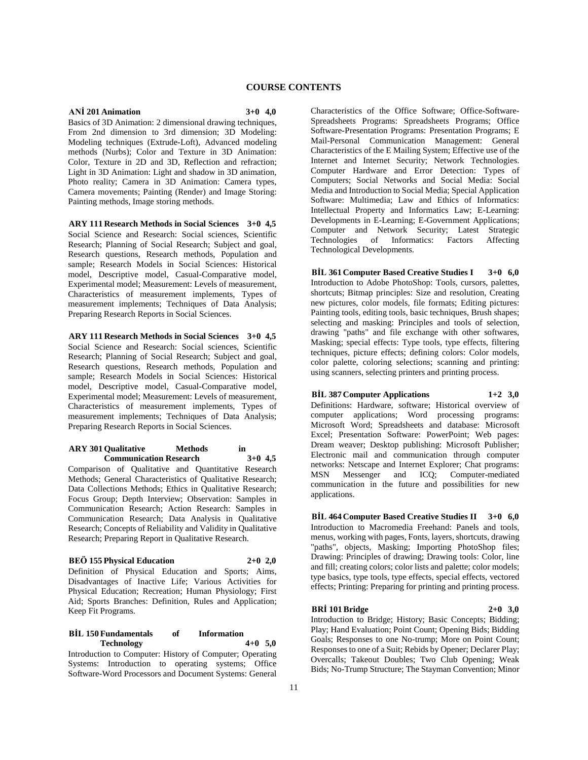# COURSE CONTENTS

**ANİ 201 Animation 3+0 4,0**

Basics of 3D Animation: 2 dimensional drawing techniques, From 2nd dimension to 3rd dimension; 3D Modeling: Modeling techniques (Extrude-Loft), Advanced modeling methods (Nurbs); Color and Texture in 3D Animation: Color, Texture in 2D and 3D, Reflection and refraction; Light in 3D Animation: Light and shadow in 3D animation, Photo reality; Camera in 3D Animation: Camera types, Camera movements; Painting (Render) and Image Storing: Painting methods, Image storing methods.

**ARY 111 Research Methods in Social Sciences 3+0 4,5**

Social Science and Research: Social sciences, Scientific Research; Planning of Social Research; Subject and goal, Research questions, Research methods, Population and sample; Research Models in Social Sciences: Historical model, Descriptive model, Casual-Comparative model, Experimental model; Measurement: Levels of measurement, Characteristics of measurement implements, Types of measurement implements; Techniques of Data Analysis; Preparing Research Reports in Social Sciences.

**ARY 111 Research Methods in Social Sciences 3+0 4,5**

Social Science and Research: Social sciences, Scientific Research; Planning of Social Research; Subject and goal, Research questions, Research methods, Population and sample; Research Models in Social Sciences: Historical model, Descriptive model, Casual-Comparative model, Experimental model; Measurement: Levels of measurement, Characteristics of measurement implements, Types of measurement implements; Techniques of Data Analysis; Preparing Research Reports in Social Sciences.

**ARY 301 Qualitative Methods in Communication Research 3+0 4,5**

Comparison of Qualitative and Quantitative Research Methods; General Characteristics of Qualitative Research; Data Collections Methods; Ethics in Qualitative Research; Focus Group; Depth Interview; Observation: Samples in Communication Research; Action Research: Samples in Communication Research; Data Analysis in Qualitative Research; Concepts of Reliability and Validity in Qualitative Research; Preparing Report in Qualitative Research.

**BEÖ 155 Physical Education 2+0 2,0**

Definition of Physical Education and Sports; Aims, Disadvantages of Inactive Life; Various Activities for Physical Education; Recreation; Human Physiology; First Aid; Sports Branches: Definition, Rules and Application; Keep Fit Programs.

**BİL 150 Fundamentals of Information Technology 4+0 5,0**

Introduction to Computer: History of Computer; Operating Systems: Introduction to operating systems; Office Software-Word Processors and Document Systems: General Characteristics of the Office Software; Office-Software-Spreadsheets Programs: Spreadsheets Programs; Office Software-Presentation Programs: Presentation Programs; E Mail-Personal Communication Management: General Characteristics of the E Mailing System; Effective use of the Internet and Internet Security; Network Technologies. Computer Hardware and Error Detection: Types of Computers; Social Networks and Social Media: Social Media and Introduction to Social Media; Special Application Software: Multimedia; Law and Ethics of Informatics: Intellectual Property and Informatics Law; E-Learning: Developments in E-Learning; E-Government Applications; Computer and Network Security; Latest Strategic Technologies of Informatics: Factors Affecting Technological Developments.

**BİL 361 Computer Based Creative Studies I 3+0 6,0**

Introduction to Adobe PhotoShop: Tools, cursors, palettes, shortcuts; Bitmap principles: Size and resolution, Creating new pictures, color models, file formats; Editing pictures: Painting tools, editing tools, basic techniques, Brush shapes; selecting and masking: Principles and tools of selection, drawing "paths" and file exchange with other softwares, Masking; special effects: Type tools, type effects, filtering techniques, picture effects; defining colors: Color models, color palette, coloring selections; scanning and printing: using scanners, selecting printers and printing process.

**BİL 387 Computer Applications 1+2 3,0**

Definitions: Hardware, software; Historical overview of computer applications; Word processing programs: Microsoft Word; Spreadsheets and database: Microsoft Excel; Presentation Software: PowerPoint; Web pages: Dream weaver; Desktop publishing: Microsoft Publisher; Electronic mail and communication through computer networks: Netscape and Internet Explorer; Chat programs: MSN Messenger and ICQ; Computer-mediated communication in the future and possibilities for new applications.

**BİL 464 Computer Based Creative Studies II 3+0 6,0**

Introduction to Macromedia Freehand: Panels and tools, menus, working with pages, Fonts, layers, shortcuts, drawing "paths", objects, Masking; Importing PhotoShop files; Drawing: Principles of drawing; Drawing tools: Color, line and fill; creating colors; color lists and palette; color models; type basics, type tools, type effects, special effects, vectored effects; Printing: Preparing for printing and printing process.

**BRİ 101 Bridge 2+0 3,0**

Introduction to Bridge; History; Basic Concepts; Bidding; Play; Hand Evaluation; Point Count; Opening Bids; Bidding Goals; Responses to one No-trump; More on Point Count; Responses to one of a Suit; Rebids by Opener; Declarer Play; Overcalls; Takeout Doubles; Two Club Opening; Weak Bids; No-Trump Structure; The Stayman Convention; Minor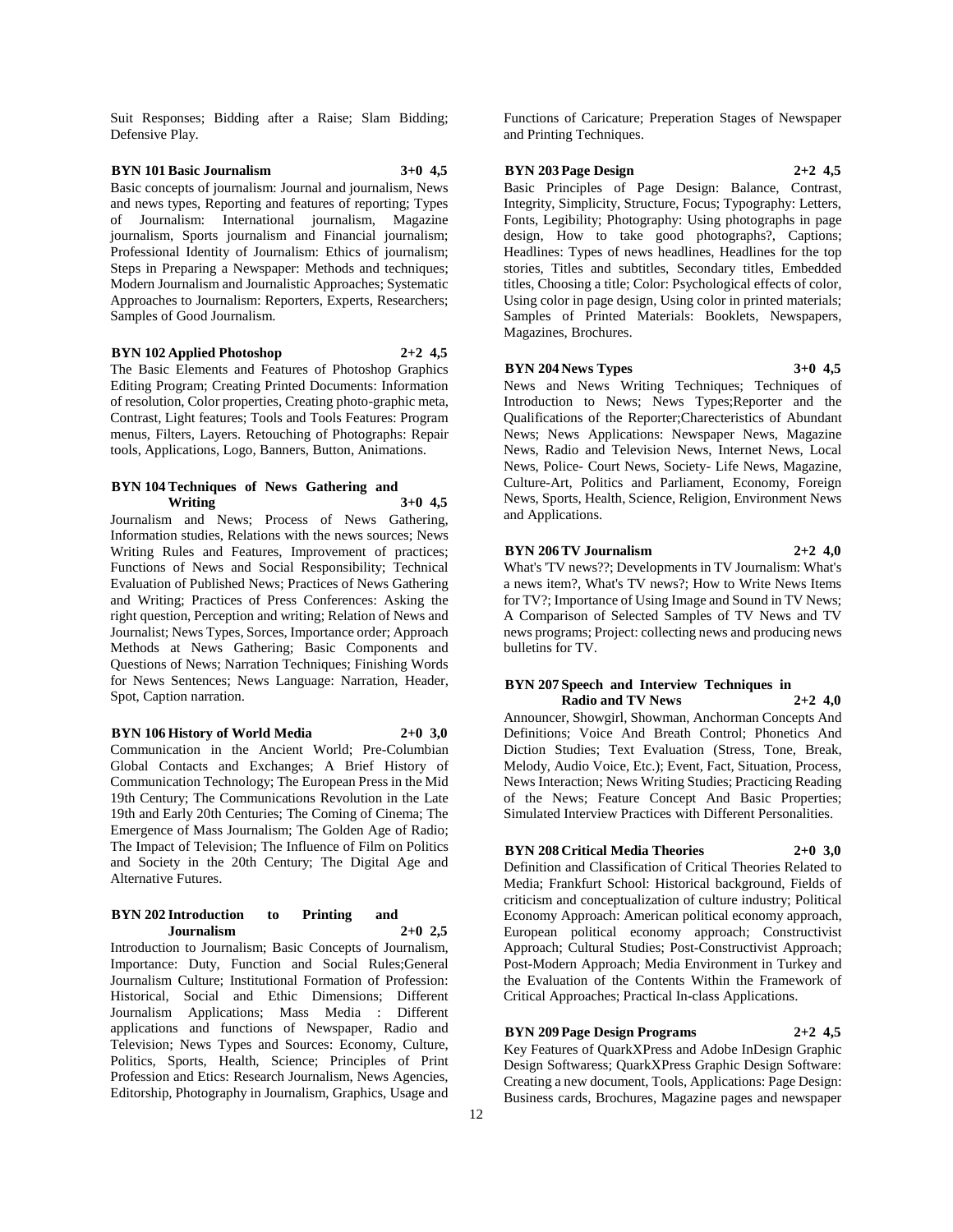Suit Responses; Bidding after a Raise; Slam Bidding; Defensive Play.

**BYN 101 Basic Journalism 3+0 4,5**

Basic concepts of journalism: Journal and journalism, News and news types, Reporting and features of reporting; Types of Journalism: International journalism, Magazine journalism, Sports journalism and Financial journalism; Professional Identity of Journalism: Ethics of journalism; Steps in Preparing a Newspaper: Methods and techniques; Modern Journalism and Journalistic Approaches; Systematic Approaches to Journalism: Reporters, Experts, Researchers; Samples of Good Journalism.

**BYN 102 Applied Photoshop 2+2 4,5**

The Basic Elements and Features of Photoshop Graphics Editing Program; Creating Printed Documents: Information of resolution, Color properties, Creating photo-graphic meta, Contrast, Light features; Tools and Tools Features: Program menus, Filters, Layers. Retouching of Photographs: Repair tools, Applications, Logo, Banners, Button, Animations.

**BYN 104 Techniques of News Gathering and Writing 3+0 4,5**

Journalism and News; Process of News Gathering, Information studies, Relations with the news sources; News Writing Rules and Features, Improvement of practices; Functions of News and Social Responsibility; Technical Evaluation of Published News; Practices of News Gathering and Writing; Practices of Press Conferences: Asking the right question, Perception and writing; Relation of News and Journalist; News Types, Sorces, Importance order; Approach Methods at News Gathering; Basic Components and Questions of News; Narration Techniques; Finishing Words for News Sentences; News Language: Narration, Header, Spot, Caption narration.

**BYN 106 History of World Media 2+0 3,0**

Communication in the Ancient World; Pre-Columbian Global Contacts and Exchanges; A Brief History of Communication Technology; The European Press in the Mid 19th Century; The Communications Revolution in the Late 19th and Early 20th Centuries; The Coming of Cinema; The Emergence of Mass Journalism; The Golden Age of Radio; The Impact of Television; The Influence of Film on Politics and Society in the 20th Century; The Digital Age and Alternative Futures.

**BYN 202 Introduction to Printing and Journalism 2+0 2,5**

Introduction to Journalism; Basic Concepts of Journalism, Importance: Duty, Function and Social Rules;General Journalism Culture; Institutional Formation of Profession: Historical, Social and Ethic Dimensions; Different Journalism Applications; Mass Media : Different applications and functions of Newspaper, Radio and Television; News Types and Sources: Economy, Culture, Politics, Sports, Health, Science; Principles of Print Profession and Etics: Research Journalism, News Agencies, Editorship, Photography in Journalism, Graphics, Usage and Functions of Caricature; Preperation Stages of Newspaper and Printing Techniques.

**BYN 203 Page Design 2+2 4,5**

Basic Principles of Page Design: Balance, Contrast, Integrity, Simplicity, Structure, Focus; Typography: Letters, Fonts, Legibility; Photography: Using photographs in page design, How to take good photographs?, Captions; Headlines: Types of news headlines, Headlines for the top stories, Titles and subtitles, Secondary titles, Embedded titles, Choosing a title; Color: Psychological effects of color, Using color in page design, Using color in printed materials; Samples of Printed Materials: Booklets, Newspapers, Magazines, Brochures.

**BYN 204 News Types 3+0 4,5**

News and News Writing Techniques; Techniques of Introduction to News; News Types;Reporter and the Qualifications of the Reporter;Charecteristics of Abundant News; News Applications: Newspaper News, Magazine News, Radio and Television News, Internet News, Local News, Police- Court News, Society- Life News, Magazine, Culture-Art, Politics and Parliament, Economy, Foreign News, Sports, Health, Science, Religion, Environment News and Applications.

**BYN 206 TV Journalism 2+2 4,0**

What's 'TV news??; Developments in TV Journalism: What's a news item?, What's TV news?; How to Write News Items for TV?; Importance of Using Image and Sound in TV News; A Comparison of Selected Samples of TV News and TV news programs; Project: collecting news and producing news bulletins for TV.

**BYN 207 Speech and Interview Techniques in Radio and TV News 2+2 4,0**

Announcer, Showgirl, Showman, Anchorman Concepts And Definitions; Voice And Breath Control; Phonetics And Diction Studies; Text Evaluation (Stress, Tone, Break, Melody, Audio Voice, Etc.); Event, Fact, Situation, Process, News Interaction; News Writing Studies; Practicing Reading of the News; Feature Concept And Basic Properties; Simulated Interview Practices with Different Personalities.

**BYN 208 Critical Media Theories 2+0 3,0**

Definition and Classification of Critical Theories Related to Media; Frankfurt School: Historical background, Fields of criticism and conceptualization of culture industry; Political Economy Approach: American political economy approach, European political economy approach; Constructivist Approach; Cultural Studies; Post-Constructivist Approach; Post-Modern Approach; Media Environment in Turkey and the Evaluation of the Contents Within the Framework of Critical Approaches; Practical In-class Applications.

**BYN 209 Page Design Programs 2+2 4,5**

Key Features of QuarkXPress and Adobe InDesign Graphic Design Softwaress; QuarkXPress Graphic Design Software: Creating a new document, Tools, Applications: Page Design: Business cards, Brochures, Magazine pages and newspaper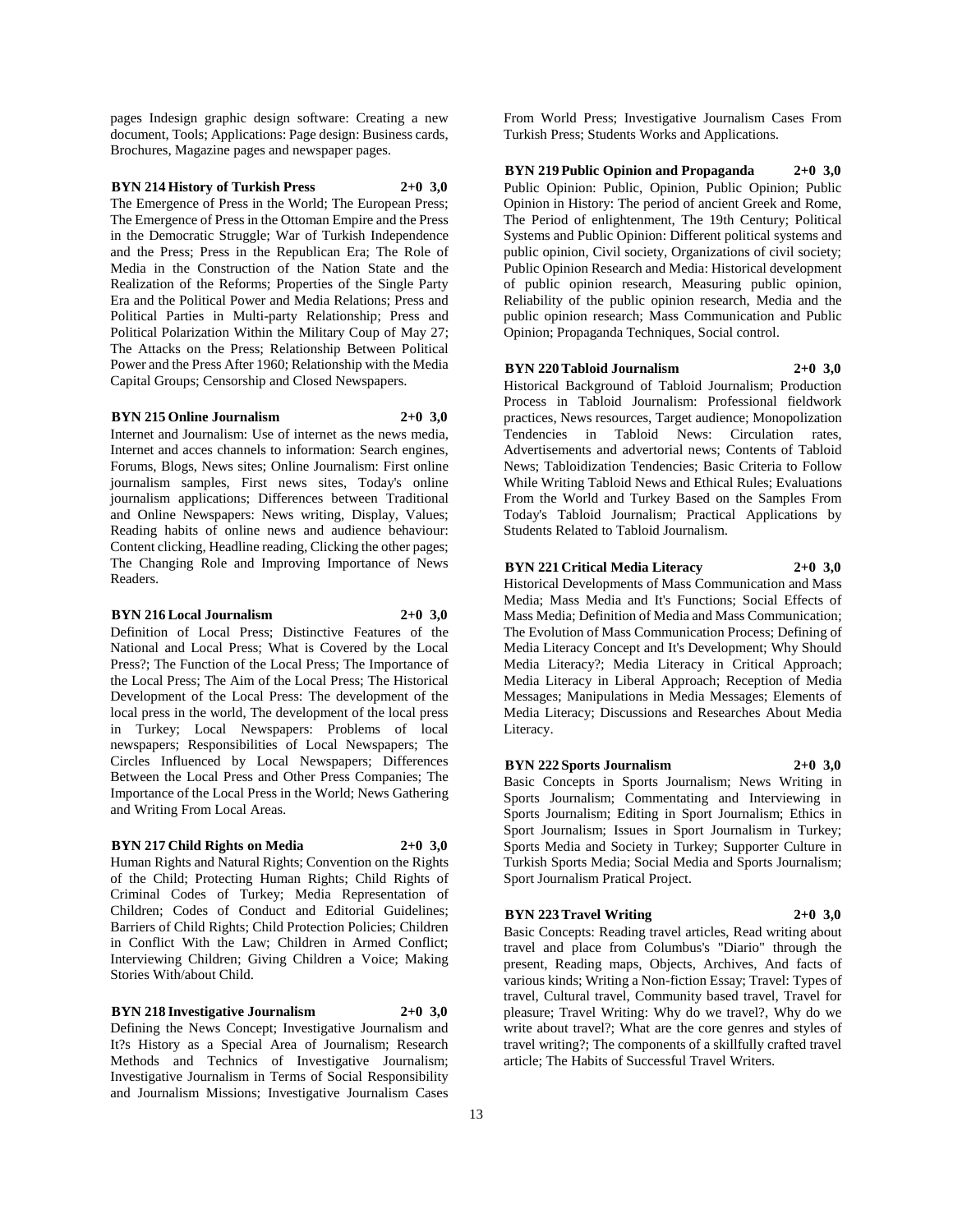pages Indesign graphic design software: Creating a new document, Tools; Applications: Page design: Business cards, Brochures, Magazine pages and newspaper pages.

**BYN 214 History of Turkish Press 2+0 3,0**

The Emergence of Press in the World; The European Press; The Emergence of Press in the Ottoman Empire and the Press in the Democratic Struggle; War of Turkish Independence and the Press; Press in the Republican Era; The Role of Media in the Construction of the Nation State and the Realization of the Reforms; Properties of the Single Party Era and the Political Power and Media Relations; Press and Political Parties in Multi-party Relationship; Press and Political Polarization Within the Military Coup of May 27; The Attacks on the Press; Relationship Between Political Power and the Press After 1960; Relationship with the Media Capital Groups; Censorship and Closed Newspapers.

**BYN 215 Online Journalism 2+0 3,0**

Internet and Journalism: Use of internet as the news media, Internet and acces channels to information: Search engines, Forums, Blogs, News sites; Online Journalism: First online journalism samples, First news sites, Today's online journalism applications; Differences between Traditional and Online Newspapers: News writing, Display, Values; Reading habits of online news and audience behaviour: Content clicking, Headline reading, Clicking the other pages; The Changing Role and Improving Importance of News Readers.

**BYN 216 Local Journalism 2+0 3,0**

Definition of Local Press; Distinctive Features of the National and Local Press; What is Covered by the Local Press?; The Function of the Local Press; The Importance of the Local Press; The Aim of the Local Press; The Historical Development of the Local Press: The development of the local press in the world, The development of the local press in Turkey; Local Newspapers: Problems of local newspapers; Responsibilities of Local Newspapers; The Circles Influenced by Local Newspapers; Differences Between the Local Press and Other Press Companies; The Importance of the Local Press in the World; News Gathering and Writing From Local Areas.

**BYN 217 Child Rights on Media 2+0 3,0**

Human Rights and Natural Rights; Convention on the Rights of the Child; Protecting Human Rights; Child Rights of Criminal Codes of Turkey; Media Representation of Children; Codes of Conduct and Editorial Guidelines; Barriers of Child Rights; Child Protection Policies; Children in Conflict With the Law; Children in Armed Conflict; Interviewing Children; Giving Children a Voice; Making Stories With/about Child.

**BYN 218 Investigative Journalism 2+0 3,0**

Defining the News Concept; Investigative Journalism and It?s History as a Special Area of Journalism; Research Methods and Technics of Investigative Journalism; Investigative Journalism in Terms of Social Responsibility and Journalism Missions; Investigative Journalism Cases From World Press; Investigative Journalism Cases From Turkish Press; Students Works and Applications.

**BYN 219 Public Opinion and Propaganda 2+0 3,0**

Public Opinion: Public, Opinion, Public Opinion; Public Opinion in History: The period of ancient Greek and Rome, The Period of enlightenment, The 19th Century; Political Systems and Public Opinion: Different political systems and public opinion, Civil society, Organizations of civil society; Public Opinion Research and Media: Historical development of public opinion research, Measuring public opinion, Reliability of the public opinion research, Media and the public opinion research; Mass Communication and Public Opinion; Propaganda Techniques, Social control.

**BYN 220 Tabloid Journalism 2+0 3,0**

Historical Background of Tabloid Journalism; Production Process in Tabloid Journalism: Professional fieldwork practices, News resources, Target audience; Monopolization Tendencies in Tabloid News: Circulation rates, Advertisements and advertorial news; Contents of Tabloid News; Tabloidization Tendencies; Basic Criteria to Follow While Writing Tabloid News and Ethical Rules; Evaluations From the World and Turkey Based on the Samples From Today's Tabloid Journalism; Practical Applications by Students Related to Tabloid Journalism.

**BYN 221 Critical Media Literacy 2+0 3,0**

Historical Developments of Mass Communication and Mass Media; Mass Media and It's Functions; Social Effects of Mass Media; Definition of Media and Mass Communication; The Evolution of Mass Communication Process; Defining of Media Literacy Concept and It's Development; Why Should Media Literacy?; Media Literacy in Critical Approach; Media Literacy in Liberal Approach; Reception of Media Messages; Manipulations in Media Messages; Elements of Media Literacy; Discussions and Researches About Media Literacy.

**BYN 222 Sports Journalism 2+0 3,0**

Basic Concepts in Sports Journalism; News Writing in Sports Journalism; Commentating and Interviewing in Sports Journalism; Editing in Sport Journalism; Ethics in Sport Journalism; Issues in Sport Journalism in Turkey; Sports Media and Society in Turkey; Supporter Culture in Turkish Sports Media; Social Media and Sports Journalism; Sport Journalism Pratical Project.

**BYN 223 Travel Writing 2+0 3,0**

Basic Concepts: Reading travel articles, Read writing about travel and place from Columbus's "Diario" through the present, Reading maps, Objects, Archives, And facts of various kinds; Writing a Non-fiction Essay; Travel: Types of travel, Cultural travel, Community based travel, Travel for pleasure; Travel Writing: Why do we travel?, Why do we write about travel?; What are the core genres and styles of travel writing?; The components of a skillfully crafted travel article; The Habits of Successful Travel Writers.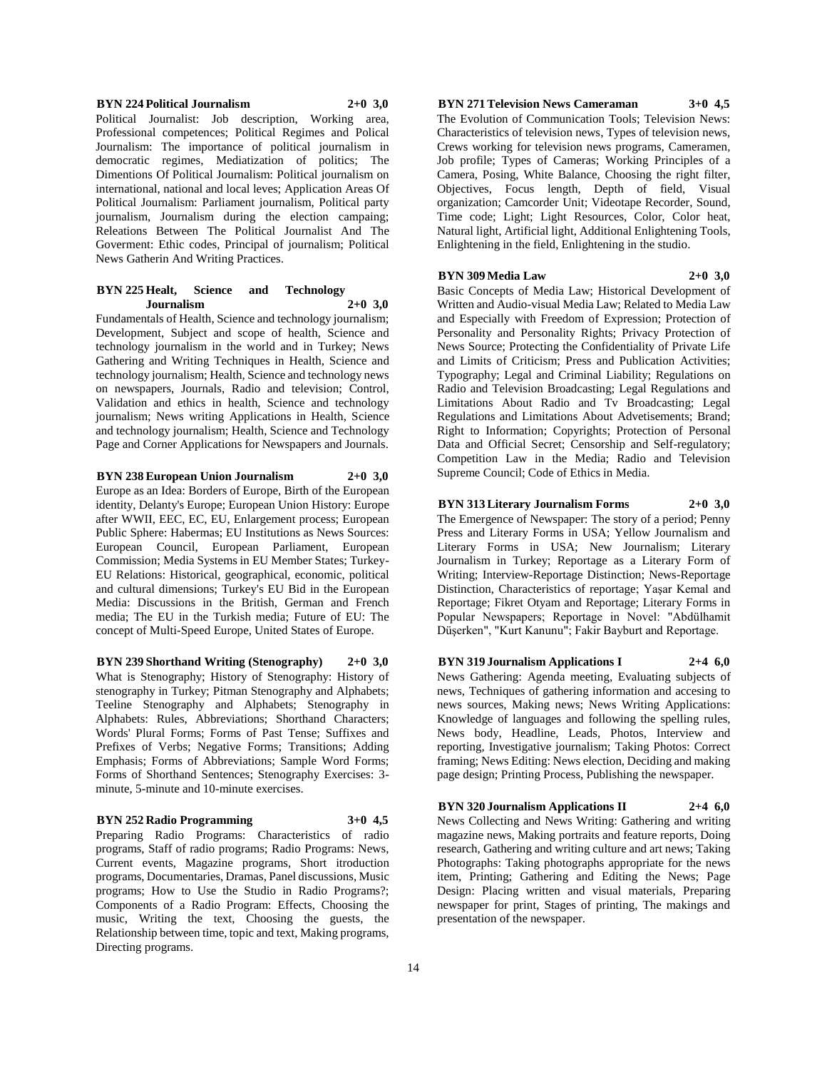**BYN 224 Political Journalism 2+0 3,0**

Political Journalist: Job description, Working area, Professional competences; Political Regimes and Polical Journalism: The importance of political journalism in democratic regimes, Mediatization of politics; The Dimentions Of Political Journalism: Political journalism on international, national and local leves; Application Areas Of Political Journalism: Parliament journalism, Political party journalism, Journalism during the election campaing; Releations Between The Political Journalist And The Goverment: Ethic codes, Principal of journalism; Political News Gatherin And Writing Practices.

**BYN 225 Healt, Science and Technology Journalism 2+0 3,0**

Fundamentals of Health, Science and technology journalism; Development, Subject and scope of health, Science and technology journalism in the world and in Turkey; News Gathering and Writing Techniques in Health, Science and technology journalism; Health, Science and technology news on newspapers, Journals, Radio and television; Control, Validation and ethics in health, Science and technology journalism; News writing Applications in Health, Science and technology journalism; Health, Science and Technology Page and Corner Applications for Newspapers and Journals.

**BYN 238 European Union Journalism 2+0 3,0**

Europe as an Idea: Borders of Europe, Birth of the European identity, Delanty's Europe; European Union History: Europe after WWII, EEC, EC, EU, Enlargement process; European Public Sphere: Habermas; EU Institutions as News Sources: European Council, European Parliament, European Commission; Media Systems in EU Member States; Turkey-EU Relations: Historical, geographical, economic, political and cultural dimensions; Turkey's EU Bid in the European Media: Discussions in the British, German and French media; The EU in the Turkish media; Future of EU: The concept of Multi-Speed Europe, United States of Europe.

**BYN 239 Shorthand Writing (Stenography) 2+0 3,0**

What is Stenography; History of Stenography: History of stenography in Turkey; Pitman Stenography and Alphabets; Teeline Stenography and Alphabets; Stenography in Alphabets: Rules, Abbreviations; Shorthand Characters; Words' Plural Forms; Forms of Past Tense; Suffixes and Prefixes of Verbs; Negative Forms; Transitions; Adding Emphasis; Forms of Abbreviations; Sample Word Forms; Forms of Shorthand Sentences; Stenography Exercises: 3-minute, 5-minute and 10-minute exercises.

**BYN 252 Radio Programming 3+0 4,5**

Preparing Radio Programs: Characteristics of radio programs, Staff of radio programs; Radio Programs: News, Current events, Magazine programs, Short itroduction programs, Documentaries, Dramas, Panel discussions, Music programs; How to Use the Studio in Radio Programs?; Components of a Radio Program: Effects, Choosing the music, Writing the text, Choosing the guests, the Relationship between time, topic and text, Making programs, Directing programs.

**BYN 271 Television News Cameraman 3+0 4,5**

The Evolution of Communication Tools; Television News: Characteristics of television news, Types of television news, Crews working for television news programs, Cameramen, Job profile; Types of Cameras; Working Principles of a Camera, Posing, White Balance, Choosing the right filter, Objectives, Focus length, Depth of field, Visual organization; Camcorder Unit; Videotape Recorder, Sound, Time code; Light; Light Resources, Color, Color heat, Natural light, Artificial light, Additional Enlightening Tools, Enlightening in the field, Enlightening in the studio.

**BYN 309 Media Law 2+0 3,0**

Basic Concepts of Media Law; Historical Development of Written and Audio-visual Media Law; Related to Media Law and Especially with Freedom of Expression; Protection of Personality and Personality Rights; Privacy Protection of News Source; Protecting the Confidentiality of Private Life and Limits of Criticism; Press and Publication Activities; Typography; Legal and Criminal Liability; Regulations on Radio and Television Broadcasting; Legal Regulations and Limitations About Radio and Tv Broadcasting; Legal Regulations and Limitations About Advetisements; Brand; Right to Information; Copyrights; Protection of Personal Data and Official Secret; Censorship and Self-regulatory; Competition Law in the Media; Radio and Television Supreme Council; Code of Ethics in Media.

**BYN 313 Literary Journalism Forms 2+0 3,0**

The Emergence of Newspaper: The story of a period; Penny Press and Literary Forms in USA; Yellow Journalism and Literary Forms in USA; New Journalism; Literary Journalism in Turkey; Reportage as a Literary Form of Writing; Interview-Reportage Distinction; News-Reportage Distinction, Characteristics of reportage; Yaşar Kemal and Reportage; Fikret Otyam and Reportage; Literary Forms in Popular Newspapers; Reportage in Novel: "Abdülhamit Düşerken", "Kurt Kanunu"; Fakir Bayburt and Reportage.

**BYN 319 Journalism Applications I 2+4 6,0**

News Gathering: Agenda meeting, Evaluating subjects of news, Techniques of gathering information and accesing to news sources, Making news; News Writing Applications: Knowledge of languages and following the spelling rules, News body, Headline, Leads, Photos, Interview and reporting, Investigative journalism; Taking Photos: Correct framing; News Editing: News election, Deciding and making page design; Printing Process, Publishing the newspaper.

**BYN 320 Journalism Applications II 2+4 6,0**

News Collecting and News Writing: Gathering and writing magazine news, Making portraits and feature reports, Doing research, Gathering and writing culture and art news; Taking Photographs: Taking photographs appropriate for the news item, Printing; Gathering and Editing the News; Page Design: Placing written and visual materials, Preparing newspaper for print, Stages of printing, The makings and presentation of the newspaper.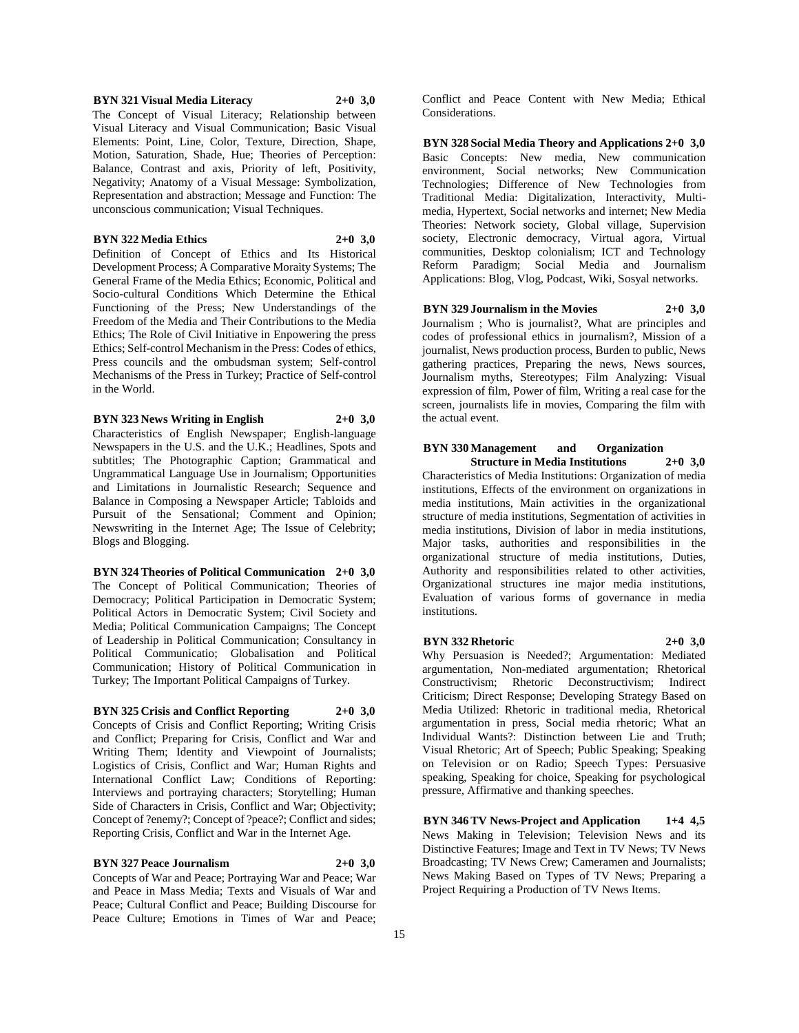**BYN 321 Visual Media Literacy 2+0 3,0**

The Concept of Visual Literacy; Relationship between Visual Literacy and Visual Communication; Basic Visual Elements: Point, Line, Color, Texture, Direction, Shape, Motion, Saturation, Shade, Hue; Theories of Perception: Balance, Contrast and axis, Priority of left, Positivity, Negativity; Anatomy of a Visual Message: Symbolization, Representation and abstraction; Message and Function: The unconscious communication; Visual Techniques.

**BYN 322 Media Ethics 2+0 3,0**

Definition of Concept of Ethics and Its Historical Development Process; A Comparative Moraity Systems; The General Frame of the Media Ethics; Economic, Political and Socio-cultural Conditions Which Determine the Ethical Functioning of the Press; New Understandings of the Freedom of the Media and Their Contributions to the Media Ethics; The Role of Civil Initiative in Enpowering the press Ethics; Self-control Mechanism in the Press: Codes of ethics, Press councils and the ombudsman system; Self-control Mechanisms of the Press in Turkey; Practice of Self-control in the World.

**BYN 323 News Writing in English 2+0 3,0**

Characteristics of English Newspaper; English-language Newspapers in the U.S. and the U.K.; Headlines, Spots and subtitles; The Photographic Caption; Grammatical and Ungrammatical Language Use in Journalism; Opportunities and Limitations in Journalistic Research; Sequence and Balance in Composing a Newspaper Article; Tabloids and Pursuit of the Sensational; Comment and Opinion; Newswriting in the Internet Age; The Issue of Celebrity; Blogs and Blogging.

**BYN 324 Theories of Political Communication 2+0 3,0**

The Concept of Political Communication; Theories of Democracy; Political Participation in Democratic System; Political Actors in Democratic System; Civil Society and Media; Political Communication Campaigns; The Concept of Leadership in Political Communication; Consultancy in Political Communicatio; Globalisation and Political Communication; History of Political Communication in Turkey; The Important Political Campaigns of Turkey.

**BYN 325 Crisis and Conflict Reporting 2+0 3,0**

Concepts of Crisis and Conflict Reporting; Writing Crisis and Conflict; Preparing for Crisis, Conflict and War and Writing Them; Identity and Viewpoint of Journalists; Logistics of Crisis, Conflict and War; Human Rights and International Conflict Law; Conditions of Reporting: Interviews and portraying characters; Storytelling; Human Side of Characters in Crisis, Conflict and War; Objectivity; Concept of ?enemy?; Concept of ?peace?; Conflict and sides; Reporting Crisis, Conflict and War in the Internet Age.

**BYN 327 Peace Journalism 2+0 3,0**

Concepts of War and Peace; Portraying War and Peace; War and Peace in Mass Media; Texts and Visuals of War and Peace; Cultural Conflict and Peace; Building Discourse for Peace Culture; Emotions in Times of War and Peace; Conflict and Peace Content with New Media; Ethical Considerations.

**BYN 328 Social Media Theory and Applications 2+0 3,0**

Basic Concepts: New media, New communication environment, Social networks; New Communication Technologies; Difference of New Technologies from Traditional Media: Digitalization, Interactivity, Multi-media, Hypertext, Social networks and internet; New Media Theories: Network society, Global village, Supervision society, Electronic democracy, Virtual agora, Virtual communities, Desktop colonialism; ICT and Technology Reform Paradigm; Social Media and Journalism Applications: Blog, Vlog, Podcast, Wiki, Sosyal networks.

**BYN 329 Journalism in the Movies 2+0 3,0**

Journalism ; Who is journalist?, What are principles and codes of professional ethics in journalism?, Mission of a journalist, News production process, Burden to public, News gathering practices, Preparing the news, News sources, Journalism myths, Stereotypes; Film Analyzing: Visual expression of film, Power of film, Writing a real case for the screen, journalists life in movies, Comparing the film with the actual event.

**BYN 330 Management and Organization Structure in Media Institutions 2+0 3,0**

Characteristics of Media Institutions: Organization of media institutions, Effects of the environment on organizations in media institutions, Main activities in the organizational structure of media institutions, Segmentation of activities in media institutions, Division of labor in media institutions, Major tasks, authorities and responsibilities in the organizational structure of media institutions, Duties, Authority and responsibilities related to other activities, Organizational structures ine major media institutions, Evaluation of various forms of governance in media institutions.

**BYN 332 Rhetoric 2+0 3,0**

Why Persuasion is Needed?; Argumentation: Mediated argumentation, Non-mediated argumentation; Rhetorical Constructivism; Rhetoric Deconstructivism; Indirect Criticism; Direct Response; Developing Strategy Based on Media Utilized: Rhetoric in traditional media, Rhetorical argumentation in press, Social media rhetoric; What an Individual Wants?: Distinction between Lie and Truth; Visual Rhetoric; Art of Speech; Public Speaking; Speaking on Television or on Radio; Speech Types: Persuasive speaking, Speaking for choice, Speaking for psychological pressure, Affirmative and thanking speeches.

**BYN 346 TV News-Project and Application 1+4 4,5**

News Making in Television; Television News and its Distinctive Features; Image and Text in TV News; TV News Broadcasting; TV News Crew; Cameramen and Journalists; News Making Based on Types of TV News; Preparing a Project Requiring a Production of TV News Items.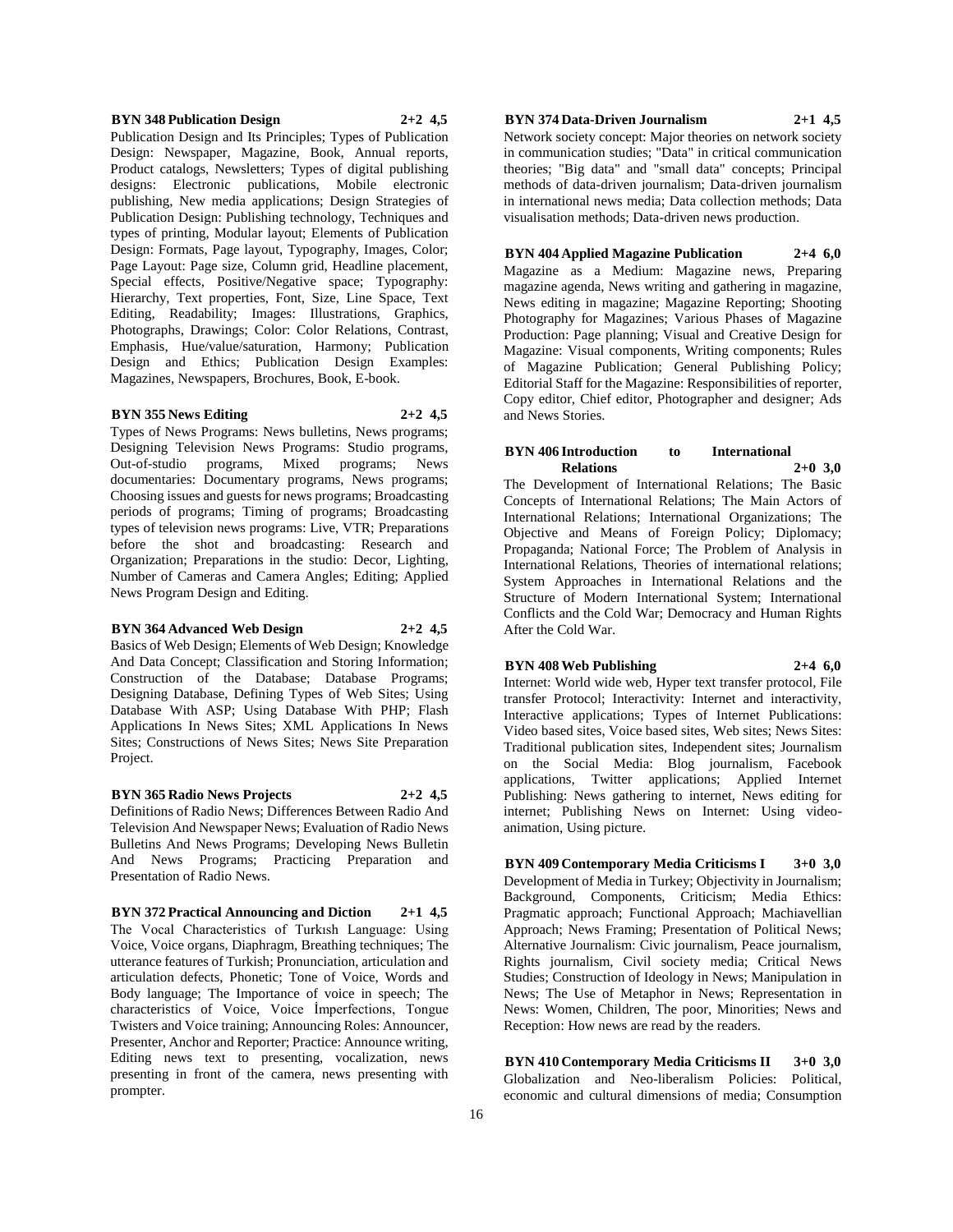**BYN 348 Publication Design 2+2 4,5**

Publication Design and Its Principles; Types of Publication Design: Newspaper, Magazine, Book, Annual reports, Product catalogs, Newsletters; Types of digital publishing designs: Electronic publications, Mobile electronic publishing, New media applications; Design Strategies of Publication Design: Publishing technology, Techniques and types of printing, Modular layout; Elements of Publication Design: Formats, Page layout, Typography, Images, Color; Page Layout: Page size, Column grid, Headline placement, Special effects, Positive/Negative space; Typography: Hierarchy, Text properties, Font, Size, Line Space, Text Editing, Readability; Images: Illustrations, Graphics, Photographs, Drawings; Color: Color Relations, Contrast, Emphasis, Hue/value/saturation, Harmony; Publication Design and Ethics; Publication Design Examples: Magazines, Newspapers, Brochures, Book, E-book.

**BYN 355 News Editing 2+2 4,5**

Types of News Programs: News bulletins, News programs; Designing Television News Programs: Studio programs, Out-of-studio programs, Mixed programs; News documentaries: Documentary programs, News programs; Choosing issues and guests for news programs; Broadcasting periods of programs; Timing of programs; Broadcasting types of television news programs: Live, VTR; Preparations before the shot and broadcasting: Research and Organization; Preparations in the studio: Decor, Lighting, Number of Cameras and Camera Angles; Editing; Applied News Program Design and Editing.

**BYN 364 Advanced Web Design 2+2 4,5**

Basics of Web Design; Elements of Web Design; Knowledge And Data Concept; Classification and Storing Information; Construction of the Database; Database Programs; Designing Database, Defining Types of Web Sites; Using Database With ASP; Using Database With PHP; Flash Applications In News Sites; XML Applications In News Sites; Constructions of News Sites; News Site Preparation Project.

**BYN 365 Radio News Projects 2+2 4,5**

Definitions of Radio News; Differences Between Radio And Television And Newspaper News; Evaluation of Radio News Bulletins And News Programs; Developing News Bulletin And News Programs; Practicing Preparation and Presentation of Radio News.

**BYN 372 Practical Announcing and Diction 2+1 4,5**

The Vocal Characteristics of Turkısh Language: Using Voice, Voice organs, Diaphragm, Breathing techniques; The utterance features of Turkish; Pronunciation, articulation and articulation defects, Phonetic; Tone of Voice, Words and Body language; The Importance of voice in speech; The characteristics of Voice, Voice İmperfections, Tongue Twisters and Voice training; Announcing Roles: Announcer, Presenter, Anchor and Reporter; Practice: Announce writing, Editing news text to presenting, vocalization, news presenting in front of the camera, news presenting with prompter.

**BYN 374 Data-Driven Journalism 2+1 4,5**

Network society concept: Major theories on network society in communication studies; "Data" in critical communication theories; "Big data" and "small data" concepts; Principal methods of data-driven journalism; Data-driven journalism in international news media; Data collection methods; Data visualisation methods; Data-driven news production.

**BYN 404 Applied Magazine Publication 2+4 6,0**

Magazine as a Medium: Magazine news, Preparing magazine agenda, News writing and gathering in magazine, News editing in magazine; Magazine Reporting; Shooting Photography for Magazines; Various Phases of Magazine Production: Page planning; Visual and Creative Design for Magazine: Visual components, Writing components; Rules of Magazine Publication; General Publishing Policy; Editorial Staff for the Magazine: Responsibilities of reporter, Copy editor, Chief editor, Photographer and designer; Ads and News Stories.

**BYN 406 Introduction to International Relations 2+0 3,0**

The Development of International Relations; The Basic Concepts of International Relations; The Main Actors of International Relations; International Organizations; The Objective and Means of Foreign Policy; Diplomacy; Propaganda; National Force; The Problem of Analysis in International Relations, Theories of international relations; System Approaches in International Relations and the Structure of Modern International System; International Conflicts and the Cold War; Democracy and Human Rights After the Cold War.

**BYN 408 Web Publishing 2+4 6,0**

Internet: World wide web, Hyper text transfer protocol, File transfer Protocol; Interactivity: Internet and interactivity, Interactive applications; Types of Internet Publications: Video based sites, Voice based sites, Web sites; News Sites: Traditional publication sites, Independent sites; Journalism on the Social Media: Blog journalism, Facebook applications, Twitter applications; Applied Internet Publishing: News gathering to internet, News editing for internet; Publishing News on Internet: Using video-animation, Using picture.

**BYN 409 Contemporary Media Criticisms I 3+0 3,0**

Development of Media in Turkey; Objectivity in Journalism; Background, Components, Criticism; Media Ethics: Pragmatic approach; Functional Approach; Machiavellian Approach; News Framing; Presentation of Political News; Alternative Journalism: Civic journalism, Peace journalism, Rights journalism, Civil society media; Critical News Studies; Construction of Ideology in News; Manipulation in News; The Use of Metaphor in News; Representation in News: Women, Children, The poor, Minorities; News and Reception: How news are read by the readers.

**BYN 410 Contemporary Media Criticisms II 3+0 3,0**

Globalization and Neo-liberalism Policies: Political, economic and cultural dimensions of media; Consumption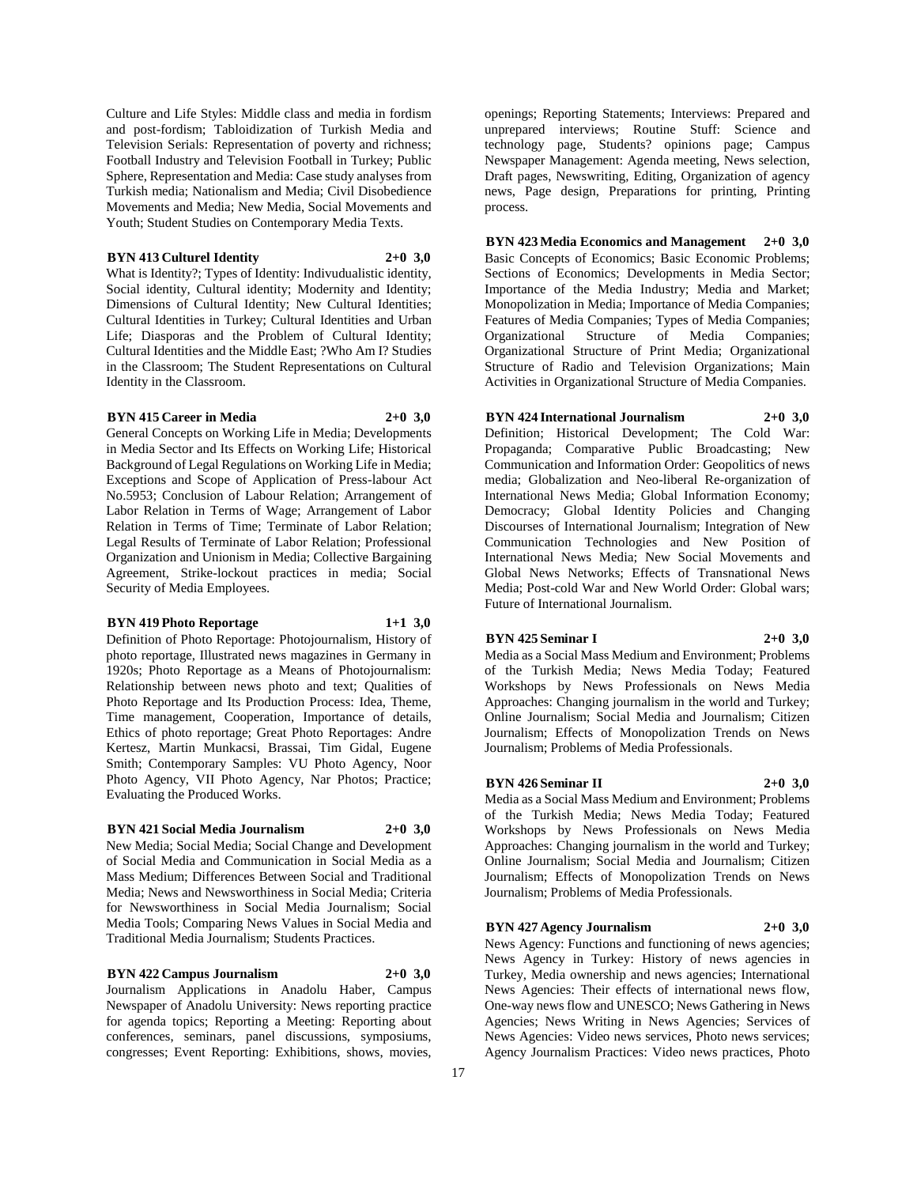Culture and Life Styles: Middle class and media in fordism and post-fordism; Tabloidization of Turkish Media and Television Serials: Representation of poverty and richness; Football Industry and Television Football in Turkey; Public Sphere, Representation and Media: Case study analyses from Turkish media; Nationalism and Media; Civil Disobedience Movements and Media; New Media, Social Movements and Youth; Student Studies on Contemporary Media Texts.

**BYN 413 Culturel Identity 2+0 3,0**

What is Identity?; Types of Identity: Indivudualistic identity, Social identity, Cultural identity; Modernity and Identity; Dimensions of Cultural Identity; New Cultural Identities; Cultural Identities in Turkey; Cultural Identities and Urban Life; Diasporas and the Problem of Cultural Identity; Cultural Identities and the Middle East; ?Who Am I? Studies in the Classroom; The Student Representations on Cultural Identity in the Classroom.

**BYN 415 Career in Media 2+0 3,0**

General Concepts on Working Life in Media; Developments in Media Sector and Its Effects on Working Life; Historical Background of Legal Regulations on Working Life in Media; Exceptions and Scope of Application of Press-labour Act No.5953; Conclusion of Labour Relation; Arrangement of Labor Relation in Terms of Wage; Arrangement of Labor Relation in Terms of Time; Terminate of Labor Relation; Legal Results of Terminate of Labor Relation; Professional Organization and Unionism in Media; Collective Bargaining Agreement, Strike-lockout practices in media; Social Security of Media Employees.

**BYN 419 Photo Reportage 1+1 3,0**

Definition of Photo Reportage: Photojournalism, History of photo reportage, Illustrated news magazines in Germany in 1920s; Photo Reportage as a Means of Photojournalism: Relationship between news photo and text; Qualities of Photo Reportage and Its Production Process: Idea, Theme, Time management, Cooperation, Importance of details, Ethics of photo reportage; Great Photo Reportages: Andre Kertesz, Martin Munkacsi, Brassai, Tim Gidal, Eugene Smith; Contemporary Samples: VU Photo Agency, Noor Photo Agency, VII Photo Agency, Nar Photos; Practice; Evaluating the Produced Works.

**BYN 421 Social Media Journalism 2+0 3,0**

New Media; Social Media; Social Change and Development of Social Media and Communication in Social Media as a Mass Medium; Differences Between Social and Traditional Media; News and Newsworthiness in Social Media; Criteria for Newsworthiness in Social Media Journalism; Social Media Tools; Comparing News Values in Social Media and Traditional Media Journalism; Students Practices.

**BYN 422 Campus Journalism 2+0 3,0**

Journalism Applications in Anadolu Haber, Campus Newspaper of Anadolu University: News reporting practice for agenda topics; Reporting a Meeting: Reporting about conferences, seminars, panel discussions, symposiums, congresses; Event Reporting: Exhibitions, shows, movies, openings; Reporting Statements; Interviews: Prepared and unprepared interviews; Routine Stuff: Science and technology page, Students? opinions page; Campus Newspaper Management: Agenda meeting, News selection, Draft pages, Newswriting, Editing, Organization of agency news, Page design, Preparations for printing, Printing process.

**BYN 423 Media Economics and Management 2+0 3,0**

Basic Concepts of Economics; Basic Economic Problems; Sections of Economics; Developments in Media Sector; Importance of the Media Industry; Media and Market; Monopolization in Media; Importance of Media Companies; Features of Media Companies; Types of Media Companies; Organizational Structure of Media Companies; Organizational Structure of Print Media; Organizational Structure of Radio and Television Organizations; Main Activities in Organizational Structure of Media Companies.

**BYN 424 International Journalism 2+0 3,0**

Definition; Historical Development; The Cold War: Propaganda; Comparative Public Broadcasting; New Communication and Information Order: Geopolitics of news media; Globalization and Neo-liberal Re-organization of International News Media; Global Information Economy; Democracy; Global Identity Policies and Changing Discourses of International Journalism; Integration of New Communication Technologies and New Position of International News Media; New Social Movements and Global News Networks; Effects of Transnational News Media; Post-cold War and New World Order: Global wars; Future of International Journalism.

**BYN 425 Seminar I 2+0 3,0**

Media as a Social Mass Medium and Environment; Problems of the Turkish Media; News Media Today; Featured Workshops by News Professionals on News Media Approaches: Changing journalism in the world and Turkey; Online Journalism; Social Media and Journalism; Citizen Journalism; Effects of Monopolization Trends on News Journalism; Problems of Media Professionals.

**BYN 426 Seminar II 2+0 3,0**

Media as a Social Mass Medium and Environment; Problems of the Turkish Media; News Media Today; Featured Workshops by News Professionals on News Media Approaches: Changing journalism in the world and Turkey; Online Journalism; Social Media and Journalism; Citizen Journalism; Effects of Monopolization Trends on News Journalism; Problems of Media Professionals.

**BYN 427 Agency Journalism 2+0 3,0**

News Agency: Functions and functioning of news agencies; News Agency in Turkey: History of news agencies in Turkey, Media ownership and news agencies; International News Agencies: Their effects of international news flow, One-way news flow and UNESCO; News Gathering in News Agencies; News Writing in News Agencies; Services of News Agencies: Video news services, Photo news services; Agency Journalism Practices: Video news practices, Photo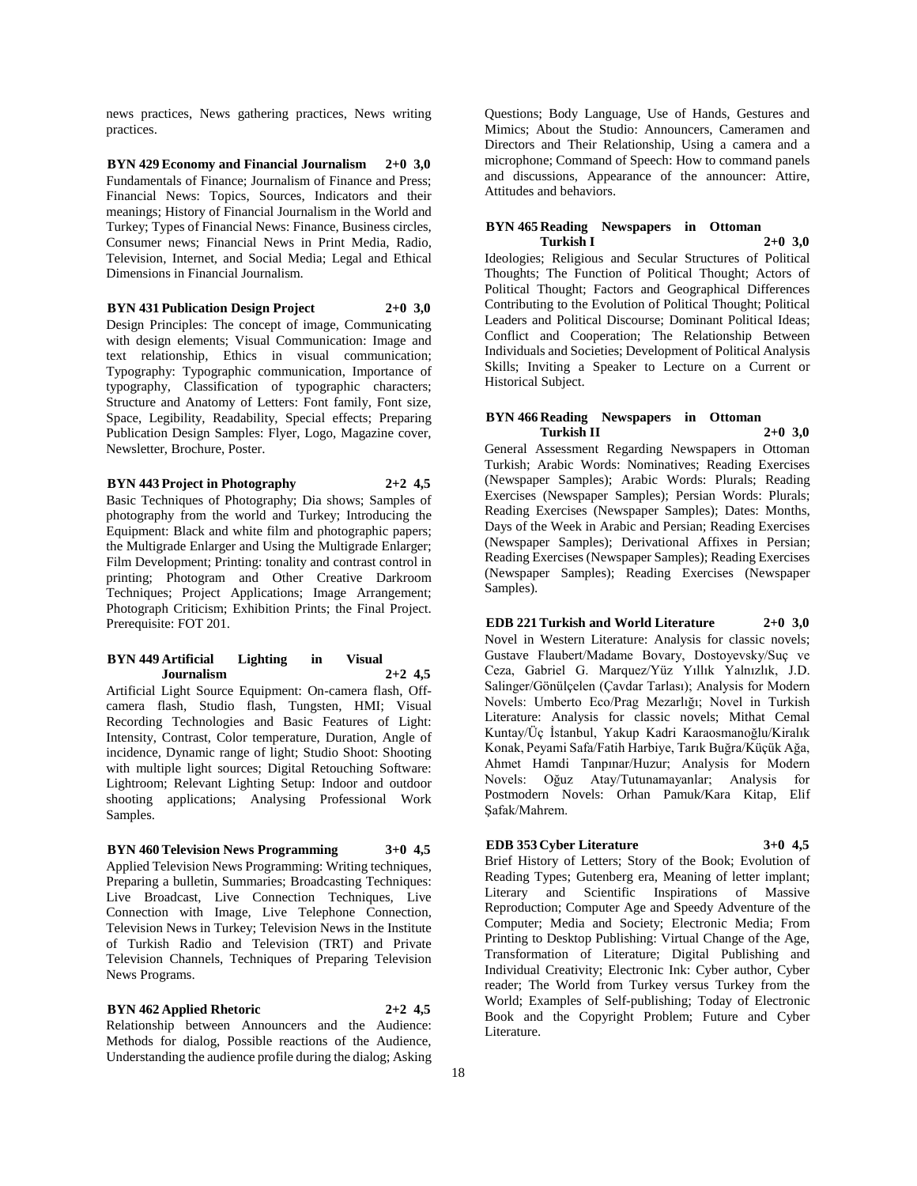news practices, News gathering practices, News writing practices.

**BYN 429 Economy and Financial Journalism 2+0 3,0**
Fundamentals of Finance; Journalism of Finance and Press; Financial News: Topics, Sources, Indicators and their meanings; History of Financial Journalism in the World and Turkey; Types of Financial News: Finance, Business circles, Consumer news; Financial News in Print Media, Radio, Television, Internet, and Social Media; Legal and Ethical Dimensions in Financial Journalism.

**BYN 431 Publication Design Project 2+0 3,0**
Design Principles: The concept of image, Communicating with design elements; Visual Communication: Image and text relationship, Ethics in visual communication; Typography: Typographic communication, Importance of typography, Classification of typographic characters; Structure and Anatomy of Letters: Font family, Font size, Space, Legibility, Readability, Special effects; Preparing Publication Design Samples: Flyer, Logo, Magazine cover, Newsletter, Brochure, Poster.

**BYN 443 Project in Photography 2+2 4,5**
Basic Techniques of Photography; Dia shows; Samples of photography from the world and Turkey; Introducing the Equipment: Black and white film and photographic papers; the Multigrade Enlarger and Using the Multigrade Enlarger; Film Development; Printing: tonality and contrast control in printing; Photogram and Other Creative Darkroom Techniques; Project Applications; Image Arrangement; Photograph Criticism; Exhibition Prints; the Final Project. Prerequisite: FOT 201.

**BYN 449 Artificial Lighting in Visual Journalism 2+2 4,5**
Artificial Light Source Equipment: On-camera flash, Off-camera flash, Studio flash, Tungsten, HMI; Visual Recording Technologies and Basic Features of Light: Intensity, Contrast, Color temperature, Duration, Angle of incidence, Dynamic range of light; Studio Shoot: Shooting with multiple light sources; Digital Retouching Software: Lightroom; Relevant Lighting Setup: Indoor and outdoor shooting applications; Analysing Professional Work Samples.

**BYN 460 Television News Programming 3+0 4,5**
Applied Television News Programming: Writing techniques, Preparing a bulletin, Summaries; Broadcasting Techniques: Live Broadcast, Live Connection Techniques, Live Connection with Image, Live Telephone Connection, Television News in Turkey; Television News in the Institute of Turkish Radio and Television (TRT) and Private Television Channels, Techniques of Preparing Television News Programs.

**BYN 462 Applied Rhetoric 2+2 4,5**
Relationship between Announcers and the Audience: Methods for dialog, Possible reactions of the Audience, Understanding the audience profile during the dialog; Asking Questions; Body Language, Use of Hands, Gestures and Mimics; About the Studio: Announcers, Cameramen and Directors and Their Relationship, Using a camera and a microphone; Command of Speech: How to command panels and discussions, Appearance of the announcer: Attire, Attitudes and behaviors.

**BYN 465 Reading Newspapers in Ottoman Turkish I 2+0 3,0**
Ideologies; Religious and Secular Structures of Political Thoughts; The Function of Political Thought; Actors of Political Thought; Factors and Geographical Differences Contributing to the Evolution of Political Thought; Political Leaders and Political Discourse; Dominant Political Ideas; Conflict and Cooperation; The Relationship Between Individuals and Societies; Development of Political Analysis Skills; Inviting a Speaker to Lecture on a Current or Historical Subject.

**BYN 466 Reading Newspapers in Ottoman Turkish II 2+0 3,0**
General Assessment Regarding Newspapers in Ottoman Turkish; Arabic Words: Nominatives; Reading Exercises (Newspaper Samples); Arabic Words: Plurals; Reading Exercises (Newspaper Samples); Persian Words: Plurals; Reading Exercises (Newspaper Samples); Dates: Months, Days of the Week in Arabic and Persian; Reading Exercises (Newspaper Samples); Derivational Affixes in Persian; Reading Exercises (Newspaper Samples); Reading Exercises (Newspaper Samples); Reading Exercises (Newspaper Samples).

**EDB 221 Turkish and World Literature 2+0 3,0**
Novel in Western Literature: Analysis for classic novels; Gustave Flaubert/Madame Bovary, Dostoyevsky/Suç ve Ceza, Gabriel G. Marquez/Yüz Yıllık Yalnızlık, J.D. Salinger/Gönülçelen (Çavdar Tarlası); Analysis for Modern Novels: Umberto Eco/Prag Mezarlığı; Novel in Turkish Literature: Analysis for classic novels; Mithat Cemal Kuntay/Üç İstanbul, Yakup Kadri Karaosmanoğlu/Kiralık Konak, Peyami Safa/Fatih Harbiye, Tarık Buğra/Küçük Ağa, Ahmet Hamdi Tanpınar/Huzur; Analysis for Modern Novels: Oğuz Atay/Tutunamayanlar; Analysis for Postmodern Novels: Orhan Pamuk/Kara Kitap, Elif Şafak/Mahrem.

**EDB 353 Cyber Literature 3+0 4,5**
Brief History of Letters; Story of the Book; Evolution of Reading Types; Gutenberg era, Meaning of letter implant; Literary and Scientific Inspirations of Massive Reproduction; Computer Age and Speedy Adventure of the Computer; Media and Society; Electronic Media; From Printing to Desktop Publishing: Virtual Change of the Age, Transformation of Literature; Digital Publishing and Individual Creativity; Electronic Ink: Cyber author, Cyber reader; The World from Turkey versus Turkey from the World; Examples of Self-publishing; Today of Electronic Book and the Copyright Problem; Future and Cyber Literature.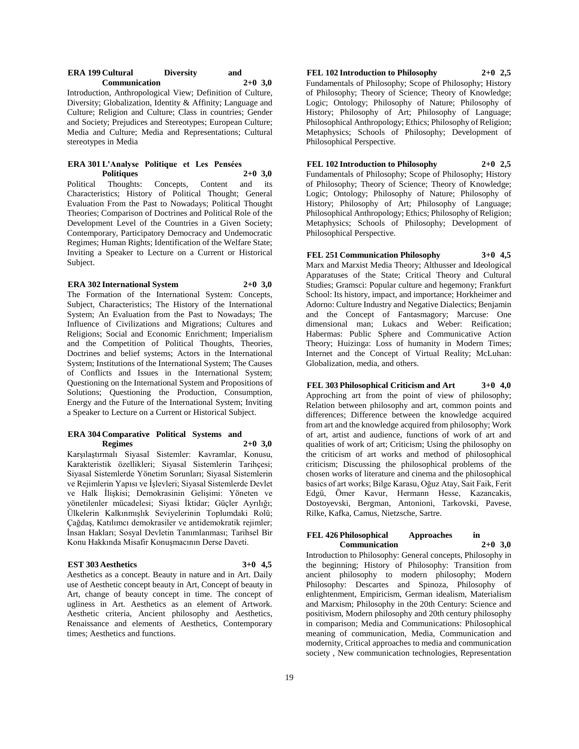**ERA 199 Cultural Diversity and Communication 2+0 3,0**

Introduction, Anthropological View; Definition of Culture, Diversity; Globalization, Identity & Affinity; Language and Culture; Religion and Culture; Class in countries; Gender and Society; Prejudices and Stereotypes; European Culture; Media and Culture; Media and Representations; Cultural stereotypes in Media

**ERA 301 L'Analyse Politique et Les Pensées Politiques 2+0 3,0**

Political Thoughts: Concepts, Content and its Characteristics; History of Political Thought; General Evaluation From the Past to Nowadays; Political Thought Theories; Comparison of Doctrines and Political Role of the Development Level of the Countries in a Given Society; Contemporary, Participatory Democracy and Undemocratic Regimes; Human Rights; Identification of the Welfare State; Inviting a Speaker to Lecture on a Current or Historical Subject.

**ERA 302 International System 2+0 3,0**

The Formation of the International System: Concepts, Subject, Characteristics; The History of the International System; An Evaluation from the Past to Nowadays; The Influence of Civilizations and Migrations; Cultures and Religions; Social and Economic Enrichment; Imperialism and the Competition of Political Thoughts, Theories, Doctrines and belief systems; Actors in the International System; Institutions of the International System; The Causes of Conflicts and Issues in the International System; Questioning on the International System and Propositions of Solutions; Questioning the Production, Consumption, Energy and the Future of the International System; Inviting a Speaker to Lecture on a Current or Historical Subject.

**ERA 304 Comparative Political Systems and Regimes 2+0 3,0**

Karşılaştırmalı Siyasal Sistemler: Kavramlar, Konusu, Karakteristik özellikleri; Siyasal Sistemlerin Tarihçesi; Siyasal Sistemlerde Yönetim Sorunları; Siyasal Sistemlerin ve Rejimlerin Yapısı ve İşlevleri; Siyasal Sistemlerde Devlet ve Halk İlişkisi; Demokrasinin Gelişimi: Yöneten ve yönetilenler mücadelesi; Siyasi İktidar; Güçler Ayrılığı; Ülkelerin Kalkınmışlık Seviyelerinin Toplumdaki Rolü; Çağdaş, Katılımcı demokrasiler ve antidemokratik rejimler; İnsan Hakları; Sosyal Devletin Tanımlanması; Tarihsel Bir Konu Hakkında Misafir Konuşmacının Derse Daveti.

**EST 303 Aesthetics 3+0 4,5**

Aesthetics as a concept. Beauty in nature and in Art. Daily use of Aesthetic concept beauty in Art, Concept of beauty in Art, change of beauty concept in time. The concept of ugliness in Art. Aesthetics as an element of Artwork. Aesthetic criteria, Ancient philosophy and Aesthetics, Renaissance and elements of Aesthetics, Contemporary times; Aesthetics and functions.

**FEL 102 Introduction to Philosophy 2+0 2,5**

Fundamentals of Philosophy; Scope of Philosophy; History of Philosophy; Theory of Science; Theory of Knowledge; Logic; Ontology; Philosophy of Nature; Philosophy of History; Philosophy of Art; Philosophy of Language; Philosophical Anthropology; Ethics; Philosophy of Religion; Metaphysics; Schools of Philosophy; Development of Philosophical Perspective.

**FEL 102 Introduction to Philosophy 2+0 2,5**

Fundamentals of Philosophy; Scope of Philosophy; History of Philosophy; Theory of Science; Theory of Knowledge; Logic; Ontology; Philosophy of Nature; Philosophy of History; Philosophy of Art; Philosophy of Language; Philosophical Anthropology; Ethics; Philosophy of Religion; Metaphysics; Schools of Philosophy; Development of Philosophical Perspective.

**FEL 251 Communication Philosophy 3+0 4,5**

Marx and Marxist Media Theory; Althusser and Ideological Apparatuses of the State; Critical Theory and Cultural Studies; Gramsci: Popular culture and hegemony; Frankfurt School: Its history, impact, and importance; Horkheimer and Adorno: Culture Industry and Negative Dialectics; Benjamin and the Concept of Fantasmagory; Marcuse: One dimensional man; Lukacs and Weber: Reification; Habermas: Public Sphere and Communicative Action Theory; Huizinga: Loss of humanity in Modern Times; Internet and the Concept of Virtual Reality; McLuhan: Globalization, media, and others.

**FEL 303 Philosophical Criticism and Art 3+0 4,0**

Approching art from the point of view of philosophy; Relation between philosophy and art, common points and differences; Difference between the knowledge acquired from art and the knowledge acquired from philosophy; Work of art, artist and audience, functions of work of art and qualities of work of art; Criticism; Using the philosophy on the criticism of art works and method of philosophical criticism; Discussing the philosophical problems of the chosen works of literature and cinema and the philosophical basics of art works; Bilge Karasu, Oğuz Atay, Sait Faik, Ferit Edgü, Ömer Kavur, Hermann Hesse, Kazancakis, Dostoyevski, Bergman, Antonioni, Tarkovski, Pavese, Rilke, Kafka, Camus, Nietzsche, Sartre.

**FEL 426 Philosophical Approaches in Communication 2+0 3,0**

Introduction to Philosophy: General concepts, Philosophy in the beginning; History of Philosophy: Transition from ancient philosophy to modern philosophy; Modern Philosophy: Descartes and Spinoza, Philosophy of enlightenment, Empiricism, German idealism, Materialism and Marxism; Philosophy in the 20th Century: Science and positivism, Modern philosophy and 20th century philosophy in comparison; Media and Communications: Philosophical meaning of communication, Media, Communication and modernity, Critical approaches to media and communication society , New communication technologies, Representation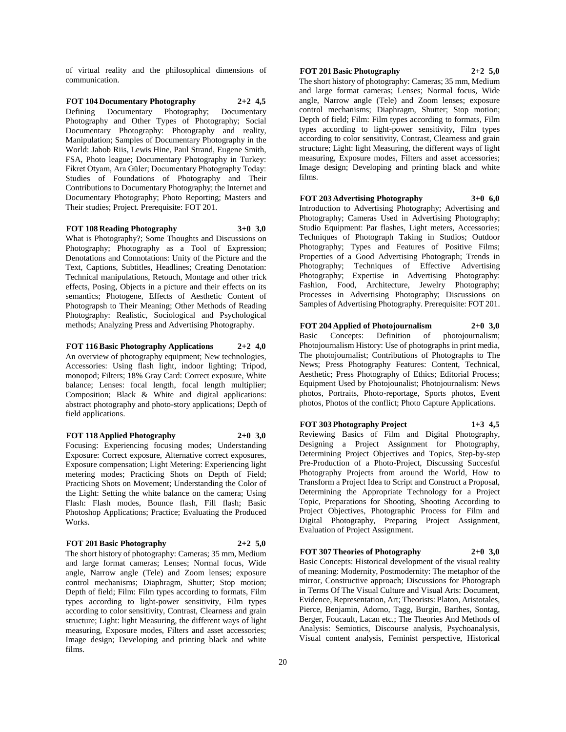of virtual reality and the philosophical dimensions of communication.

**FOT 104 Documentary Photography 2+2 4,5**

Defining Documentary Photography; Documentary Photography and Other Types of Photography; Social Documentary Photography: Photography and reality, Manipulation; Samples of Documentary Photography in the World: Jabob Riis, Lewis Hine, Paul Strand, Eugene Smith, FSA, Photo league; Documentary Photography in Turkey: Fikret Otyam, Ara Güler; Documentary Photography Today: Studies of Foundations of Photography and Their Contributions to Documentary Photography; the Internet and Documentary Photography; Photo Reporting; Masters and Their studies; Project. Prerequisite: FOT 201.

**FOT 108 Reading Photography 3+0 3,0**

What is Photography?; Some Thoughts and Discussions on Photography; Photography as a Tool of Expression; Denotations and Connotations: Unity of the Picture and the Text, Captions, Subtitles, Headlines; Creating Denotation: Technical manipulations, Retouch, Montage and other trick effects, Posing, Objects in a picture and their effects on its semantics; Photogene, Effects of Aesthetic Content of Photograpsh to Their Meaning; Other Methods of Reading Photography: Realistic, Sociological and Psychological methods; Analyzing Press and Advertising Photography.

**FOT 116 Basic Photography Applications 2+2 4,0**

An overview of photography equipment; New technologies, Accessories: Using flash light, indoor lighting; Tripod, monopod; Filters; 18% Gray Card: Correct exposure, White balance; Lenses: focal length, focal length multiplier; Composition; Black & White and digital applications: abstract photography and photo-story applications; Depth of field applications.

**FOT 118 Applied Photography 2+0 3,0**

Focusing: Experiencing focusing modes; Understanding Exposure: Correct exposure, Alternative correct exposures, Exposure compensation; Light Metering: Experiencing light metering modes; Practicing Shots on Depth of Field; Practicing Shots on Movement; Understanding the Color of the Light: Setting the white balance on the camera; Using Flash: Flash modes, Bounce flash, Fill flash; Basic Photoshop Applications; Practice; Evaluating the Produced Works.

**FOT 201 Basic Photography 2+2 5,0**

The short history of photography: Cameras; 35 mm, Medium and large format cameras; Lenses; Normal focus, Wide angle, Narrow angle (Tele) and Zoom lenses; exposure control mechanisms; Diaphragm, Shutter; Stop motion; Depth of field; Film: Film types according to formats, Film types according to light-power sensitivity, Film types according to color sensitivity, Contrast, Clearness and grain structure; Light: light Measuring, the different ways of light measuring, Exposure modes, Filters and asset accessories; Image design; Developing and printing black and white films.

**FOT 201 Basic Photography 2+2 5,0**

The short history of photography: Cameras; 35 mm, Medium and large format cameras; Lenses; Normal focus, Wide angle, Narrow angle (Tele) and Zoom lenses; exposure control mechanisms; Diaphragm, Shutter; Stop motion; Depth of field; Film: Film types according to formats, Film types according to light-power sensitivity, Film types according to color sensitivity, Contrast, Clearness and grain structure; Light: light Measuring, the different ways of light measuring, Exposure modes, Filters and asset accessories; Image design; Developing and printing black and white films.

**FOT 203 Advertising Photography 3+0 6,0**

Introduction to Advertising Photography; Advertising and Photography; Cameras Used in Advertising Photography; Studio Equipment: Par flashes, Light meters, Accessories; Techniques of Photograph Taking in Studios; Outdoor Photography; Types and Features of Positive Films; Properties of a Good Advertising Photograph; Trends in Photography; Techniques of Effective Advertising Photography; Expertise in Advertising Photography: Fashion, Food, Architecture, Jewelry Photography; Processes in Advertising Photography; Discussions on Samples of Advertising Photography. Prerequisite: FOT 201.

**FOT 204 Applied of Photojournalism 2+0 3,0**

Basic Concepts: Definition of photojournalism; Photojournalism History: Use of photographs in print media, The photojournalist; Contributions of Photographs to The News; Press Photography Features: Content, Technical, Aesthetic; Press Photography of Ethics; Editorial Process; Equipment Used by Photojounalist; Photojournalism: News photos, Portraits, Photo-reportage, Sports photos, Event photos, Photos of the conflict; Photo Capture Applications.

**FOT 303 Photography Project 1+3 4,5**

Reviewing Basics of Film and Digital Photography, Designing a Project Assignment for Photography, Determining Project Objectives and Topics, Step-by-step Pre-Production of a Photo-Project, Discussing Succesful Photography Projects from around the World, How to Transform a Project Idea to Script and Construct a Proposal, Determining the Appropriate Technology for a Project Topic, Preparations for Shooting, Shooting According to Project Objectives, Photographic Process for Film and Digital Photography, Preparing Project Assignment, Evaluation of Project Assignment.

**FOT 307 Theories of Photography 2+0 3,0**

Basic Concepts: Historical development of the visual reality of meaning: Modernity, Postmodernity: The metaphor of the mirror, Constructive approach; Discussions for Photograph in Terms Of The Visual Culture and Visual Arts: Document, Evidence, Representation, Art; Theorists: Platon, Aristotales, Pierce, Benjamin, Adorno, Tagg, Burgin, Barthes, Sontag, Berger, Foucault, Lacan etc.; The Theories And Methods of Analysis: Semiotics, Discourse analysis, Psychoanalysis, Visual content analysis, Feminist perspective, Historical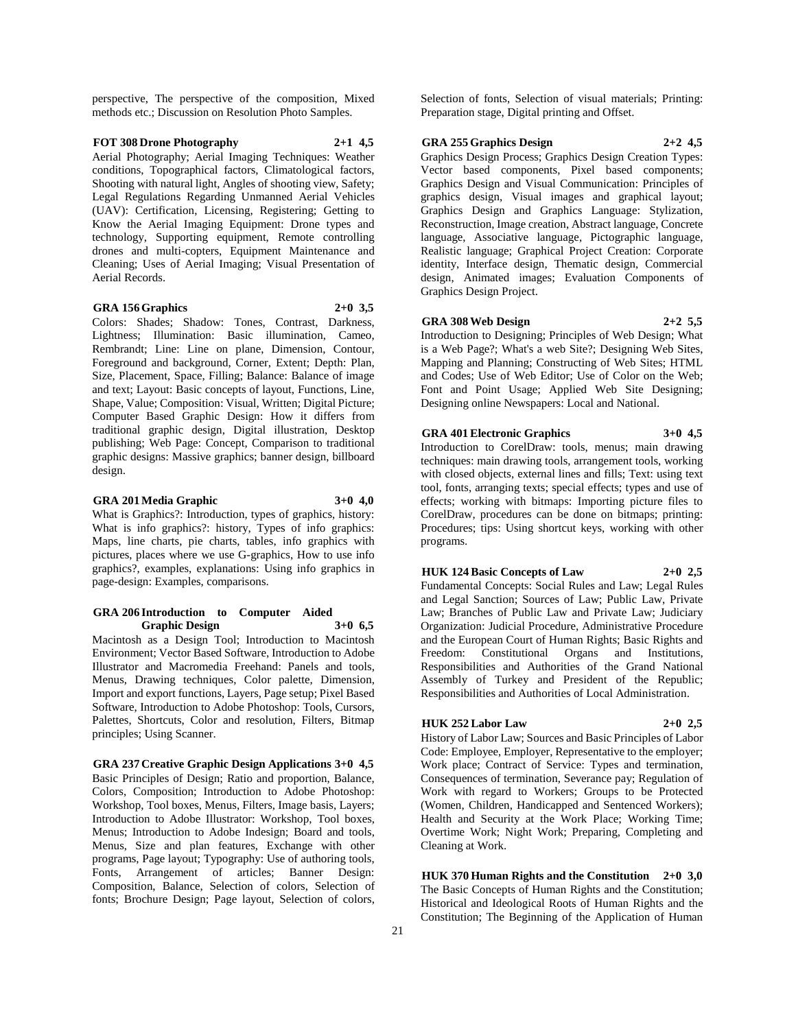perspective, The perspective of the composition, Mixed methods etc.; Discussion on Resolution Photo Samples.

**FOT 308 Drone Photography 2+1 4,5**

Aerial Photography; Aerial Imaging Techniques: Weather conditions, Topographical factors, Climatological factors, Shooting with natural light, Angles of shooting view, Safety; Legal Regulations Regarding Unmanned Aerial Vehicles (UAV): Certification, Licensing, Registering; Getting to Know the Aerial Imaging Equipment: Drone types and technology, Supporting equipment, Remote controlling drones and multi-copters, Equipment Maintenance and Cleaning; Uses of Aerial Imaging; Visual Presentation of Aerial Records.

**GRA 156 Graphics 2+0 3,5**

Colors: Shades; Shadow: Tones, Contrast, Darkness, Lightness; Illumination: Basic illumination, Cameo, Rembrandt; Line: Line on plane, Dimension, Contour, Foreground and background, Corner, Extent; Depth: Plan, Size, Placement, Space, Filling; Balance: Balance of image and text; Layout: Basic concepts of layout, Functions, Line, Shape, Value; Composition: Visual, Written; Digital Picture; Computer Based Graphic Design: How it differs from traditional graphic design, Digital illustration, Desktop publishing; Web Page: Concept, Comparison to traditional graphic designs: Massive graphics; banner design, billboard design.

**GRA 201 Media Graphic 3+0 4,0**

What is Graphics?: Introduction, types of graphics, history: What is info graphics?: history, Types of info graphics: Maps, line charts, pie charts, tables, info graphics with pictures, places where we use G-graphics, How to use info graphics?, examples, explanations: Using info graphics in page-design: Examples, comparisons.

**GRA 206 Introduction to Computer Aided Graphic Design 3+0 6,5**

Macintosh as a Design Tool; Introduction to Macintosh Environment; Vector Based Software, Introduction to Adobe Illustrator and Macromedia Freehand: Panels and tools, Menus, Drawing techniques, Color palette, Dimension, Import and export functions, Layers, Page setup; Pixel Based Software, Introduction to Adobe Photoshop: Tools, Cursors, Palettes, Shortcuts, Color and resolution, Filters, Bitmap principles; Using Scanner.

**GRA 237 Creative Graphic Design Applications 3+0 4,5**

Basic Principles of Design; Ratio and proportion, Balance, Colors, Composition; Introduction to Adobe Photoshop: Workshop, Tool boxes, Menus, Filters, Image basis, Layers; Introduction to Adobe Illustrator: Workshop, Tool boxes, Menus; Introduction to Adobe Indesign; Board and tools, Menus, Size and plan features, Exchange with other programs, Page layout; Typography: Use of authoring tools, Fonts, Arrangement of articles; Banner Design: Composition, Balance, Selection of colors, Selection of fonts; Brochure Design; Page layout, Selection of colors, Selection of fonts, Selection of visual materials; Printing: Preparation stage, Digital printing and Offset.

**GRA 255 Graphics Design 2+2 4,5**

Graphics Design Process; Graphics Design Creation Types: Vector based components, Pixel based components; Graphics Design and Visual Communication: Principles of graphics design, Visual images and graphical layout; Graphics Design and Graphics Language: Stylization, Reconstruction, Image creation, Abstract language, Concrete language, Associative language, Pictographic language, Realistic language; Graphical Project Creation: Corporate identity, Interface design, Thematic design, Commercial design, Animated images; Evaluation Components of Graphics Design Project.

**GRA 308 Web Design 2+2 5,5**

Introduction to Designing; Principles of Web Design; What is a Web Page?; What's a web Site?; Designing Web Sites, Mapping and Planning; Constructing of Web Sites; HTML and Codes; Use of Web Editor; Use of Color on the Web; Font and Point Usage; Applied Web Site Designing; Designing online Newspapers: Local and National.

**GRA 401 Electronic Graphics 3+0 4,5**

Introduction to CorelDraw: tools, menus; main drawing techniques: main drawing tools, arrangement tools, working with closed objects, external lines and fills; Text: using text tool, fonts, arranging texts; special effects; types and use of effects; working with bitmaps: Importing picture files to CorelDraw, procedures can be done on bitmaps; printing: Procedures; tips: Using shortcut keys, working with other programs.

**HUK 124 Basic Concepts of Law 2+0 2,5**

Fundamental Concepts: Social Rules and Law; Legal Rules and Legal Sanction; Sources of Law; Public Law, Private Law; Branches of Public Law and Private Law; Judiciary Organization: Judicial Procedure, Administrative Procedure and the European Court of Human Rights; Basic Rights and Freedom: Constitutional Organs and Institutions, Responsibilities and Authorities of the Grand National Assembly of Turkey and President of the Republic; Responsibilities and Authorities of Local Administration.

**HUK 252 Labor Law 2+0 2,5**

History of Labor Law; Sources and Basic Principles of Labor Code: Employee, Employer, Representative to the employer; Work place; Contract of Service: Types and termination, Consequences of termination, Severance pay; Regulation of Work with regard to Workers; Groups to be Protected (Women, Children, Handicapped and Sentenced Workers); Health and Security at the Work Place; Working Time; Overtime Work; Night Work; Preparing, Completing and Cleaning at Work.

**HUK 370 Human Rights and the Constitution 2+0 3,0**

The Basic Concepts of Human Rights and the Constitution; Historical and Ideological Roots of Human Rights and the Constitution; The Beginning of the Application of Human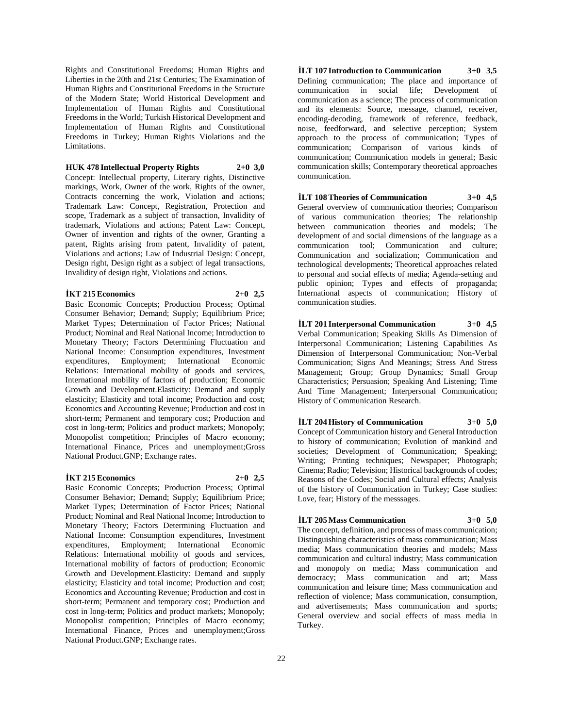Rights and Constitutional Freedoms; Human Rights and Liberties in the 20th and 21st Centuries; The Examination of Human Rights and Constitutional Freedoms in the Structure of the Modern State; World Historical Development and Implementation of Human Rights and Constitutional Freedoms in the World; Turkish Historical Development and Implementation of Human Rights and Constitutional Freedoms in Turkey; Human Rights Violations and the Limitations.

**HUK 478 Intellectual Property Rights 2+0 3,0**

Concept: Intellectual property, Literary rights, Distinctive markings, Work, Owner of the work, Rights of the owner, Contracts concerning the work, Violation and actions; Trademark Law: Concept, Registration, Protection and scope, Trademark as a subject of transaction, Invalidity of trademark, Violations and actions; Patent Law: Concept, Owner of invention and rights of the owner, Granting a patent, Rights arising from patent, Invalidity of patent, Violations and actions; Law of Industrial Design: Concept, Design right, Design right as a subject of legal transactions, Invalidity of design right, Violations and actions.

**İKT 215 Economics 2+0 2,5**

Basic Economic Concepts; Production Process; Optimal Consumer Behavior; Demand; Supply; Equilibrium Price; Market Types; Determination of Factor Prices; National Product; Nominal and Real National Income; Introduction to Monetary Theory; Factors Determining Fluctuation and National Income: Consumption expenditures, Investment expenditures, Employment; International Economic Relations: International mobility of goods and services, International mobility of factors of production; Economic Growth and Development.Elasticity: Demand and supply elasticity; Elasticity and total income; Production and cost; Economics and Accounting Revenue; Production and cost in short-term; Permanent and temporary cost; Production and cost in long-term; Politics and product markets; Monopoly; Monopolist competition; Principles of Macro economy; International Finance, Prices and unemployment;Gross National Product.GNP; Exchange rates.

**İKT 215 Economics 2+0 2,5**

Basic Economic Concepts; Production Process; Optimal Consumer Behavior; Demand; Supply; Equilibrium Price; Market Types; Determination of Factor Prices; National Product; Nominal and Real National Income; Introduction to Monetary Theory; Factors Determining Fluctuation and National Income: Consumption expenditures, Investment expenditures, Employment; International Economic Relations: International mobility of goods and services, International mobility of factors of production; Economic Growth and Development.Elasticity: Demand and supply elasticity; Elasticity and total income; Production and cost; Economics and Accounting Revenue; Production and cost in short-term; Permanent and temporary cost; Production and cost in long-term; Politics and product markets; Monopoly; Monopolist competition; Principles of Macro economy; International Finance, Prices and unemployment;Gross National Product.GNP; Exchange rates.

**İLT 107 Introduction to Communication 3+0 3,5**

Defining communication; The place and importance of communication in social life; Development of communication as a science; The process of communication and its elements: Source, message, channel, receiver, encoding-decoding, framework of reference, feedback, noise, feedforward, and selective perception; System approach to the process of communication; Types of communication; Comparison of various kinds of communication; Communication models in general; Basic communication skills; Contemporary theoretical approaches communication.

**İLT 108 Theories of Communication 3+0 4,5**

General overview of communication theories; Comparison of various communication theories; The relationship between communication theories and models; The development of and social dimensions of the language as a communication tool; Communication and culture; Communication and socialization; Communication and technological developments; Theoretical approaches related to personal and social effects of media; Agenda-setting and public opinion; Types and effects of propaganda; International aspects of communication; History of communication studies.

**İLT 201 Interpersonal Communication 3+0 4,5**

Verbal Communication; Speaking Skills As Dimension of Interpersonal Communication; Listening Capabilities As Dimension of Interpersonal Communication; Non-Verbal Communication; Signs And Meanings; Stress And Stress Management; Group; Group Dynamics; Small Group Characteristics; Persuasion; Speaking And Listening; Time And Time Management; Interpersonal Communication; History of Communication Research.

**İLT 204 History of Communication 3+0 5,0**

Concept of Communication history and General Introduction to history of communication; Evolution of mankind and societies; Development of Communication; Speaking; Writing; Printing techniques; Newspaper; Photograph; Cinema; Radio; Television; Historical backgrounds of codes; Reasons of the Codes; Social and Cultural effects; Analysis of the history of Communication in Turkey; Case studies: Love, fear; History of the messsages.

**İLT 205 Mass Communication 3+0 5,0**

The concept, definition, and process of mass communication; Distinguishing characteristics of mass communication; Mass media; Mass communication theories and models; Mass communication and cultural industry; Mass communication and monopoly on media; Mass communication and democracy; Mass communication and art; Mass communication and leisure time; Mass communication and reflection of violence; Mass communication, consumption, and advertisements; Mass communication and sports; General overview and social effects of mass media in Turkey.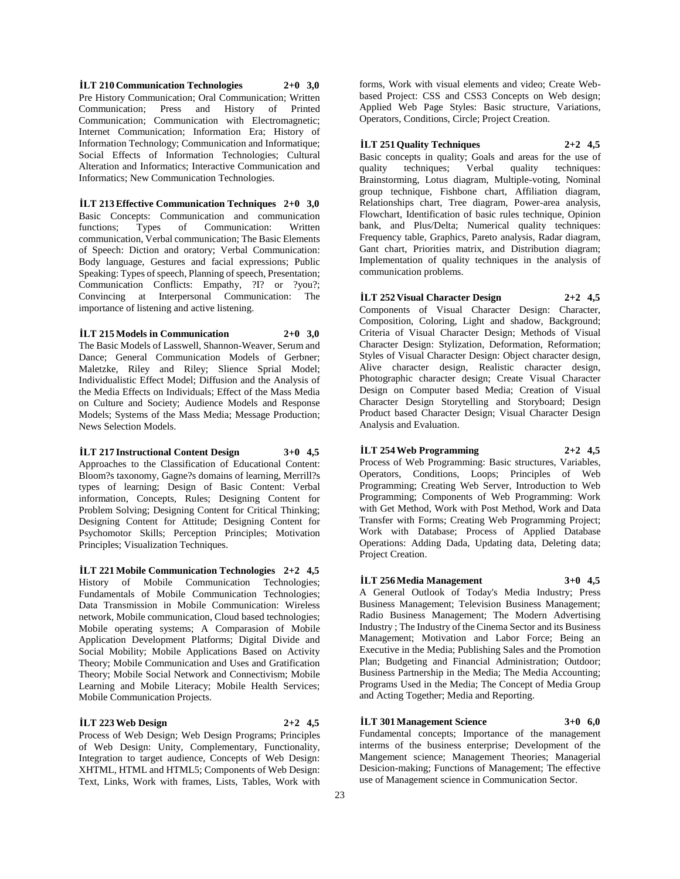**İLT 210 Communication Technologies 2+0 3,0**

Pre History Communication; Oral Communication; Written Communication; Press and History of Printed Communication; Communication with Electromagnetic; Internet Communication; Information Era; History of Information Technology; Communication and Informatique; Social Effects of Information Technologies; Cultural Alteration and Informatics; Interactive Communication and Informatics; New Communication Technologies.

**İLT 213 Effective Communication Techniques 2+0 3,0**

Basic Concepts: Communication and communication functions; Types of Communication: Written communication, Verbal communication; The Basic Elements of Speech: Diction and oratory; Verbal Communication: Body language, Gestures and facial expressions; Public Speaking: Types of speech, Planning of speech, Presentation; Communication Conflicts: Empathy, ?I? or ?you?; Convincing at Interpersonal Communication: The importance of listening and active listening.

**İLT 215 Models in Communication 2+0 3,0**

The Basic Models of Lasswell, Shannon-Weaver, Serum and Dance; General Communication Models of Gerbner; Maletzke, Riley and Riley; Slience Sprial Model; Individualistic Effect Model; Diffusion and the Analysis of the Media Effects on Individuals; Effect of the Mass Media on Culture and Society; Audience Models and Response Models; Systems of the Mass Media; Message Production; News Selection Models.

**İLT 217 Instructional Content Design 3+0 4,5**

Approaches to the Classification of Educational Content: Bloom?s taxonomy, Gagne?s domains of learning, Merrill?s types of learning; Design of Basic Content: Verbal information, Concepts, Rules; Designing Content for Problem Solving; Designing Content for Critical Thinking; Designing Content for Attitude; Designing Content for Psychomotor Skills; Perception Principles; Motivation Principles; Visualization Techniques.

**İLT 221 Mobile Communication Technologies 2+2 4,5**

History of Mobile Communication Technologies; Fundamentals of Mobile Communication Technologies; Data Transmission in Mobile Communication: Wireless network, Mobile communication, Cloud based technologies; Mobile operating systems; A Comparasion of Mobile Application Development Platforms; Digital Divide and Social Mobility; Mobile Applications Based on Activity Theory; Mobile Communication and Uses and Gratification Theory; Mobile Social Network and Connectivism; Mobile Learning and Mobile Literacy; Mobile Health Services; Mobile Communication Projects.

**İLT 223 Web Design 2+2 4,5**

Process of Web Design; Web Design Programs; Principles of Web Design: Unity, Complementary, Functionality, Integration to target audience, Concepts of Web Design: XHTML, HTML and HTML5; Components of Web Design: Text, Links, Work with frames, Lists, Tables, Work with forms, Work with visual elements and video; Create Web-based Project: CSS and CSS3 Concepts on Web design; Applied Web Page Styles: Basic structure, Variations, Operators, Conditions, Circle; Project Creation.

**İLT 251 Quality Techniques 2+2 4,5**

Basic concepts in quality; Goals and areas for the use of quality techniques; Verbal quality techniques: Brainstorming, Lotus diagram, Multiple-voting, Nominal group technique, Fishbone chart, Affiliation diagram, Relationships chart, Tree diagram, Power-area analysis, Flowchart, Identification of basic rules technique, Opinion bank, and Plus/Delta; Numerical quality techniques: Frequency table, Graphics, Pareto analysis, Radar diagram, Gant chart, Priorities matrix, and Distribution diagram; Implementation of quality techniques in the analysis of communication problems.

**İLT 252 Visual Character Design 2+2 4,5**

Components of Visual Character Design: Character, Composition, Coloring, Light and shadow, Background; Criteria of Visual Character Design; Methods of Visual Character Design: Stylization, Deformation, Reformation; Styles of Visual Character Design: Object character design, Alive character design, Realistic character design, Photographic character design; Create Visual Character Design on Computer based Media; Creation of Visual Character Design Storytelling and Storyboard; Design Product based Character Design; Visual Character Design Analysis and Evaluation.

**İLT 254 Web Programming 2+2 4,5**

Process of Web Programming: Basic structures, Variables, Operators, Conditions, Loops; Principles of Web Programming; Creating Web Server, Introduction to Web Programming; Components of Web Programming: Work with Get Method, Work with Post Method, Work and Data Transfer with Forms; Creating Web Programming Project; Work with Database; Process of Applied Database Operations: Adding Dada, Updating data, Deleting data; Project Creation.

**İLT 256 Media Management 3+0 4,5**

A General Outlook of Today's Media Industry; Press Business Management; Television Business Management; Radio Business Management; The Modern Advertising Industry ; The Industry of the Cinema Sector and its Business Management; Motivation and Labor Force; Being an Executive in the Media; Publishing Sales and the Promotion Plan; Budgeting and Financial Administration; Outdoor; Business Partnership in the Media; The Media Accounting; Programs Used in the Media; The Concept of Media Group and Acting Together; Media and Reporting.

**İLT 301 Management Science 3+0 6,0**

Fundamental concepts; Importance of the management interms of the business enterprise; Development of the Mangement science; Management Theories; Managerial Desicion-making; Functions of Management; The effective use of Management science in Communication Sector.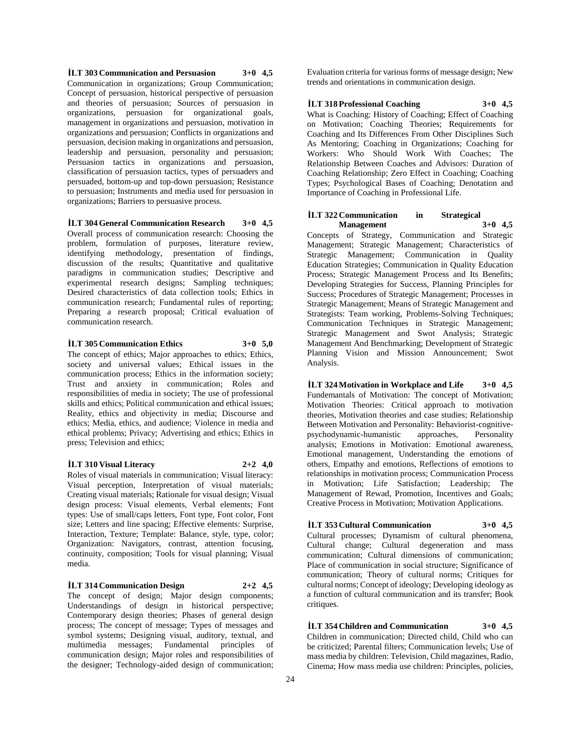**İLT 303 Communication and Persuasion 3+0 4,5**

Communication in organizations; Group Communication; Concept of persuasion, historical perspective of persuasion and theories of persuasion; Sources of persuasion in organizations, persuasion for organizational goals, management in organizations and persuasion, motivation in organizations and persuasion; Conflicts in organizations and persuasion, decision making in organizations and persuasion, leadership and persuasion, personality and persuasion; Persuasion tactics in organizations and persuasion, classification of persuasion tactics, types of persuaders and persuaded, bottom-up and top-down persuasion; Resistance to persuasion; Instruments and media used for persuasion in organizations; Barriers to persuasive process.

**İLT 304 General Communication Research 3+0 4,5**

Overall process of communication research: Choosing the problem, formulation of purposes, literature review, identifying methodology, presentation of findings, discussion of the results; Quantitative and qualitative paradigms in communication studies; Descriptive and experimental research designs; Sampling techniques; Desired characteristics of data collection tools; Ethics in communication research; Fundamental rules of reporting; Preparing a research proposal; Critical evaluation of communication research.

**İLT 305 Communication Ethics 3+0 5,0**

The concept of ethics; Major approaches to ethics; Ethics, society and universal values; Ethical issues in the communication process; Ethics in the information society; Trust and anxiety in communication; Roles and responsibilities of media in society; The use of professional skills and ethics; Political communication and ethical issues; Reality, ethics and objectivity in media; Discourse and ethics; Media, ethics, and audience; Violence in media and ethical problems; Privacy; Advertising and ethics; Ethics in press; Television and ethics;

**İLT 310 Visual Literacy 2+2 4,0**

Roles of visual materials in communication; Visual literacy: Visual perception, Interpretation of visual materials; Creating visual materials; Rationale for visual design; Visual design process: Visual elements, Verbal elements; Font types: Use of small/caps letters, Font type, Font color, Font size; Letters and line spacing; Effective elements: Surprise, Interaction, Texture; Template: Balance, style, type, color; Organization: Navigators, contrast, attention focusing, continuity, composition; Tools for visual planning; Visual media.

**İLT 314 Communication Design 2+2 4,5**

The concept of design; Major design components; Understandings of design in historical perspective; Contemporary design theories; Phases of general design process; The concept of message; Types of messages and symbol systems; Designing visual, auditory, textual, and multimedia messages; Fundamental principles of communication design; Major roles and responsibilities of the designer; Technology-aided design of communication; Evaluation criteria for various forms of message design; New trends and orientations in communication design.

**İLT 318 Professional Coaching 3+0 4,5**

What is Coaching: History of Coaching; Effect of Coaching on Motivation; Coaching Theories; Requirements for Coaching and Its Differences From Other Disciplines Such As Mentoring; Coaching in Organizations; Coaching for Workers: Who Should Work With Coaches; The Relationship Between Coaches and Advisors: Duration of Coaching Relationship; Zero Effect in Coaching; Coaching Types; Psychological Bases of Coaching; Denotation and Importance of Coaching in Professional Life.

**İLT 322 Communication in Strategical Management 3+0 4,5**

Concepts of Strategy, Communication and Strategic Management; Strategic Management; Characteristics of Strategic Management; Communication in Quality Education Strategies; Communication in Quality Education Process; Strategic Management Process and Its Benefits; Developing Strategies for Success, Planning Principles for Success; Procedures of Strategic Management; Processes in Strategic Management; Means of Strategic Management and Strategists: Team working, Problems-Solving Techniques; Communication Techniques in Strategic Management; Strategic Management and Swot Analysis; Strategic Management And Benchmarking; Development of Strategic Planning Vision and Mission Announcement; Swot Analysis.

**İLT 324 Motivation in Workplace and Life 3+0 4,5**

Fundemantals of Motivation: The concept of Motivation; Motivation Theories: Critical approach to motivation theories, Motivation theories and case studies; Relationship Between Motivation and Personality: Behaviorist-cognitive-psychodynamic-humanistic approaches, Personality analysis; Emotions in Motivation: Emotional awareness, Emotional management, Understanding the emotions of others, Empathy and emotions, Reflections of emotions to relationships in motivation process; Communication Process in Motivation; Life Satisfaction; Leadership; The Management of Rewad, Promotion, Incentives and Goals; Creative Process in Motivation; Motivation Applications.

**İLT 353 Cultural Communication 3+0 4,5**

Cultural processes; Dynamism of cultural phenomena, Cultural change; Cultural degeneration and mass communication; Cultural dimensions of communication; Place of communication in social structure; Significance of communication; Theory of cultural norms; Critiques for cultural norms; Concept of ideology; Developing ideology as a function of cultural communication and its transfer; Book critiques.

**İLT 354 Children and Communication 3+0 4,5**

Children in communication; Directed child, Child who can be criticized; Parental filters; Communication levels; Use of mass media by children: Television, Child magazines, Radio, Cinema; How mass media use children: Principles, policies,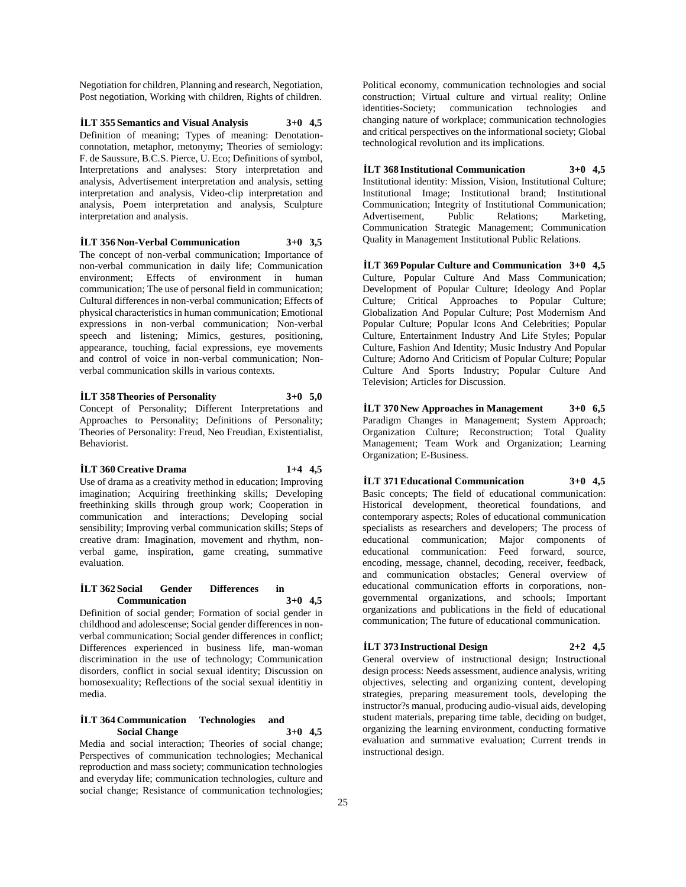Negotiation for children, Planning and research, Negotiation, Post negotiation, Working with children, Rights of children.

**İLT 355 Semantics and Visual Analysis 3+0 4,5**

Definition of meaning; Types of meaning: Denotation-connotation, metaphor, metonymy; Theories of semiology: F. de Saussure, B.C.S. Pierce, U. Eco; Definitions of symbol, Interpretations and analyses: Story interpretation and analysis, Advertisement interpretation and analysis, setting interpretation and analysis, Video-clip interpretation and analysis, Poem interpretation and analysis, Sculpture interpretation and analysis.

**İLT 356 Non-Verbal Communication 3+0 3,5**

The concept of non-verbal communication; Importance of non-verbal communication in daily life; Communication environment; Effects of environment in human communication; The use of personal field in communication; Cultural differences in non-verbal communication; Effects of physical characteristics in human communication; Emotional expressions in non-verbal communication; Non-verbal speech and listening; Mimics, gestures, positioning, appearance, touching, facial expressions, eye movements and control of voice in non-verbal communication; Non-verbal communication skills in various contexts.

**İLT 358 Theories of Personality 3+0 5,0**

Concept of Personality; Different Interpretations and Approaches to Personality; Definitions of Personality; Theories of Personality: Freud, Neo Freudian, Existentialist, Behaviorist.

**İLT 360 Creative Drama 1+4 4,5**

Use of drama as a creativity method in education; Improving imagination; Acquiring freethinking skills; Developing freethinking skills through group work; Cooperation in communication and interactions; Developing social sensibility; Improving verbal communication skills; Steps of creative dram: Imagination, movement and rhythm, non-verbal game, inspiration, game creating, summative evaluation.

**İLT 362 Social Gender Differences in Communication 3+0 4,5**

Definition of social gender; Formation of social gender in childhood and adolescense; Social gender differences in non-verbal communication; Social gender differences in conflict; Differences experienced in business life, man-woman discrimination in the use of technology; Communication disorders, conflict in social sexual identity; Discussion on homosexuality; Reflections of the social sexual identitiy in media.

**İLT 364 Communication Technologies and Social Change 3+0 4,5**

Media and social interaction; Theories of social change; Perspectives of communication technologies; Mechanical reproduction and mass society; communication technologies and everyday life; communication technologies, culture and social change; Resistance of communication technologies; Political economy, communication technologies and social construction; Virtual culture and virtual reality; Online identities-Society; communication technologies and changing nature of workplace; communication technologies and critical perspectives on the informational society; Global technological revolution and its implications.

**İLT 368 Institutional Communication 3+0 4,5**

Institutional identity: Mission, Vision, Institutional Culture; Institutional Image; Institutional brand; Institutional Communication; Integrity of Institutional Communication; Advertisement, Public Relations; Marketing, Communication Strategic Management; Communication Quality in Management Institutional Public Relations.

**İLT 369 Popular Culture and Communication 3+0 4,5**

Culture, Popular Culture And Mass Communication; Development of Popular Culture; Ideology And Poplar Culture; Critical Approaches to Popular Culture; Globalization And Popular Culture; Post Modernism And Popular Culture; Popular Icons And Celebrities; Popular Culture, Entertainment Industry And Life Styles; Popular Culture, Fashion And Identity; Music Industry And Popular Culture; Adorno And Criticism of Popular Culture; Popular Culture And Sports Industry; Popular Culture And Television; Articles for Discussion.

**İLT 370 New Approaches in Management 3+0 6,5**

Paradigm Changes in Management; System Approach; Organization Culture; Reconstruction; Total Quality Management; Team Work and Organization; Learning Organization; E-Business.

**İLT 371 Educational Communication 3+0 4,5**

Basic concepts; The field of educational communication: Historical development, theoretical foundations, and contemporary aspects; Roles of educational communication specialists as researchers and developers; The process of educational communication; Major components of educational communication: Feed forward, source, encoding, message, channel, decoding, receiver, feedback, and communication obstacles; General overview of educational communication efforts in corporations, non-governmental organizations, and schools; Important organizations and publications in the field of educational communication; The future of educational communication.

**İLT 373 Instructional Design 2+2 4,5**

General overview of instructional design; Instructional design process: Needs assessment, audience analysis, writing objectives, selecting and organizing content, developing strategies, preparing measurement tools, developing the instructor?s manual, producing audio-visual aids, developing student materials, preparing time table, deciding on budget, organizing the learning environment, conducting formative evaluation and summative evaluation; Current trends in instructional design.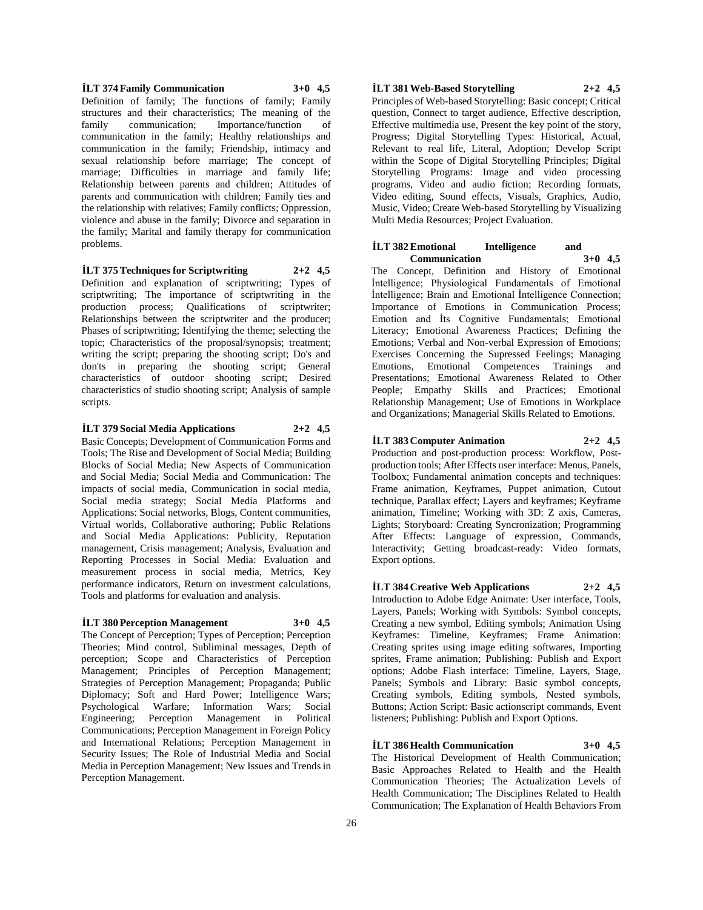**İLT 374 Family Communication 3+0 4,5**

Definition of family; The functions of family; Family structures and their characteristics; The meaning of the family communication; Importance/function of communication in the family; Healthy relationships and communication in the family; Friendship, intimacy and sexual relationship before marriage; The concept of marriage; Difficulties in marriage and family life; Relationship between parents and children; Attitudes of parents and communication with children; Family ties and the relationship with relatives; Family conflicts; Oppression, violence and abuse in the family; Divorce and separation in the family; Marital and family therapy for communication problems.

**İLT 375 Techniques for Scriptwriting 2+2 4,5**

Definition and explanation of scriptwriting; Types of scriptwriting; The importance of scriptwriting in the production process; Qualifications of scriptwriter; Relationships between the scriptwriter and the producer; Phases of scriptwriting; Identifying the theme; selecting the topic; Characteristics of the proposal/synopsis; treatment; writing the script; preparing the shooting script; Do's and don'ts in preparing the shooting script; General characteristics of outdoor shooting script; Desired characteristics of studio shooting script; Analysis of sample scripts.

**İLT 379 Social Media Applications 2+2 4,5**

Basic Concepts; Development of Communication Forms and Tools; The Rise and Development of Social Media; Building Blocks of Social Media; New Aspects of Communication and Social Media; Social Media and Communication: The impacts of social media, Communication in social media, Social media strategy; Social Media Platforms and Applications: Social networks, Blogs, Content communities, Virtual worlds, Collaborative authoring; Public Relations and Social Media Applications: Publicity, Reputation management, Crisis management; Analysis, Evaluation and Reporting Processes in Social Media: Evaluation and measurement process in social media, Metrics, Key performance indicators, Return on investment calculations, Tools and platforms for evaluation and analysis.

**İLT 380 Perception Management 3+0 4,5**

The Concept of Perception; Types of Perception; Perception Theories; Mind control, Subliminal messages, Depth of perception; Scope and Characteristics of Perception Management; Principles of Perception Management; Strategies of Perception Management; Propaganda; Public Diplomacy; Soft and Hard Power; Intelligence Wars; Psychological Warfare; Information Wars; Social Engineering; Perception Management in Political Communications; Perception Management in Foreign Policy and International Relations; Perception Management in Security Issues; The Role of Industrial Media and Social Media in Perception Management; New Issues and Trends in Perception Management.

**İLT 381 Web-Based Storytelling 2+2 4,5**

Principles of Web-based Storytelling: Basic concept; Critical question, Connect to target audience, Effective description, Effective multimedia use, Present the key point of the story, Progress; Digital Storytelling Types: Historical, Actual, Relevant to real life, Literal, Adoption; Develop Script within the Scope of Digital Storytelling Principles; Digital Storytelling Programs: Image and video processing programs, Video and audio fiction; Recording formats, Video editing, Sound effects, Visuals, Graphics, Audio, Music, Video; Create Web-based Storytelling by Visualizing Multi Media Resources; Project Evaluation.

**İLT 382 Emotional Intelligence and Communication 3+0 4,5**

The Concept, Definition and History of Emotional İntelligence; Physiological Fundamentals of Emotional İntelligence; Brain and Emotional İntelligence Connection; Importance of Emotions in Communication Process; Emotion and İts Cognitive Fundamentals; Emotional Literacy; Emotional Awareness Practices; Defining the Emotions; Verbal and Non-verbal Expression of Emotions; Exercises Concerning the Supressed Feelings; Managing Emotions, Emotional Competences Trainings and Presentations; Emotional Awareness Related to Other People; Empathy Skills and Practices; Emotional Relationship Management; Use of Emotions in Workplace and Organizations; Managerial Skills Related to Emotions.

**İLT 383 Computer Animation 2+2 4,5**

Production and post-production process: Workflow, Post-production tools; After Effects user interface: Menus, Panels, Toolbox; Fundamental animation concepts and techniques: Frame animation, Keyframes, Puppet animation, Cutout technique, Parallax effect; Layers and keyframes; Keyframe animation, Timeline; Working with 3D: Z axis, Cameras, Lights; Storyboard: Creating Syncronization; Programming After Effects: Language of expression, Commands, Interactivity; Getting broadcast-ready: Video formats, Export options.

**İLT 384 Creative Web Applications 2+2 4,5**

Introduction to Adobe Edge Animate: User interface, Tools, Layers, Panels; Working with Symbols: Symbol concepts, Creating a new symbol, Editing symbols; Animation Using Keyframes: Timeline, Keyframes; Frame Animation: Creating sprites using image editing softwares, Importing sprites, Frame animation; Publishing: Publish and Export options; Adobe Flash interface: Timeline, Layers, Stage, Panels; Symbols and Library: Basic symbol concepts, Creating symbols, Editing symbols, Nested symbols, Buttons; Action Script: Basic actionscript commands, Event listeners; Publishing: Publish and Export Options.

**İLT 386 Health Communication 3+0 4,5**

The Historical Development of Health Communication; Basic Approaches Related to Health and the Health Communication Theories; The Actualization Levels of Health Communication; The Disciplines Related to Health Communication; The Explanation of Health Behaviors From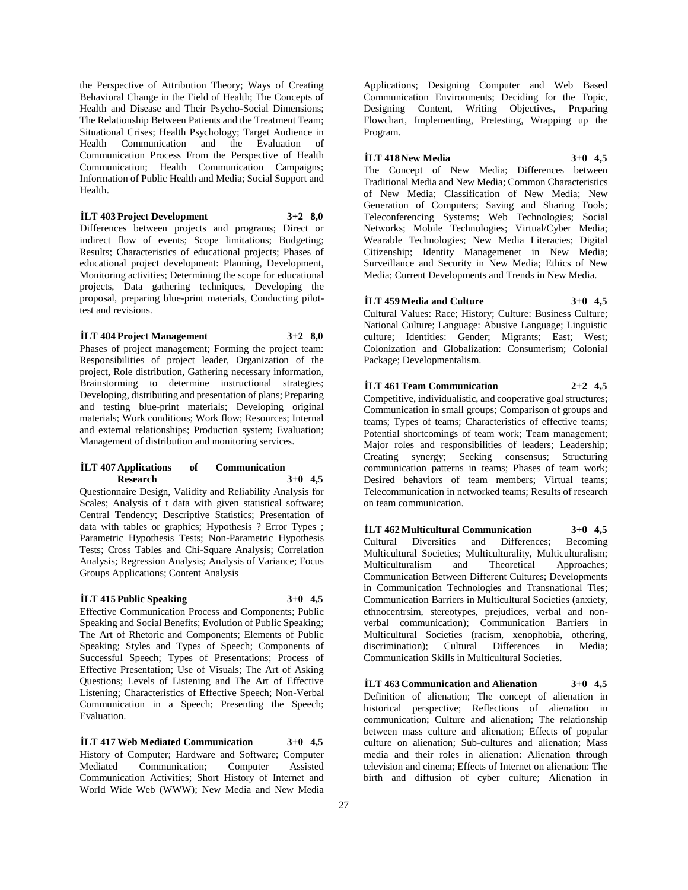the Perspective of Attribution Theory; Ways of Creating Behavioral Change in the Field of Health; The Concepts of Health and Disease and Their Psycho-Social Dimensions; The Relationship Between Patients and the Treatment Team; Situational Crises; Health Psychology; Target Audience in Health Communication and the Evaluation of Communication Process From the Perspective of Health Communication; Health Communication Campaigns; Information of Public Health and Media; Social Support and Health.

**İLT 403 Project Development 3+2 8,0**

Differences between projects and programs; Direct or indirect flow of events; Scope limitations; Budgeting; Results; Characteristics of educational projects; Phases of educational project development: Planning, Development, Monitoring activities; Determining the scope for educational projects, Data gathering techniques, Developing the proposal, preparing blue-print materials, Conducting pilot-test and revisions.

**İLT 404 Project Management 3+2 8,0**

Phases of project management; Forming the project team: Responsibilities of project leader, Organization of the project, Role distribution, Gathering necessary information, Brainstorming to determine instructional strategies; Developing, distributing and presentation of plans; Preparing and testing blue-print materials; Developing original materials; Work conditions; Work flow; Resources; Internal and external relationships; Production system; Evaluation; Management of distribution and monitoring services.

**İLT 407 Applications of Communication Research 3+0 4,5**

Questionnaire Design, Validity and Reliability Analysis for Scales; Analysis of t data with given statistical software; Central Tendency; Descriptive Statistics; Presentation of data with tables or graphics; Hypothesis ? Error Types ; Parametric Hypothesis Tests; Non-Parametric Hypothesis Tests; Cross Tables and Chi-Square Analysis; Correlation Analysis; Regression Analysis; Analysis of Variance; Focus Groups Applications; Content Analysis

**İLT 415 Public Speaking 3+0 4,5**

Effective Communication Process and Components; Public Speaking and Social Benefits; Evolution of Public Speaking; The Art of Rhetoric and Components; Elements of Public Speaking; Styles and Types of Speech; Components of Successful Speech; Types of Presentations; Process of Effective Presentation; Use of Visuals; The Art of Asking Questions; Levels of Listening and The Art of Effective Listening; Characteristics of Effective Speech; Non-Verbal Communication in a Speech; Presenting the Speech; Evaluation.

**İLT 417 Web Mediated Communication 3+0 4,5**

History of Computer; Hardware and Software; Computer Mediated Communication; Computer Assisted Communication Activities; Short History of Internet and World Wide Web (WWW); New Media and New Media Applications; Designing Computer and Web Based Communication Environments; Deciding for the Topic, Designing Content, Writing Objectives, Preparing Flowchart, Implementing, Pretesting, Wrapping up the Program.

**İLT 418 New Media 3+0 4,5**

The Concept of New Media; Differences between Traditional Media and New Media; Common Characteristics of New Media; Classification of New Media; New Generation of Computers; Saving and Sharing Tools; Teleconferencing Systems; Web Technologies; Social Networks; Mobile Technologies; Virtual/Cyber Media; Wearable Technologies; New Media Literacies; Digital Citizenship; Identity Managemenet in New Media; Surveillance and Security in New Media; Ethics of New Media; Current Developments and Trends in New Media.

**İLT 459 Media and Culture 3+0 4,5**

Cultural Values: Race; History; Culture: Business Culture; National Culture; Language: Abusive Language; Linguistic culture; Identities: Gender; Migrants; East; West; Colonization and Globalization: Consumerism; Colonial Package; Developmentalism.

**İLT 461 Team Communication 2+2 4,5**

Competitive, individualistic, and cooperative goal structures; Communication in small groups; Comparison of groups and teams; Types of teams; Characteristics of effective teams; Potential shortcomings of team work; Team management; Major roles and responsibilities of leaders; Leadership; Creating synergy; Seeking consensus; Structuring communication patterns in teams; Phases of team work; Desired behaviors of team members; Virtual teams; Telecommunication in networked teams; Results of research on team communication.

**İLT 462 Multicultural Communication 3+0 4,5**

Cultural Diversities and Differences; Becoming Multicultural Societies; Multiculturality, Multiculturalism; Multiculturalism and Theoretical Approaches; Communication Between Different Cultures; Developments in Communication Technologies and Transnational Ties; Communication Barriers in Multicultural Societies (anxiety, ethnocentrsim, stereotypes, prejudices, verbal and non-verbal communication); Communication Barriers in Multicultural Societies (racism, xenophobia, othering, discrimination); Cultural Differences in Media; Communication Skills in Multicultural Societies.

**İLT 463 Communication and Alienation 3+0 4,5**

Definition of alienation; The concept of alienation in historical perspective; Reflections of alienation in communication; Culture and alienation; The relationship between mass culture and alienation; Effects of popular culture on alienation; Sub-cultures and alienation; Mass media and their roles in alienation: Alienation through television and cinema; Effects of Internet on alienation: The birth and diffusion of cyber culture; Alienation in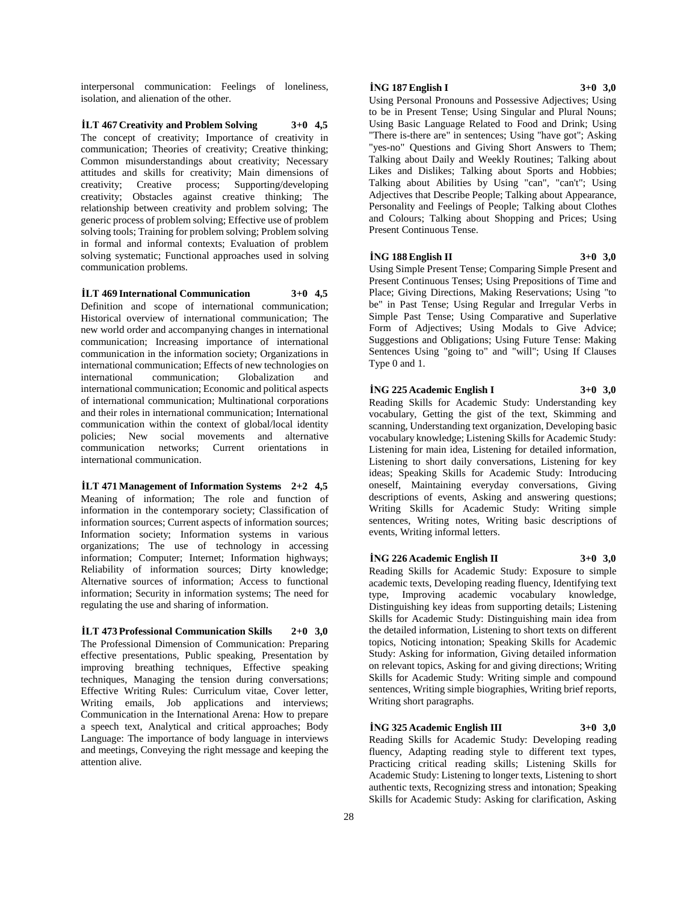interpersonal communication: Feelings of loneliness, isolation, and alienation of the other.

**İLT 467 Creativity and Problem Solving 3+0 4,5**
The concept of creativity; Importance of creativity in communication; Theories of creativity; Creative thinking; Common misunderstandings about creativity; Necessary attitudes and skills for creativity; Main dimensions of creativity; Creative process; Supporting/developing creativity; Obstacles against creative thinking; The relationship between creativity and problem solving; The generic process of problem solving; Effective use of problem solving tools; Training for problem solving; Problem solving in formal and informal contexts; Evaluation of problem solving systematic; Functional approaches used in solving communication problems.

**İLT 469 International Communication 3+0 4,5**
Definition and scope of international communication; Historical overview of international communication; The new world order and accompanying changes in international communication; Increasing importance of international communication in the information society; Organizations in international communication; Effects of new technologies on international communication; Globalization and international communication; Economic and political aspects of international communication; Multinational corporations and their roles in international communication; International communication within the context of global/local identity policies; New social movements and alternative communication networks; Current orientations in international communication.

**İLT 471 Management of Information Systems 2+2 4,5**
Meaning of information; The role and function of information in the contemporary society; Classification of information sources; Current aspects of information sources; Information society; Information systems in various organizations; The use of technology in accessing information; Computer; Internet; Information highways; Reliability of information sources; Dirty knowledge; Alternative sources of information; Access to functional information; Security in information systems; The need for regulating the use and sharing of information.

**İLT 473 Professional Communication Skills 2+0 3,0**
The Professional Dimension of Communication: Preparing effective presentations, Public speaking, Presentation by improving breathing techniques, Effective speaking techniques, Managing the tension during conversations; Effective Writing Rules: Curriculum vitae, Cover letter, Writing emails, Job applications and interviews; Communication in the International Arena: How to prepare a speech text, Analytical and critical approaches; Body Language: The importance of body language in interviews and meetings, Conveying the right message and keeping the attention alive.

**İNG 187 English I 3+0 3,0**
Using Personal Pronouns and Possessive Adjectives; Using to be in Present Tense; Using Singular and Plural Nouns; Using Basic Language Related to Food and Drink; Using "There is-there are" in sentences; Using "have got"; Asking "yes-no" Questions and Giving Short Answers to Them; Talking about Daily and Weekly Routines; Talking about Likes and Dislikes; Talking about Sports and Hobbies; Talking about Abilities by Using "can", "can't"; Using Adjectives that Describe People; Talking about Appearance, Personality and Feelings of People; Talking about Clothes and Colours; Talking about Shopping and Prices; Using Present Continuous Tense.

**İNG 188 English II 3+0 3,0**
Using Simple Present Tense; Comparing Simple Present and Present Continuous Tenses; Using Prepositions of Time and Place; Giving Directions, Making Reservations; Using "to be" in Past Tense; Using Regular and Irregular Verbs in Simple Past Tense; Using Comparative and Superlative Form of Adjectives; Using Modals to Give Advice; Suggestions and Obligations; Using Future Tense: Making Sentences Using "going to" and "will"; Using If Clauses Type 0 and 1.

**İNG 225 Academic English I 3+0 3,0**
Reading Skills for Academic Study: Understanding key vocabulary, Getting the gist of the text, Skimming and scanning, Understanding text organization, Developing basic vocabulary knowledge; Listening Skills for Academic Study: Listening for main idea, Listening for detailed information, Listening to short daily conversations, Listening for key ideas; Speaking Skills for Academic Study: Introducing oneself, Maintaining everyday conversations, Giving descriptions of events, Asking and answering questions; Writing Skills for Academic Study: Writing simple sentences, Writing notes, Writing basic descriptions of events, Writing informal letters.

**İNG 226 Academic English II 3+0 3,0**
Reading Skills for Academic Study: Exposure to simple academic texts, Developing reading fluency, Identifying text type, Improving academic vocabulary knowledge, Distinguishing key ideas from supporting details; Listening Skills for Academic Study: Distinguishing main idea from the detailed information, Listening to short texts on different topics, Noticing intonation; Speaking Skills for Academic Study: Asking for information, Giving detailed information on relevant topics, Asking for and giving directions; Writing Skills for Academic Study: Writing simple and compound sentences, Writing simple biographies, Writing brief reports, Writing short paragraphs.

**İNG 325 Academic English III 3+0 3,0**
Reading Skills for Academic Study: Developing reading fluency, Adapting reading style to different text types, Practicing critical reading skills; Listening Skills for Academic Study: Listening to longer texts, Listening to short authentic texts, Recognizing stress and intonation; Speaking Skills for Academic Study: Asking for clarification, Asking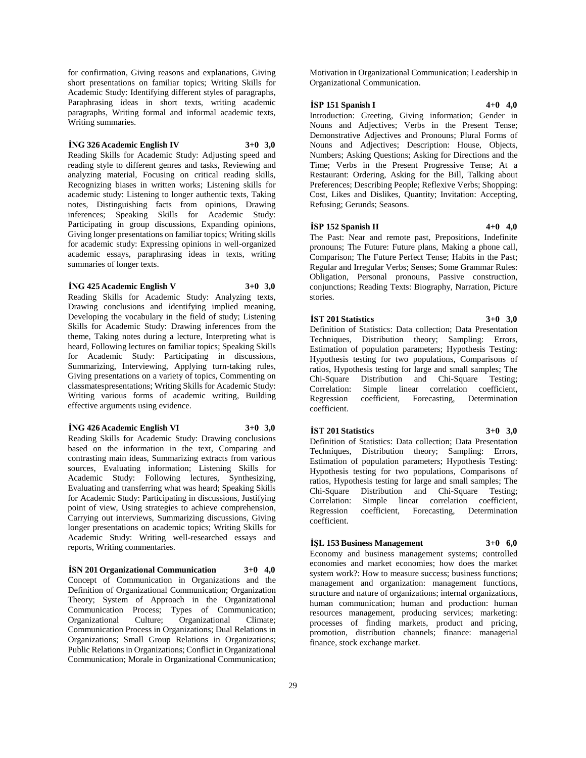for confirmation, Giving reasons and explanations, Giving short presentations on familiar topics; Writing Skills for Academic Study: Identifying different styles of paragraphs, Paraphrasing ideas in short texts, writing academic paragraphs, Writing formal and informal academic texts, Writing summaries.

**İNG 326 Academic English IV 3+0 3,0**

Reading Skills for Academic Study: Adjusting speed and reading style to different genres and tasks, Reviewing and analyzing material, Focusing on critical reading skills, Recognizing biases in written works; Listening skills for academic study: Listening to longer authentic texts, Taking notes, Distinguishing facts from opinions, Drawing inferences; Speaking Skills for Academic Study: Participating in group discussions, Expanding opinions, Giving longer presentations on familiar topics; Writing skills for academic study: Expressing opinions in well-organized academic essays, paraphrasing ideas in texts, writing summaries of longer texts.

**İNG 425 Academic English V 3+0 3,0**

Reading Skills for Academic Study: Analyzing texts, Drawing conclusions and identifying implied meaning, Developing the vocabulary in the field of study; Listening Skills for Academic Study: Drawing inferences from the theme, Taking notes during a lecture, Interpreting what is heard, Following lectures on familiar topics; Speaking Skills for Academic Study: Participating in discussions, Summarizing, Interviewing, Applying turn-taking rules, Giving presentations on a variety of topics, Commenting on classmatespresentations; Writing Skills for Academic Study: Writing various forms of academic writing, Building effective arguments using evidence.

**İNG 426 Academic English VI 3+0 3,0**

Reading Skills for Academic Study: Drawing conclusions based on the information in the text, Comparing and contrasting main ideas, Summarizing extracts from various sources, Evaluating information; Listening Skills for Academic Study: Following lectures, Synthesizing, Evaluating and transferring what was heard; Speaking Skills for Academic Study: Participating in discussions, Justifying point of view, Using strategies to achieve comprehension, Carrying out interviews, Summarizing discussions, Giving longer presentations on academic topics; Writing Skills for Academic Study: Writing well-researched essays and reports, Writing commentaries.

**İSN 201 Organizational Communication 3+0 4,0**

Concept of Communication in Organizations and the Definition of Organizational Communication; Organization Theory; System of Approach in the Organizational Communication Process; Types of Communication; Organizational Culture; Organizational Climate; Communication Process in Organizations; Dual Relations in Organizations; Small Group Relations in Organizations; Public Relations in Organizations; Conflict in Organizational Communication; Morale in Organizational Communication; Motivation in Organizational Communication; Leadership in Organizational Communication.

**İSP 151 Spanish I 4+0 4,0**

Introduction: Greeting, Giving information; Gender in Nouns and Adjectives; Verbs in the Present Tense; Demonstrative Adjectives and Pronouns; Plural Forms of Nouns and Adjectives; Description: House, Objects, Numbers; Asking Questions; Asking for Directions and the Time; Verbs in the Present Progressive Tense; At a Restaurant: Ordering, Asking for the Bill, Talking about Preferences; Describing People; Reflexive Verbs; Shopping: Cost, Likes and Dislikes, Quantity; Invitation: Accepting, Refusing; Gerunds; Seasons.

**İSP 152 Spanish II 4+0 4,0**

The Past: Near and remote past, Prepositions, Indefinite pronouns; The Future: Future plans, Making a phone call, Comparison; The Future Perfect Tense; Habits in the Past; Regular and Irregular Verbs; Senses; Some Grammar Rules: Obligation, Personal pronouns, Passive construction, conjunctions; Reading Texts: Biography, Narration, Picture stories.

**İST 201 Statistics 3+0 3,0**

Definition of Statistics: Data collection; Data Presentation Techniques, Distribution theory; Sampling: Errors, Estimation of population parameters; Hypothesis Testing: Hypothesis testing for two populations, Comparisons of ratios, Hypothesis testing for large and small samples; The Chi-Square Distribution and Chi-Square Testing; Correlation: Simple linear correlation coefficient, Regression coefficient, Forecasting, Determination coefficient.

**İST 201 Statistics 3+0 3,0**

Definition of Statistics: Data collection; Data Presentation Techniques, Distribution theory; Sampling: Errors, Estimation of population parameters; Hypothesis Testing: Hypothesis testing for two populations, Comparisons of ratios, Hypothesis testing for large and small samples; The Chi-Square Distribution and Chi-Square Testing; Correlation: Simple linear correlation coefficient, Regression coefficient, Forecasting, Determination coefficient.

**İŞL 153 Business Management 3+0 6,0**

Economy and business management systems; controlled economies and market economies; how does the market system work?: How to measure success; business functions; management and organization: management functions, structure and nature of organizations; internal organizations, human communication; human and production: human resources management, producing services; marketing: processes of finding markets, product and pricing, promotion, distribution channels; finance: managerial finance, stock exchange market.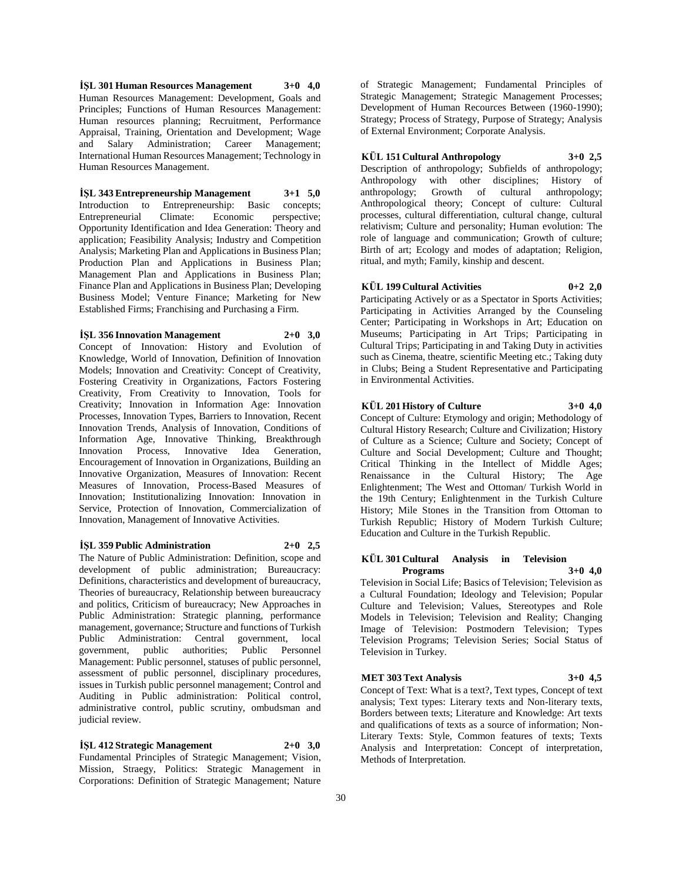**İŞL 301 Human Resources Management 3+0 4,0**

Human Resources Management: Development, Goals and Principles; Functions of Human Resources Management: Human resources planning; Recruitment, Performance Appraisal, Training, Orientation and Development; Wage and Salary Administration; Career Management; International Human Resources Management; Technology in Human Resources Management.

**İŞL 343 Entrepreneurship Management 3+1 5,0**

Introduction to Entrepreneurship: Basic concepts; Entrepreneurial Climate: Economic perspective; Opportunity Identification and Idea Generation: Theory and application; Feasibility Analysis; Industry and Competition Analysis; Marketing Plan and Applications in Business Plan; Production Plan and Applications in Business Plan; Management Plan and Applications in Business Plan; Finance Plan and Applications in Business Plan; Developing Business Model; Venture Finance; Marketing for New Established Firms; Franchising and Purchasing a Firm.

**İŞL 356 Innovation Management 2+0 3,0**

Concept of Innovation: History and Evolution of Knowledge, World of Innovation, Definition of Innovation Models; Innovation and Creativity: Concept of Creativity, Fostering Creativity in Organizations, Factors Fostering Creativity, From Creativity to Innovation, Tools for Creativity; Innovation in Information Age: Innovation Processes, Innovation Types, Barriers to Innovation, Recent Innovation Trends, Analysis of Innovation, Conditions of Information Age, Innovative Thinking, Breakthrough Innovation Process, Innovative Idea Generation, Encouragement of Innovation in Organizations, Building an Innovative Organization, Measures of Innovation: Recent Measures of Innovation, Process-Based Measures of Innovation; Institutionalizing Innovation: Innovation in Service, Protection of Innovation, Commercialization of Innovation, Management of Innovative Activities.

**İŞL 359 Public Administration 2+0 2,5**

The Nature of Public Administration: Definition, scope and development of public administration; Bureaucracy: Definitions, characteristics and development of bureaucracy, Theories of bureaucracy, Relationship between bureaucracy and politics, Criticism of bureaucracy; New Approaches in Public Administration: Strategic planning, performance management, governance; Structure and functions of Turkish Public Administration: Central government, local government, public authorities; Public Personnel Management: Public personnel, statuses of public personnel, assessment of public personnel, disciplinary procedures, issues in Turkish public personnel management; Control and Auditing in Public administration: Political control, administrative control, public scrutiny, ombudsman and judicial review.

**İŞL 412 Strategic Management 2+0 3,0**

Fundamental Principles of Strategic Management; Vision, Mission, Straegy, Politics: Strategic Management in Corporations: Definition of Strategic Management; Nature of Strategic Management; Fundamental Principles of Strategic Management; Strategic Management Processes; Development of Human Recources Between (1960-1990); Strategy; Process of Strategy, Purpose of Strategy; Analysis of External Environment; Corporate Analysis.

**KÜL 151 Cultural Anthropology 3+0 2,5**

Description of anthropology; Subfields of anthropology; Anthropology with other disciplines; History of anthropology; Growth of cultural anthropology; Anthropological theory; Concept of culture: Cultural processes, cultural differentiation, cultural change, cultural relativism; Culture and personality; Human evolution: The role of language and communication; Growth of culture; Birth of art; Ecology and modes of adaptation; Religion, ritual, and myth; Family, kinship and descent.

**KÜL 199 Cultural Activities 0+2 2,0**

Participating Actively or as a Spectator in Sports Activities; Participating in Activities Arranged by the Counseling Center; Participating in Workshops in Art; Education on Museums; Participating in Art Trips; Participating in Cultural Trips; Participating in and Taking Duty in activities such as Cinema, theatre, scientific Meeting etc.; Taking duty in Clubs; Being a Student Representative and Participating in Environmental Activities.

**KÜL 201 History of Culture 3+0 4,0**

Concept of Culture: Etymology and origin; Methodology of Cultural History Research; Culture and Civilization; History of Culture as a Science; Culture and Society; Concept of Culture and Social Development; Culture and Thought; Critical Thinking in the Intellect of Middle Ages; Renaissance in the Cultural History; The Age Enlightenment; The West and Ottoman/ Turkish World in the 19th Century; Enlightenment in the Turkish Culture History; Mile Stones in the Transition from Ottoman to Turkish Republic; History of Modern Turkish Culture; Education and Culture in the Turkish Republic.

**KÜL 301 Cultural Analysis in Television Programs 3+0 4,0**

Television in Social Life; Basics of Television; Television as a Cultural Foundation; Ideology and Television; Popular Culture and Television; Values, Stereotypes and Role Models in Television; Television and Reality; Changing Image of Television: Postmodern Television; Types Television Programs; Television Series; Social Status of Television in Turkey.

**MET 303 Text Analysis 3+0 4,5**

Concept of Text: What is a text?, Text types, Concept of text analysis; Text types: Literary texts and Non-literary texts, Borders between texts; Literature and Knowledge: Art texts and qualifications of texts as a source of information; Non-Literary Texts: Style, Common features of texts; Texts Analysis and Interpretation: Concept of interpretation, Methods of Interpretation.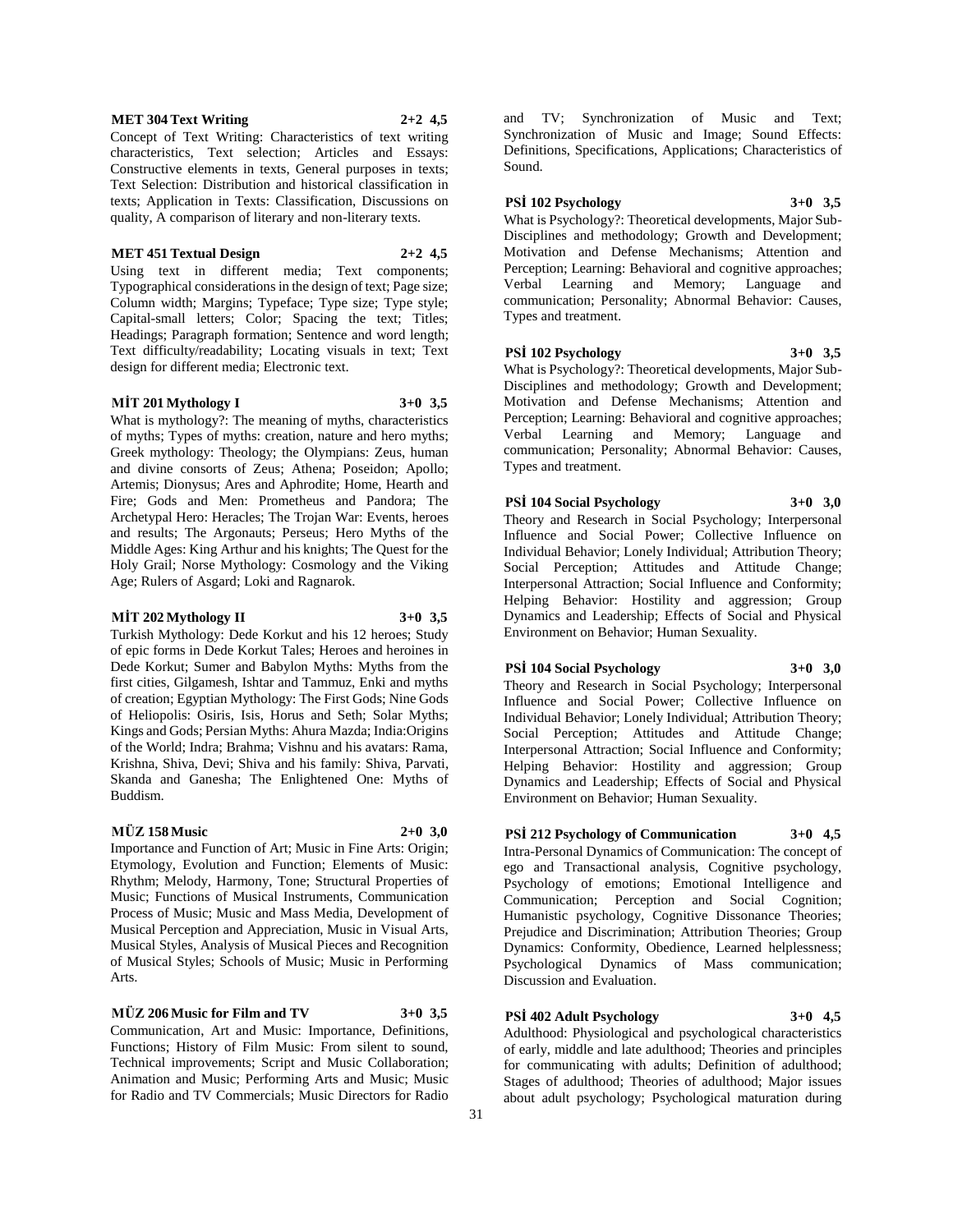**MET 304 Text Writing 2+2 4,5**

Concept of Text Writing: Characteristics of text writing characteristics, Text selection; Articles and Essays: Constructive elements in texts, General purposes in texts; Text Selection: Distribution and historical classification in texts; Application in Texts: Classification, Discussions on quality, A comparison of literary and non-literary texts.

**MET 451 Textual Design 2+2 4,5**

Using text in different media; Text components; Typographical considerations in the design of text; Page size; Column width; Margins; Typeface; Type size; Type style; Capital-small letters; Color; Spacing the text; Titles; Headings; Paragraph formation; Sentence and word length; Text difficulty/readability; Locating visuals in text; Text design for different media; Electronic text.

**MİT 201 Mythology I 3+0 3,5**

What is mythology?: The meaning of myths, characteristics of myths; Types of myths: creation, nature and hero myths; Greek mythology: Theology; the Olympians: Zeus, human and divine consorts of Zeus; Athena; Poseidon; Apollo; Artemis; Dionysus; Ares and Aphrodite; Home, Hearth and Fire; Gods and Men: Prometheus and Pandora; The Archetypal Hero: Heracles; The Trojan War: Events, heroes and results; The Argonauts; Perseus; Hero Myths of the Middle Ages: King Arthur and his knights; The Quest for the Holy Grail; Norse Mythology: Cosmology and the Viking Age; Rulers of Asgard; Loki and Ragnarok.

**MİT 202 Mythology II 3+0 3,5**

Turkish Mythology: Dede Korkut and his 12 heroes; Study of epic forms in Dede Korkut Tales; Heroes and heroines in Dede Korkut; Sumer and Babylon Myths: Myths from the first cities, Gilgamesh, Ishtar and Tammuz, Enki and myths of creation; Egyptian Mythology: The First Gods; Nine Gods of Heliopolis: Osiris, Isis, Horus and Seth; Solar Myths; Kings and Gods; Persian Myths: Ahura Mazda; India:Origins of the World; Indra; Brahma; Vishnu and his avatars: Rama, Krishna, Shiva, Devi; Shiva and his family: Shiva, Parvati, Skanda and Ganesha; The Enlightened One: Myths of Buddism.

**MÜZ 158 Music 2+0 3,0**

Importance and Function of Art; Music in Fine Arts: Origin; Etymology, Evolution and Function; Elements of Music: Rhythm; Melody, Harmony, Tone; Structural Properties of Music; Functions of Musical Instruments, Communication Process of Music; Music and Mass Media, Development of Musical Perception and Appreciation, Music in Visual Arts, Musical Styles, Analysis of Musical Pieces and Recognition of Musical Styles; Schools of Music; Music in Performing Arts.

**MÜZ 206 Music for Film and TV 3+0 3,5**

Communication, Art and Music: Importance, Definitions, Functions; History of Film Music: From silent to sound, Technical improvements; Script and Music Collaboration; Animation and Music; Performing Arts and Music; Music for Radio and TV Commercials; Music Directors for Radio and TV; Synchronization of Music and Text; Synchronization of Music and Image; Sound Effects: Definitions, Specifications, Applications; Characteristics of Sound.

**PSİ 102 Psychology 3+0 3,5**

What is Psychology?: Theoretical developments, Major Sub-Disciplines and methodology; Growth and Development; Motivation and Defense Mechanisms; Attention and Perception; Learning: Behavioral and cognitive approaches; Verbal Learning and Memory; Language and communication; Personality; Abnormal Behavior: Causes, Types and treatment.

**PSİ 102 Psychology 3+0 3,5**

What is Psychology?: Theoretical developments, Major Sub-Disciplines and methodology; Growth and Development; Motivation and Defense Mechanisms; Attention and Perception; Learning: Behavioral and cognitive approaches; Verbal Learning and Memory; Language and communication; Personality; Abnormal Behavior: Causes, Types and treatment.

**PSİ 104 Social Psychology 3+0 3,0**

Theory and Research in Social Psychology; Interpersonal Influence and Social Power; Collective Influence on Individual Behavior; Lonely Individual; Attribution Theory; Social Perception; Attitudes and Attitude Change; Interpersonal Attraction; Social Influence and Conformity; Helping Behavior: Hostility and aggression; Group Dynamics and Leadership; Effects of Social and Physical Environment on Behavior; Human Sexuality.

**PSİ 104 Social Psychology 3+0 3,0**

Theory and Research in Social Psychology; Interpersonal Influence and Social Power; Collective Influence on Individual Behavior; Lonely Individual; Attribution Theory; Social Perception; Attitudes and Attitude Change; Interpersonal Attraction; Social Influence and Conformity; Helping Behavior: Hostility and aggression; Group Dynamics and Leadership; Effects of Social and Physical Environment on Behavior; Human Sexuality.

**PSİ 212 Psychology of Communication 3+0 4,5**

Intra-Personal Dynamics of Communication: The concept of ego and Transactional analysis, Cognitive psychology, Psychology of emotions; Emotional Intelligence and Communication; Perception and Social Cognition; Humanistic psychology, Cognitive Dissonance Theories; Prejudice and Discrimination; Attribution Theories; Group Dynamics: Conformity, Obedience, Learned helplessness; Psychological Dynamics of Mass communication; Discussion and Evaluation.

**PSİ 402 Adult Psychology 3+0 4,5**

Adulthood: Physiological and psychological characteristics of early, middle and late adulthood; Theories and principles for communicating with adults; Definition of adulthood; Stages of adulthood; Theories of adulthood; Major issues about adult psychology; Psychological maturation during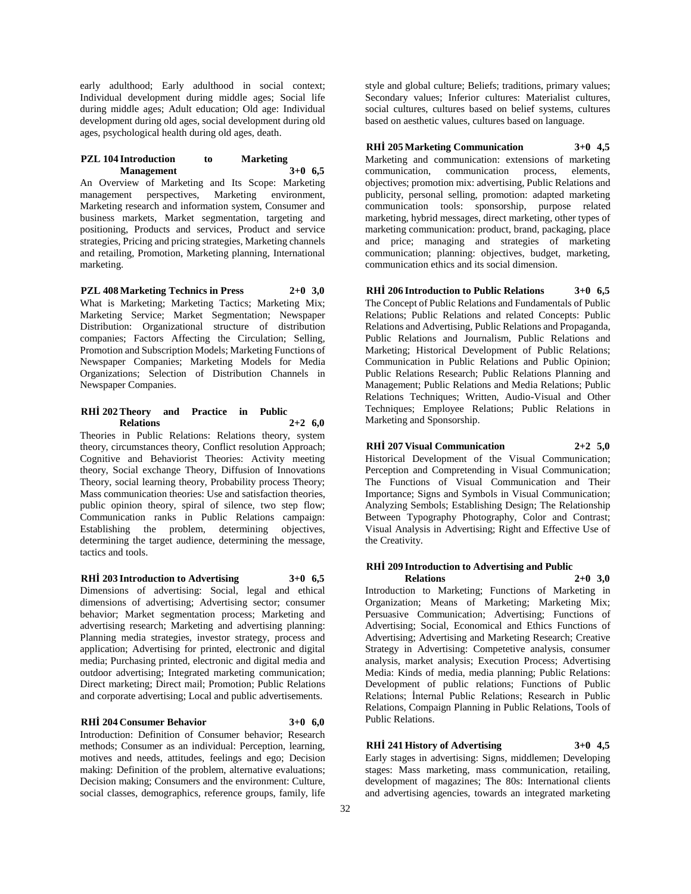early adulthood; Early adulthood in social context; Individual development during middle ages; Social life during middle ages; Adult education; Old age: Individual development during old ages, social development during old ages, psychological health during old ages, death.

**PZL 104 Introduction to Marketing Management 3+0 6,5**

An Overview of Marketing and Its Scope: Marketing management perspectives, Marketing environment, Marketing research and information system, Consumer and business markets, Market segmentation, targeting and positioning, Products and services, Product and service strategies, Pricing and pricing strategies, Marketing channels and retailing, Promotion, Marketing planning, International marketing.

**PZL 408 Marketing Technics in Press 2+0 3,0**

What is Marketing; Marketing Tactics; Marketing Mix; Marketing Service; Market Segmentation; Newspaper Distribution: Organizational structure of distribution companies; Factors Affecting the Circulation; Selling, Promotion and Subscription Models; Marketing Functions of Newspaper Companies; Marketing Models for Media Organizations; Selection of Distribution Channels in Newspaper Companies.

**RHİ 202 Theory and Practice in Public Relations 2+2 6,0**

Theories in Public Relations: Relations theory, system theory, circumstances theory, Conflict resolution Approach; Cognitive and Behaviorist Theories: Activity meeting theory, Social exchange Theory, Diffusion of Innovations Theory, social learning theory, Probability process Theory; Mass communication theories: Use and satisfaction theories, public opinion theory, spiral of silence, two step flow; Communication ranks in Public Relations campaign: Establishing the problem, determining objectives, determining the target audience, determining the message, tactics and tools.

**RHİ 203 Introduction to Advertising 3+0 6,5**

Dimensions of advertising: Social, legal and ethical dimensions of advertising; Advertising sector; consumer behavior; Market segmentation process; Marketing and advertising research; Marketing and advertising planning: Planning media strategies, investor strategy, process and application; Advertising for printed, electronic and digital media; Purchasing printed, electronic and digital media and outdoor advertising; Integrated marketing communication; Direct marketing; Direct mail; Promotion; Public Relations and corporate advertising; Local and public advertisements.

**RHİ 204 Consumer Behavior 3+0 6,0**

Introduction: Definition of Consumer behavior; Research methods; Consumer as an individual: Perception, learning, motives and needs, attitudes, feelings and ego; Decision making: Definition of the problem, alternative evaluations; Decision making; Consumers and the environment: Culture, social classes, demographics, reference groups, family, life style and global culture; Beliefs; traditions, primary values; Secondary values; Inferior cultures: Materialist cultures, social cultures, cultures based on belief systems, cultures based on aesthetic values, cultures based on language.

**RHİ 205 Marketing Communication 3+0 4,5**

Marketing and communication: extensions of marketing communication, communication process, elements, objectives; promotion mix: advertising, Public Relations and publicity, personal selling, promotion: adapted marketing communication tools: sponsorship, purpose related marketing, hybrid messages, direct marketing, other types of marketing communication: product, brand, packaging, place and price; managing and strategies of marketing communication; planning: objectives, budget, marketing, communication ethics and its social dimension.

**RHİ 206 Introduction to Public Relations 3+0 6,5**

The Concept of Public Relations and Fundamentals of Public Relations; Public Relations and related Concepts: Public Relations and Advertising, Public Relations and Propaganda, Public Relations and Journalism, Public Relations and Marketing; Historical Development of Public Relations; Communication in Public Relations and Public Opinion; Public Relations Research; Public Relations Planning and Management; Public Relations and Media Relations; Public Relations Techniques; Written, Audio-Visual and Other Techniques; Employee Relations; Public Relations in Marketing and Sponsorship.

**RHİ 207 Visual Communication 2+2 5,0**

Historical Development of the Visual Communication; Perception and Compretending in Visual Communication; The Functions of Visual Communication and Their Importance; Signs and Symbols in Visual Communication; Analyzing Sembols; Establishing Design; The Relationship Between Typography Photography, Color and Contrast; Visual Analysis in Advertising; Right and Effective Use of the Creativity.

**RHİ 209 Introduction to Advertising and Public Relations 2+0 3,0**

Introduction to Marketing; Functions of Marketing in Organization; Means of Marketing; Marketing Mix; Persuasive Communication; Advertising; Functions of Advertising; Social, Economical and Ethics Functions of Advertising; Advertising and Marketing Research; Creative Strategy in Advertising: Competetive analysis, consumer analysis, market analysis; Execution Process; Advertising Media: Kinds of media, media planning; Public Relations: Development of public relations; Functions of Public Relations; İnternal Public Relations; Research in Public Relations, Compaign Planning in Public Relations, Tools of Public Relations.

**RHİ 241 History of Advertising 3+0 4,5**

Early stages in advertising: Signs, middlemen; Developing stages: Mass marketing, mass communication, retailing, development of magazines; The 80s: International clients and advertising agencies, towards an integrated marketing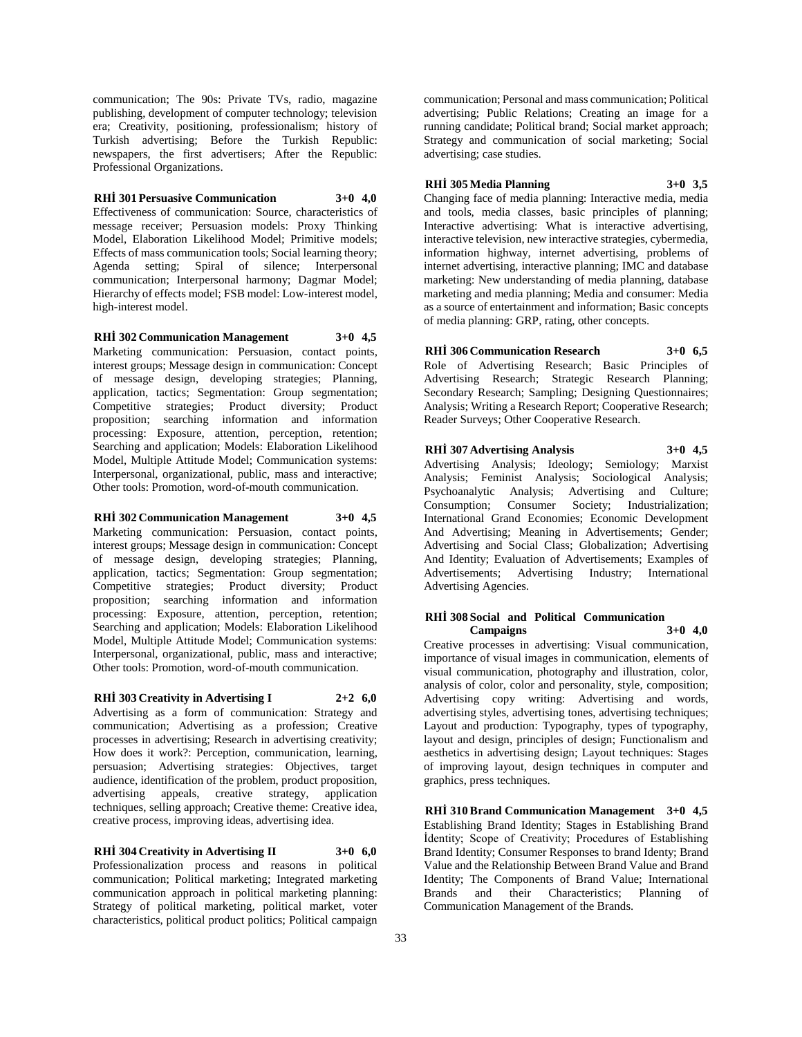communication; The 90s: Private TVs, radio, magazine publishing, development of computer technology; television era; Creativity, positioning, professionalism; history of Turkish advertising; Before the Turkish Republic: newspapers, the first advertisers; After the Republic: Professional Organizations.

**RHİ 301 Persuasive Communication 3+0 4,0**

Effectiveness of communication: Source, characteristics of message receiver; Persuasion models: Proxy Thinking Model, Elaboration Likelihood Model; Primitive models; Effects of mass communication tools; Social learning theory; Agenda setting; Spiral of silence; Interpersonal communication; Interpersonal harmony; Dagmar Model; Hierarchy of effects model; FSB model: Low-interest model, high-interest model.

**RHİ 302 Communication Management 3+0 4,5**

Marketing communication: Persuasion, contact points, interest groups; Message design in communication: Concept of message design, developing strategies; Planning, application, tactics; Segmentation: Group segmentation; Competitive strategies; Product diversity; Product proposition; searching information and information processing: Exposure, attention, perception, retention; Searching and application; Models: Elaboration Likelihood Model, Multiple Attitude Model; Communication systems: Interpersonal, organizational, public, mass and interactive; Other tools: Promotion, word-of-mouth communication.

**RHİ 302 Communication Management 3+0 4,5**

Marketing communication: Persuasion, contact points, interest groups; Message design in communication: Concept of message design, developing strategies; Planning, application, tactics; Segmentation: Group segmentation; Competitive strategies; Product diversity; Product proposition; searching information and information processing: Exposure, attention, perception, retention; Searching and application; Models: Elaboration Likelihood Model, Multiple Attitude Model; Communication systems: Interpersonal, organizational, public, mass and interactive; Other tools: Promotion, word-of-mouth communication.

**RHİ 303 Creativity in Advertising I 2+2 6,0**

Advertising as a form of communication: Strategy and communication; Advertising as a profession; Creative processes in advertising; Research in advertising creativity; How does it work?: Perception, communication, learning, persuasion; Advertising strategies: Objectives, target audience, identification of the problem, product proposition, advertising appeals, creative strategy, application techniques, selling approach; Creative theme: Creative idea, creative process, improving ideas, advertising idea.

**RHİ 304 Creativity in Advertising II 3+0 6,0**

Professionalization process and reasons in political communication; Political marketing; Integrated marketing communication approach in political marketing planning: Strategy of political marketing, political market, voter characteristics, political product politics; Political campaign communication; Personal and mass communication; Political advertising; Public Relations; Creating an image for a running candidate; Political brand; Social market approach; Strategy and communication of social marketing; Social advertising; case studies.

**RHİ 305 Media Planning 3+0 3,5**

Changing face of media planning: Interactive media, media and tools, media classes, basic principles of planning; Interactive advertising: What is interactive advertising, interactive television, new interactive strategies, cybermedia, information highway, internet advertising, problems of internet advertising, interactive planning; IMC and database marketing: New understanding of media planning, database marketing and media planning; Media and consumer: Media as a source of entertainment and information; Basic concepts of media planning: GRP, rating, other concepts.

**RHİ 306 Communication Research 3+0 6,5**

Role of Advertising Research; Basic Principles of Advertising Research; Strategic Research Planning; Secondary Research; Sampling; Designing Questionnaires; Analysis; Writing a Research Report; Cooperative Research; Reader Surveys; Other Cooperative Research.

**RHİ 307 Advertising Analysis 3+0 4,5**

Advertising Analysis; Ideology; Semiology; Marxist Analysis; Feminist Analysis; Sociological Analysis; Psychoanalytic Analysis; Advertising and Culture; Consumption; Consumer Society; Industrialization; International Grand Economies; Economic Development And Advertising; Meaning in Advertisements; Gender; Advertising and Social Class; Globalization; Advertising And Identity; Evaluation of Advertisements; Examples of Advertisements; Advertising Industry; International Advertising Agencies.

**RHİ 308 Social and Political Communication Campaigns 3+0 4,0**

Creative processes in advertising: Visual communication, importance of visual images in communication, elements of visual communication, photography and illustration, color, analysis of color, color and personality, style, composition; Advertising copy writing: Advertising and words, advertising styles, advertising tones, advertising techniques; Layout and production: Typography, types of typography, layout and design, principles of design; Functionalism and aesthetics in advertising design; Layout techniques: Stages of improving layout, design techniques in computer and graphics, press techniques.

**RHİ 310 Brand Communication Management 3+0 4,5**

Establishing Brand Identity; Stages in Establishing Brand İdentity; Scope of Creativity; Procedures of Establishing Brand Identity; Consumer Responses to brand Identy; Brand Value and the Relationship Between Brand Value and Brand Identity; The Components of Brand Value; International Brands and their Characteristics; Planning of Communication Management of the Brands.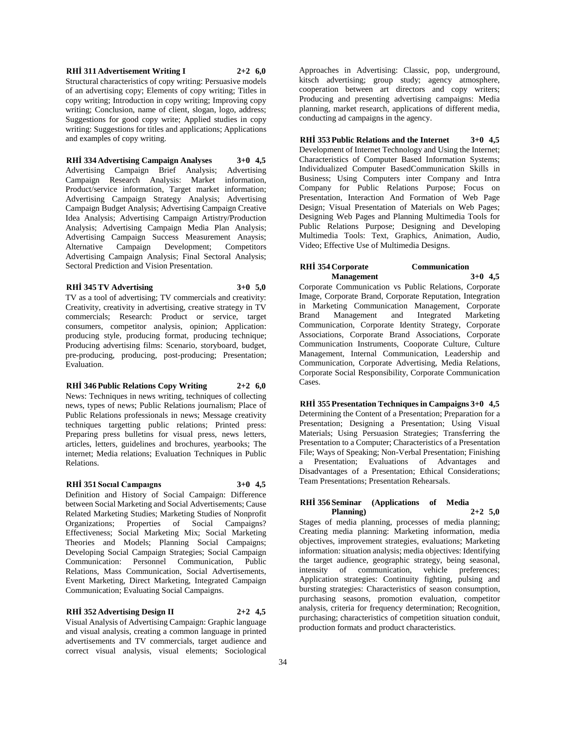**RHİ 311 Advertisement Writing I 2+2 6,0**

Structural characteristics of copy writing: Persuasive models of an advertising copy; Elements of copy writing; Titles in copy writing; Introduction in copy writing; Improving copy writing; Conclusion, name of client, slogan, logo, address; Suggestions for good copy write; Applied studies in copy writing: Suggestions for titles and applications; Applications and examples of copy writing.

**RHİ 334 Advertising Campaign Analyses 3+0 4,5**

Advertising Campaign Brief Analysis; Advertising Campaign Research Analysis: Market information, Product/service information, Target market information; Advertising Campaign Strategy Analysis; Advertising Campaign Budget Analysis; Advertising Campaign Creative Idea Analysis; Advertising Campaign Artistry/Production Analysis; Advertising Campaign Media Plan Analysis; Advertising Campaign Success Measurement Anaysis; Alternative Campaign Development; Competitors Advertising Campaign Analysis; Final Sectoral Analysis; Sectoral Prediction and Vision Presentation.

**RHİ 345 TV Advertising 3+0 5,0**

TV as a tool of advertising; TV commercials and creativity: Creativity, creativity in advertising, creative strategy in TV commercials; Research: Product or service, target consumers, competitor analysis, opinion; Application: producing style, producing format, producing technique; Producing advertising films: Scenario, storyboard, budget, pre-producing, producing, post-producing; Presentation; Evaluation.

**RHİ 346 Public Relations Copy Writing 2+2 6,0**

News: Techniques in news writing, techniques of collecting news, types of news; Public Relations journalism; Place of Public Relations professionals in news; Message creativity techniques targetting public relations; Printed press: Preparing press bulletins for visual press, news letters, articles, letters, guidelines and brochures, yearbooks; The internet; Media relations; Evaluation Techniques in Public Relations.

**RHİ 351 Socıal Campaıgns 3+0 4,5**

Definition and History of Social Campaign: Difference between Social Marketing and Social Advertisements; Cause Related Marketing Studies; Marketing Studies of Nonprofit Organizations; Properties of Social Campaigns? Effectiveness; Social Marketing Mix; Social Marketing Theories and Models; Planning Social Campaigns; Developing Social Campaign Strategies; Social Campaign Communication: Personnel Communication, Public Relations, Mass Communication, Social Advertisements, Event Marketing, Direct Marketing, Integrated Campaign Communication; Evaluating Social Campaigns.

**RHİ 352 Advertising Design II 2+2 4,5**

Visual Analysis of Advertising Campaign: Graphic language and visual analysis, creating a common language in printed advertisements and TV commercials, target audience and correct visual analysis, visual elements; Sociological Approaches in Advertising: Classic, pop, underground, kitsch advertising; group study; agency atmosphere, cooperation between art directors and copy writers; Producing and presenting advertising campaigns: Media planning, market research, applications of different media, conducting ad campaigns in the agency.

**RHİ 353 Public Relations and the Internet 3+0 4,5**

Development of Internet Technology and Using the Internet; Characteristics of Computer Based Information Systems; Individualized Computer BasedCommunication Skills in Business; Using Computers inter Company and Intra Company for Public Relations Purpose; Focus on Presentation, Interaction And Formation of Web Page Design; Visual Presentation of Materials on Web Pages; Designing Web Pages and Planning Multimedia Tools for Public Relations Purpose; Designing and Developing Multimedia Tools: Text, Graphics, Animation, Audio, Video; Effective Use of Multimedia Designs.

**RHİ 354 Corporate Communication Management 3+0 4,5**

Corporate Communication vs Public Relations, Corporate Image, Corporate Brand, Corporate Reputation, Integration in Marketing Communication Management, Corporate Brand Management and Integrated Marketing Communication, Corporate Identity Strategy, Corporate Associations, Corporate Brand Associations, Corporate Communication Instruments, Cooporate Culture, Culture Management, Internal Communication, Leadership and Communication, Corporate Advertising, Media Relations, Corporate Social Responsibility, Corporate Communication Cases.

**RHİ 355 Presentation Techniques in Campaigns 3+0 4,5**

Determining the Content of a Presentation; Preparation for a Presentation; Designing a Presentation; Using Visual Materials; Using Persuasion Strategies; Transferring the Presentation to a Computer; Characteristics of a Presentation File; Ways of Speaking; Non-Verbal Presentation; Finishing a Presentation; Evaluations of Advantages and Disadvantages of a Presentation; Ethical Considerations; Team Presentations; Presentation Rehearsals.

**RHİ 356 Seminar (Applications of Media Planning) 2+2 5,0**

Stages of media planning, processes of media planning; Creating media planning: Marketing information, media objectives, improvement strategies, evaluations; Marketing information: situation analysis; media objectives: Identifying the target audience, geographic strategy, being seasonal, intensity of communication, vehicle preferences; Application strategies: Continuity fighting, pulsing and bursting strategies: Characteristics of season consumption, purchasing seasons, promotion evaluation, competitor analysis, criteria for frequency determination; Recognition, purchasing; characteristics of competition situation conduit, production formats and product characteristics.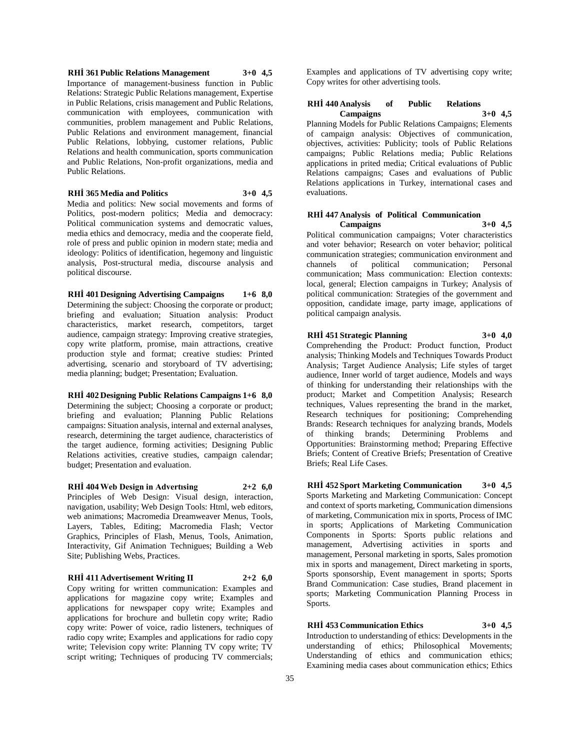**RHİ 361 Public Relations Management 3+0 4,5**

Importance of management-business function in Public Relations: Strategic Public Relations management, Expertise in Public Relations, crisis management and Public Relations, communication with employees, communication with communities, problem management and Public Relations, Public Relations and environment management, financial Public Relations, lobbying, customer relations, Public Relations and health communication, sports communication and Public Relations, Non-profit organizations, media and Public Relations.

**RHİ 365 Media and Politics 3+0 4,5**

Media and politics: New social movements and forms of Politics, post-modern politics; Media and democracy: Political communication systems and democratic values, media ethics and democracy, media and the cooperate field, role of press and public opinion in modern state; media and ideology: Politics of identification, hegemony and linguistic analysis, Post-structural media, discourse analysis and political discourse.

**RHİ 401 Designing Advertising Campaigns 1+6 8,0**

Determining the subject: Choosing the corporate or product; briefing and evaluation; Situation analysis: Product characteristics, market research, competitors, target audience, campaign strategy: Improving creative strategies, copy write platform, promise, main attractions, creative production style and format; creative studies: Printed advertising, scenario and storyboard of TV advertising; media planning; budget; Presentation; Evaluation.

**RHİ 402 Designing Public Relations Campaigns 1+6 8,0**

Determining the subject; Choosing a corporate or product; briefing and evaluation; Planning Public Relations campaigns: Situation analysis, internal and external analyses, research, determining the target audience, characteristics of the target audience, forming activities; Designing Public Relations activities, creative studies, campaign calendar; budget; Presentation and evaluation.

**RHİ 404 Web Design in Advertısing 2+2 6,0**

Principles of Web Design: Visual design, interaction, navigation, usability; Web Design Tools: Html, web editors, web animations; Macromedia Dreamweaver Menus, Tools, Layers, Tables, Editing; Macromedia Flash; Vector Graphics, Principles of Flash, Menus, Tools, Animation, Interactivity, Gif Animation Technigues; Building a Web Site; Publishing Webs, Practices.

**RHİ 411 Advertisement Writing II 2+2 6,0**

Copy writing for written communication: Examples and applications for magazine copy write; Examples and applications for newspaper copy write; Examples and applications for brochure and bulletin copy write; Radio copy write: Power of voice, radio listeners, techniques of radio copy write; Examples and applications for radio copy write; Television copy write: Planning TV copy write; TV script writing; Techniques of producing TV commercials; Examples and applications of TV advertising copy write; Copy writes for other advertising tools.

**RHİ 440 Analysis of Public Relations Campaigns 3+0 4,5**

Planning Models for Public Relations Campaigns; Elements of campaign analysis: Objectives of communication, objectives, activities: Publicity; tools of Public Relations campaigns; Public Relations media; Public Relations applications in prited media; Critical evaluations of Public Relations campaigns; Cases and evaluations of Public Relations applications in Turkey, international cases and evaluations.

**RHİ 447 Analysis of Political Communication Campaigns 3+0 4,5**

Political communication campaigns; Voter characteristics and voter behavior; Research on voter behavior; political communication strategies; communication environment and channels of political communication; Personal communication; Mass communication: Election contexts: local, general; Election campaigns in Turkey; Analysis of political communication: Strategies of the government and opposition, candidate image, party image, applications of political campaign analysis.

**RHİ 451 Strategic Planning 3+0 4,0**

Comprehending the Product: Product function, Product analysis; Thinking Models and Techniques Towards Product Analysis; Target Audience Analysis; Life styles of target audience, Inner world of target audience, Models and ways of thinking for understanding their relationships with the product; Market and Competition Analysis; Research techniques, Values representing the brand in the market, Research techniques for positioning; Comprehending Brands: Research techniques for analyzing brands, Models of thinking brands; Determining Problems and Opportunities: Brainstorming method; Preparing Effective Briefs; Content of Creative Briefs; Presentation of Creative Briefs; Real Life Cases.

**RHİ 452 Sport Marketing Communication 3+0 4,5**

Sports Marketing and Marketing Communication: Concept and context of sports marketing, Communication dimensions of marketing, Communication mix in sports, Process of IMC in sports; Applications of Marketing Communication Components in Sports: Sports public relations and management, Advertising activities in sports and management, Personal marketing in sports, Sales promotion mix in sports and management, Direct marketing in sports, Sports sponsorship, Event management in sports; Sports Brand Communication: Case studies, Brand placement in sports; Marketing Communication Planning Process in Sports.

**RHİ 453 Communication Ethics 3+0 4,5**

Introduction to understanding of ethics: Developments in the understanding of ethics; Philosophical Movements; Understanding of ethics and communication ethics; Examining media cases about communication ethics; Ethics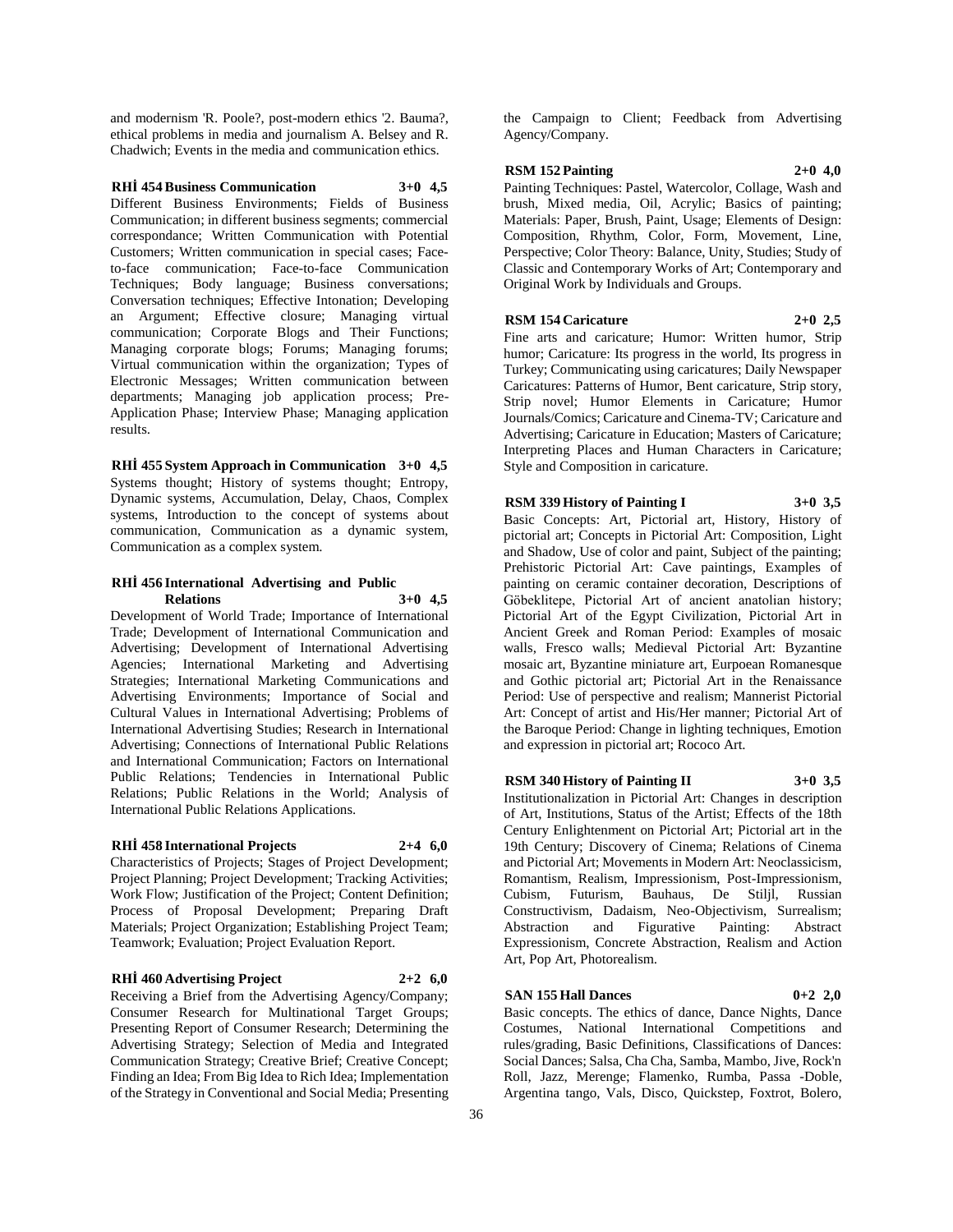and modernism 'R. Poole?, post-modern ethics '2. Bauma?, ethical problems in media and journalism A. Belsey and R. Chadwich; Events in the media and communication ethics.

**RHİ 454 Business Communication 3+0 4,5**

Different Business Environments; Fields of Business Communication; in different business segments; commercial correspondance; Written Communication with Potential Customers; Written communication in special cases; Face-to-face communication; Face-to-face Communication Techniques; Body language; Business conversations; Conversation techniques; Effective Intonation; Developing an Argument; Effective closure; Managing virtual communication; Corporate Blogs and Their Functions; Managing corporate blogs; Forums; Managing forums; Virtual communication within the organization; Types of Electronic Messages; Written communication between departments; Managing job application process; Pre-Application Phase; Interview Phase; Managing application results.

**RHİ 455 System Approach in Communication 3+0 4,5**

Systems thought; History of systems thought; Entropy, Dynamic systems, Accumulation, Delay, Chaos, Complex systems, Introduction to the concept of systems about communication, Communication as a dynamic system, Communication as a complex system.

**RHİ 456 International Advertising and Public Relations 3+0 4,5**

Development of World Trade; Importance of International Trade; Development of International Communication and Advertising; Development of International Advertising Agencies; International Marketing and Advertising Strategies; International Marketing Communications and Advertising Environments; Importance of Social and Cultural Values in International Advertising; Problems of International Advertising Studies; Research in International Advertising; Connections of International Public Relations and International Communication; Factors on International Public Relations; Tendencies in International Public Relations; Public Relations in the World; Analysis of International Public Relations Applications.

**RHİ 458 International Projects 2+4 6,0**

Characteristics of Projects; Stages of Project Development; Project Planning; Project Development; Tracking Activities; Work Flow; Justification of the Project; Content Definition; Process of Proposal Development; Preparing Draft Materials; Project Organization; Establishing Project Team; Teamwork; Evaluation; Project Evaluation Report.

**RHİ 460 Advertising Project 2+2 6,0**

Receiving a Brief from the Advertising Agency/Company; Consumer Research for Multinational Target Groups; Presenting Report of Consumer Research; Determining the Advertising Strategy; Selection of Media and Integrated Communication Strategy; Creative Brief; Creative Concept; Finding an Idea; From Big Idea to Rich Idea; Implementation of the Strategy in Conventional and Social Media; Presenting the Campaign to Client; Feedback from Advertising Agency/Company.

**RSM 152 Painting 2+0 4,0**

Painting Techniques: Pastel, Watercolor, Collage, Wash and brush, Mixed media, Oil, Acrylic; Basics of painting; Materials: Paper, Brush, Paint, Usage; Elements of Design: Composition, Rhythm, Color, Form, Movement, Line, Perspective; Color Theory: Balance, Unity, Studies; Study of Classic and Contemporary Works of Art; Contemporary and Original Work by Individuals and Groups.

**RSM 154 Caricature 2+0 2,5**

Fine arts and caricature; Humor: Written humor, Strip humor; Caricature: Its progress in the world, Its progress in Turkey; Communicating using caricatures; Daily Newspaper Caricatures: Patterns of Humor, Bent caricature, Strip story, Strip novel; Humor Elements in Caricature; Humor Journals/Comics; Caricature and Cinema-TV; Caricature and Advertising; Caricature in Education; Masters of Caricature; Interpreting Places and Human Characters in Caricature; Style and Composition in caricature.

**RSM 339 History of Painting I 3+0 3,5**

Basic Concepts: Art, Pictorial art, History, History of pictorial art; Concepts in Pictorial Art: Composition, Light and Shadow, Use of color and paint, Subject of the painting; Prehistoric Pictorial Art: Cave paintings, Examples of painting on ceramic container decoration, Descriptions of Göbeklitepe, Pictorial Art of ancient anatolian history; Pictorial Art of the Egypt Civilization, Pictorial Art in Ancient Greek and Roman Period: Examples of mosaic walls, Fresco walls; Medieval Pictorial Art: Byzantine mosaic art, Byzantine miniature art, Eurpoean Romanesque and Gothic pictorial art; Pictorial Art in the Renaissance Period: Use of perspective and realism; Mannerist Pictorial Art: Concept of artist and His/Her manner; Pictorial Art of the Baroque Period: Change in lighting techniques, Emotion and expression in pictorial art; Rococo Art.

**RSM 340 History of Painting II 3+0 3,5**

Institutionalization in Pictorial Art: Changes in description of Art, Institutions, Status of the Artist; Effects of the 18th Century Enlightenment on Pictorial Art; Pictorial art in the 19th Century; Discovery of Cinema; Relations of Cinema and Pictorial Art; Movements in Modern Art: Neoclassicism, Romantism, Realism, Impressionism, Post-Impressionism, Cubism, Futurism, Bauhaus, De Stiljl, Russian Constructivism, Dadaism, Neo-Objectivism, Surrealism; Abstraction and Figurative Painting: Abstract Expressionism, Concrete Abstraction, Realism and Action Art, Pop Art, Photorealism.

**SAN 155 Hall Dances 0+2 2,0**

Basic concepts. The ethics of dance, Dance Nights, Dance Costumes, National International Competitions and rules/grading, Basic Definitions, Classifications of Dances: Social Dances; Salsa, Cha Cha, Samba, Mambo, Jive, Rock'n Roll, Jazz, Merenge; Flamenko, Rumba, Passa -Doble, Argentina tango, Vals, Disco, Quickstep, Foxtrot, Bolero,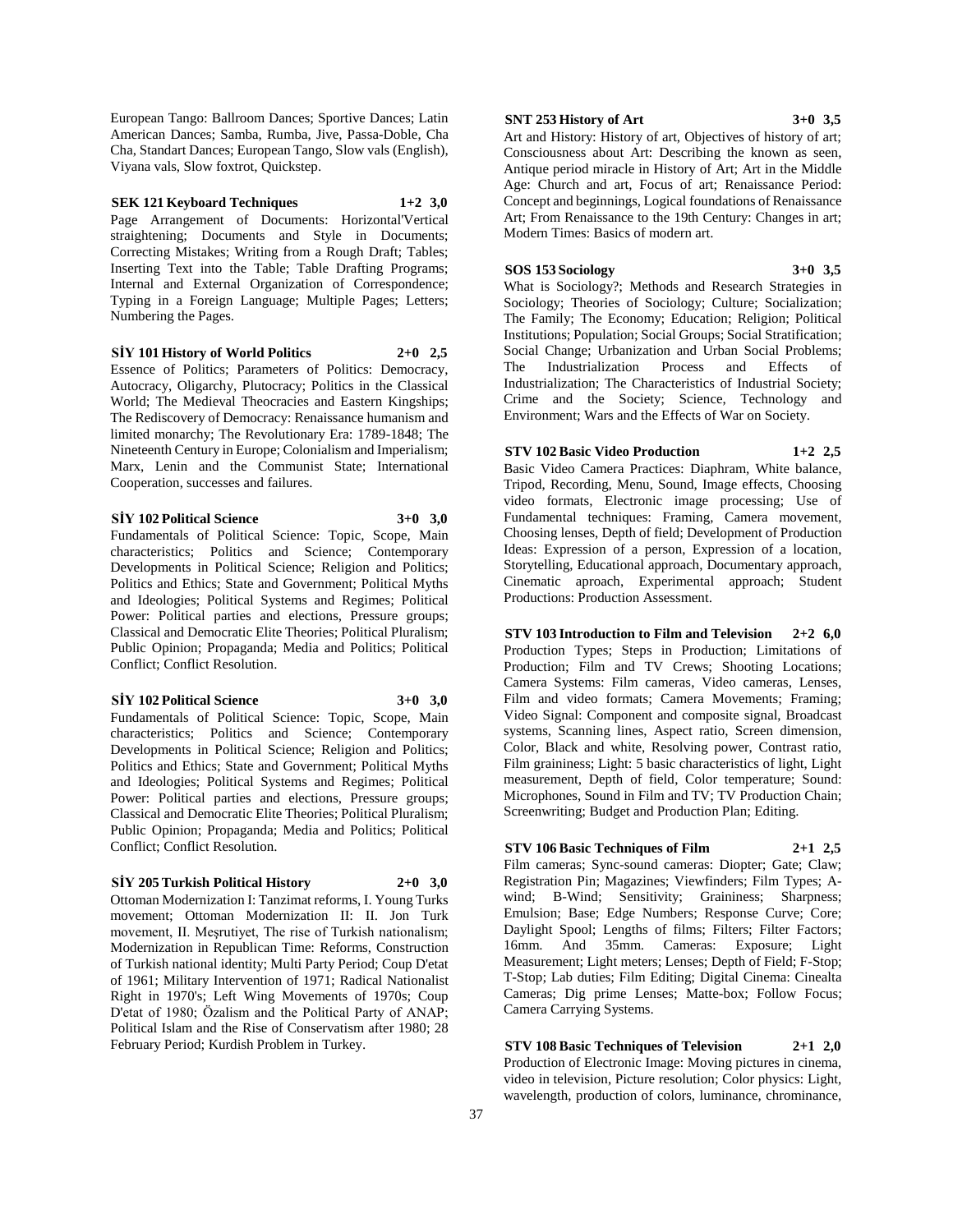European Tango: Ballroom Dances; Sportive Dances; Latin American Dances; Samba, Rumba, Jive, Passa-Doble, Cha Cha, Standart Dances; European Tango, Slow vals (English), Viyana vals, Slow foxtrot, Quickstep.

**SEK 121 Keyboard Techniques 1+2 3,0**

Page Arrangement of Documents: Horizontal'Vertical straightening; Documents and Style in Documents; Correcting Mistakes; Writing from a Rough Draft; Tables; Inserting Text into the Table; Table Drafting Programs; Internal and External Organization of Correspondence; Typing in a Foreign Language; Multiple Pages; Letters; Numbering the Pages.

**SİY 101 History of World Politics 2+0 2,5**

Essence of Politics; Parameters of Politics: Democracy, Autocracy, Oligarchy, Plutocracy; Politics in the Classical World; The Medieval Theocracies and Eastern Kingships; The Rediscovery of Democracy: Renaissance humanism and limited monarchy; The Revolutionary Era: 1789-1848; The Nineteenth Century in Europe; Colonialism and Imperialism; Marx, Lenin and the Communist State; International Cooperation, successes and failures.

**SİY 102 Political Science 3+0 3,0**

Fundamentals of Political Science: Topic, Scope, Main characteristics; Politics and Science; Contemporary Developments in Political Science; Religion and Politics; Politics and Ethics; State and Government; Political Myths and Ideologies; Political Systems and Regimes; Political Power: Political parties and elections, Pressure groups; Classical and Democratic Elite Theories; Political Pluralism; Public Opinion; Propaganda; Media and Politics; Political Conflict; Conflict Resolution.

**SİY 102 Political Science 3+0 3,0**

Fundamentals of Political Science: Topic, Scope, Main characteristics; Politics and Science; Contemporary Developments in Political Science; Religion and Politics; Politics and Ethics; State and Government; Political Myths and Ideologies; Political Systems and Regimes; Political Power: Political parties and elections, Pressure groups; Classical and Democratic Elite Theories; Political Pluralism; Public Opinion; Propaganda; Media and Politics; Political Conflict; Conflict Resolution.

**SİY 205 Turkish Political History 2+0 3,0**

Ottoman Modernization I: Tanzimat reforms, I. Young Turks movement; Ottoman Modernization II: II. Jon Turk movement, II. Meşrutiyet, The rise of Turkish nationalism; Modernization in Republican Time: Reforms, Construction of Turkish national identity; Multi Party Period; Coup D'etat of 1961; Military Intervention of 1971; Radical Nationalist Right in 1970's; Left Wing Movements of 1970s; Coup D'etat of 1980; Özalism and the Political Party of ANAP; Political Islam and the Rise of Conservatism after 1980; 28 February Period; Kurdish Problem in Turkey.

**SNT 253 History of Art 3+0 3,5**

Art and History: History of art, Objectives of history of art; Consciousness about Art: Describing the known as seen, Antique period miracle in History of Art; Art in the Middle Age: Church and art, Focus of art; Renaissance Period: Concept and beginnings, Logical foundations of Renaissance Art; From Renaissance to the 19th Century: Changes in art; Modern Times: Basics of modern art.

**SOS 153 Sociology 3+0 3,5**

What is Sociology?; Methods and Research Strategies in Sociology; Theories of Sociology; Culture; Socialization; The Family; The Economy; Education; Religion; Political Institutions; Population; Social Groups; Social Stratification; Social Change; Urbanization and Urban Social Problems; The Industrialization Process and Effects of Industrialization; The Characteristics of Industrial Society; Crime and the Society; Science, Technology and Environment; Wars and the Effects of War on Society.

**STV 102 Basic Video Production 1+2 2,5**

Basic Video Camera Practices: Diaphram, White balance, Tripod, Recording, Menu, Sound, Image effects, Choosing video formats, Electronic image processing; Use of Fundamental techniques: Framing, Camera movement, Choosing lenses, Depth of field; Development of Production Ideas: Expression of a person, Expression of a location, Storytelling, Educational approach, Documentary approach, Cinematic aproach, Experimental approach; Student Productions: Production Assessment.

**STV 103 Introduction to Film and Television 2+2 6,0**

Production Types; Steps in Production; Limitations of Production; Film and TV Crews; Shooting Locations; Camera Systems: Film cameras, Video cameras, Lenses, Film and video formats; Camera Movements; Framing; Video Signal: Component and composite signal, Broadcast systems, Scanning lines, Aspect ratio, Screen dimension, Color, Black and white, Resolving power, Contrast ratio, Film graininess; Light: 5 basic characteristics of light, Light measurement, Depth of field, Color temperature; Sound: Microphones, Sound in Film and TV; TV Production Chain; Screenwriting; Budget and Production Plan; Editing.

**STV 106 Basic Techniques of Film 2+1 2,5**

Film cameras; Sync-sound cameras: Diopter; Gate; Claw; Registration Pin; Magazines; Viewfinders; Film Types; A-wind; B-Wind; Sensitivity; Graininess; Sharpness; Emulsion; Base; Edge Numbers; Response Curve; Core; Daylight Spool; Lengths of films; Filters; Filter Factors; 16mm. And 35mm. Cameras: Exposure; Light Measurement; Light meters; Lenses; Depth of Field; F-Stop; T-Stop; Lab duties; Film Editing; Digital Cinema: Cinealta Cameras; Dig prime Lenses; Matte-box; Follow Focus; Camera Carrying Systems.

**STV 108 Basic Techniques of Television 2+1 2,0**

Production of Electronic Image: Moving pictures in cinema, video in television, Picture resolution; Color physics: Light, wavelength, production of colors, luminance, chrominance,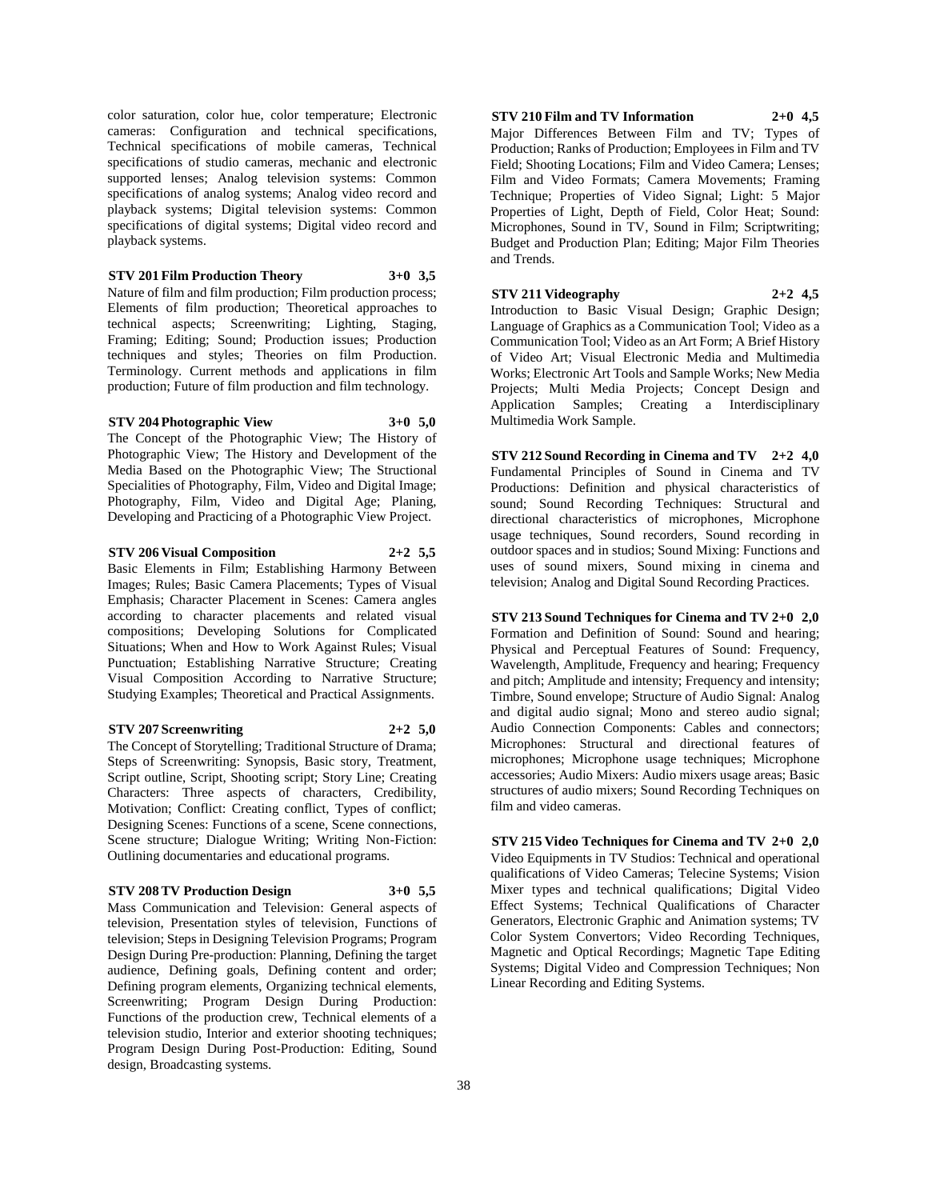color saturation, color hue, color temperature; Electronic cameras: Configuration and technical specifications, Technical specifications of mobile cameras, Technical specifications of studio cameras, mechanic and electronic supported lenses; Analog television systems: Common specifications of analog systems; Analog video record and playback systems; Digital television systems: Common specifications of digital systems; Digital video record and playback systems.

**STV 201 Film Production Theory 3+0 3,5**

Nature of film and film production; Film production process; Elements of film production; Theoretical approaches to technical aspects; Screenwriting; Lighting, Staging, Framing; Editing; Sound; Production issues; Production techniques and styles; Theories on film Production. Terminology. Current methods and applications in film production; Future of film production and film technology.

**STV 204 Photographic View 3+0 5,0**

The Concept of the Photographic View; The History of Photographic View; The History and Development of the Media Based on the Photographic View; The Structional Specialities of Photography, Film, Video and Digital Image; Photography, Film, Video and Digital Age; Planing, Developing and Practicing of a Photographic View Project.

**STV 206 Visual Composition 2+2 5,5**

Basic Elements in Film; Establishing Harmony Between Images; Rules; Basic Camera Placements; Types of Visual Emphasis; Character Placement in Scenes: Camera angles according to character placements and related visual compositions; Developing Solutions for Complicated Situations; When and How to Work Against Rules; Visual Punctuation; Establishing Narrative Structure; Creating Visual Composition According to Narrative Structure; Studying Examples; Theoretical and Practical Assignments.

**STV 207 Screenwriting 2+2 5,0**

The Concept of Storytelling; Traditional Structure of Drama; Steps of Screenwriting: Synopsis, Basic story, Treatment, Script outline, Script, Shooting script; Story Line; Creating Characters: Three aspects of characters, Credibility, Motivation; Conflict: Creating conflict, Types of conflict; Designing Scenes: Functions of a scene, Scene connections, Scene structure; Dialogue Writing; Writing Non-Fiction: Outlining documentaries and educational programs.

**STV 208 TV Production Design 3+0 5,5**

Mass Communication and Television: General aspects of television, Presentation styles of television, Functions of television; Steps in Designing Television Programs; Program Design During Pre-production: Planning, Defining the target audience, Defining goals, Defining content and order; Defining program elements, Organizing technical elements, Screenwriting; Program Design During Production: Functions of the production crew, Technical elements of a television studio, Interior and exterior shooting techniques; Program Design During Post-Production: Editing, Sound design, Broadcasting systems.

**STV 210 Film and TV Information 2+0 4,5**

Major Differences Between Film and TV; Types of Production; Ranks of Production; Employees in Film and TV Field; Shooting Locations; Film and Video Camera; Lenses; Film and Video Formats; Camera Movements; Framing Technique; Properties of Video Signal; Light: 5 Major Properties of Light, Depth of Field, Color Heat; Sound: Microphones, Sound in TV, Sound in Film; Scriptwriting; Budget and Production Plan; Editing; Major Film Theories and Trends.

**STV 211 Videography 2+2 4,5**

Introduction to Basic Visual Design; Graphic Design; Language of Graphics as a Communication Tool; Video as a Communication Tool; Video as an Art Form; A Brief History of Video Art; Visual Electronic Media and Multimedia Works; Electronic Art Tools and Sample Works; New Media Projects; Multi Media Projects; Concept Design and Application Samples; Creating a Interdisciplinary Multimedia Work Sample.

**STV 212 Sound Recording in Cinema and TV 2+2 4,0**

Fundamental Principles of Sound in Cinema and TV Productions: Definition and physical characteristics of sound; Sound Recording Techniques: Structural and directional characteristics of microphones, Microphone usage techniques, Sound recorders, Sound recording in outdoor spaces and in studios; Sound Mixing: Functions and uses of sound mixers, Sound mixing in cinema and television; Analog and Digital Sound Recording Practices.

**STV 213 Sound Techniques for Cinema and TV 2+0 2,0**

Formation and Definition of Sound: Sound and hearing; Physical and Perceptual Features of Sound: Frequency, Wavelength, Amplitude, Frequency and hearing; Frequency and pitch; Amplitude and intensity; Frequency and intensity; Timbre, Sound envelope; Structure of Audio Signal: Analog and digital audio signal; Mono and stereo audio signal; Audio Connection Components: Cables and connectors; Microphones: Structural and directional features of microphones; Microphone usage techniques; Microphone accessories; Audio Mixers: Audio mixers usage areas; Basic structures of audio mixers; Sound Recording Techniques on film and video cameras.

**STV 215 Video Techniques for Cinema and TV 2+0 2,0**

Video Equipments in TV Studios: Technical and operational qualifications of Video Cameras; Telecine Systems; Vision Mixer types and technical qualifications; Digital Video Effect Systems; Technical Qualifications of Character Generators, Electronic Graphic and Animation systems; TV Color System Convertors; Video Recording Techniques, Magnetic and Optical Recordings; Magnetic Tape Editing Systems; Digital Video and Compression Techniques; Non Linear Recording and Editing Systems.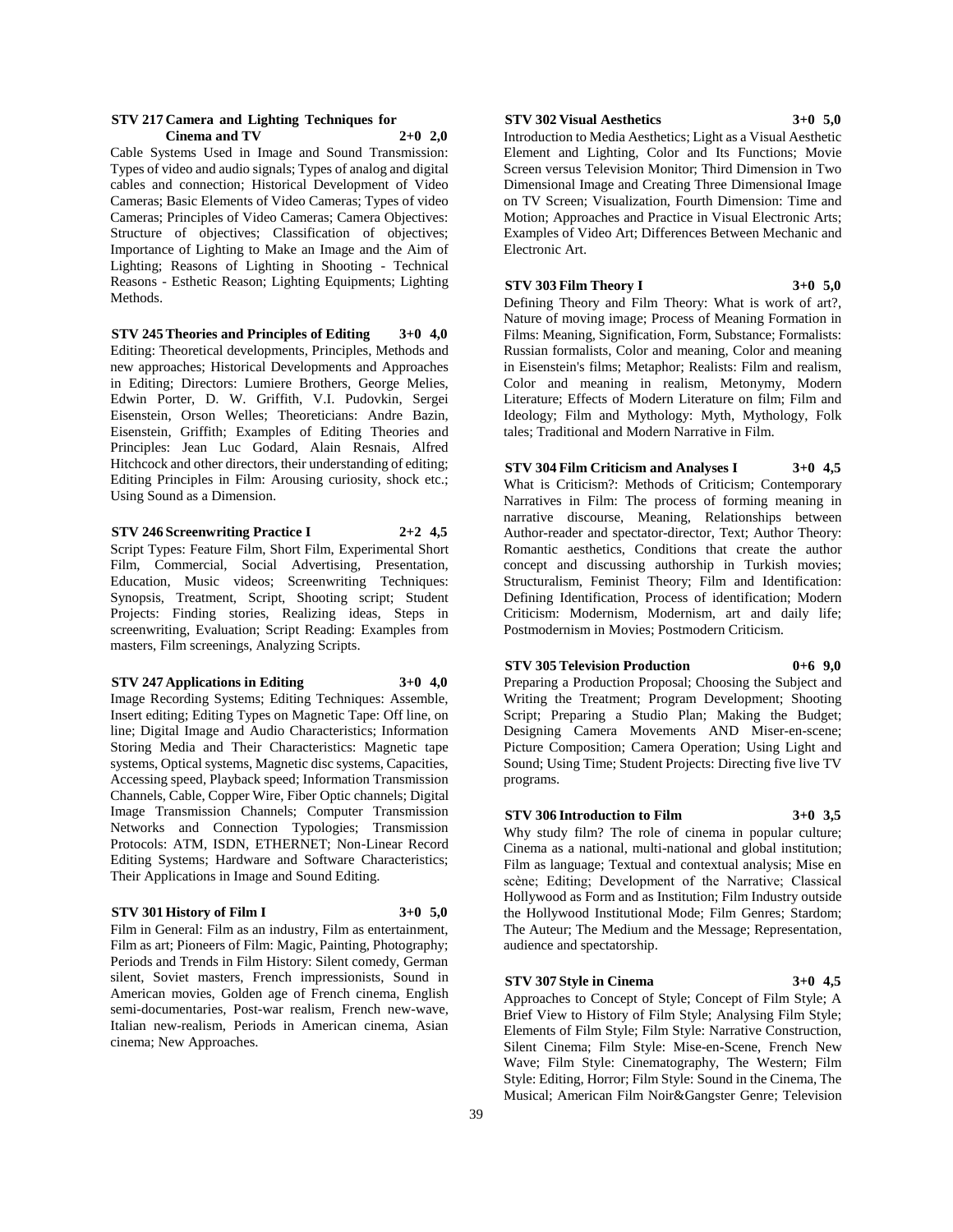**STV 217 Camera and Lighting Techniques for Cinema and TV 2+0 2,0**

Cable Systems Used in Image and Sound Transmission: Types of video and audio signals; Types of analog and digital cables and connection; Historical Development of Video Cameras; Basic Elements of Video Cameras; Types of video Cameras; Principles of Video Cameras; Camera Objectives: Structure of objectives; Classification of objectives; Importance of Lighting to Make an Image and the Aim of Lighting; Reasons of Lighting in Shooting - Technical Reasons - Esthetic Reason; Lighting Equipments; Lighting Methods.

**STV 245 Theories and Principles of Editing 3+0 4,0**

Editing: Theoretical developments, Principles, Methods and new approaches; Historical Developments and Approaches in Editing; Directors: Lumiere Brothers, George Melies, Edwin Porter, D. W. Griffith, V.I. Pudovkin, Sergei Eisenstein, Orson Welles; Theoreticians: Andre Bazin, Eisenstein, Griffith; Examples of Editing Theories and Principles: Jean Luc Godard, Alain Resnais, Alfred Hitchcock and other directors, their understanding of editing; Editing Principles in Film: Arousing curiosity, shock etc.; Using Sound as a Dimension.

**STV 246 Screenwriting Practice I 2+2 4,5**

Script Types: Feature Film, Short Film, Experimental Short Film, Commercial, Social Advertising, Presentation, Education, Music videos; Screenwriting Techniques: Synopsis, Treatment, Script, Shooting script; Student Projects: Finding stories, Realizing ideas, Steps in screenwriting, Evaluation; Script Reading: Examples from masters, Film screenings, Analyzing Scripts.

**STV 247 Applications in Editing 3+0 4,0**

Image Recording Systems; Editing Techniques: Assemble, Insert editing; Editing Types on Magnetic Tape: Off line, on line; Digital Image and Audio Characteristics; Information Storing Media and Their Characteristics: Magnetic tape systems, Optical systems, Magnetic disc systems, Capacities, Accessing speed, Playback speed; Information Transmission Channels, Cable, Copper Wire, Fiber Optic channels; Digital Image Transmission Channels; Computer Transmission Networks and Connection Typologies; Transmission Protocols: ATM, ISDN, ETHERNET; Non-Linear Record Editing Systems; Hardware and Software Characteristics; Their Applications in Image and Sound Editing.

**STV 301 History of Film I 3+0 5,0**

Film in General: Film as an industry, Film as entertainment, Film as art; Pioneers of Film: Magic, Painting, Photography; Periods and Trends in Film History: Silent comedy, German silent, Soviet masters, French impressionists, Sound in American movies, Golden age of French cinema, English semi-documentaries, Post-war realism, French new-wave, Italian new-realism, Periods in American cinema, Asian cinema; New Approaches.

**STV 302 Visual Aesthetics 3+0 5,0**

Introduction to Media Aesthetics; Light as a Visual Aesthetic Element and Lighting, Color and Its Functions; Movie Screen versus Television Monitor; Third Dimension in Two Dimensional Image and Creating Three Dimensional Image on TV Screen; Visualization, Fourth Dimension: Time and Motion; Approaches and Practice in Visual Electronic Arts; Examples of Video Art; Differences Between Mechanic and Electronic Art.

**STV 303 Film Theory I 3+0 5,0**

Defining Theory and Film Theory: What is work of art?, Nature of moving image; Process of Meaning Formation in Films: Meaning, Signification, Form, Substance; Formalists: Russian formalists, Color and meaning, Color and meaning in Eisenstein's films; Metaphor; Realists: Film and realism, Color and meaning in realism, Metonymy, Modern Literature; Effects of Modern Literature on film; Film and Ideology; Film and Mythology: Myth, Mythology, Folk tales; Traditional and Modern Narrative in Film.

**STV 304 Film Criticism and Analyses I 3+0 4,5**

What is Criticism?: Methods of Criticism; Contemporary Narratives in Film: The process of forming meaning in narrative discourse, Meaning, Relationships between Author-reader and spectator-director, Text; Author Theory: Romantic aesthetics, Conditions that create the author concept and discussing authorship in Turkish movies; Structuralism, Feminist Theory; Film and Identification: Defining Identification, Process of identification; Modern Criticism: Modernism, Modernism, art and daily life; Postmodernism in Movies; Postmodern Criticism.

**STV 305 Television Production 0+6 9,0**

Preparing a Production Proposal; Choosing the Subject and Writing the Treatment; Program Development; Shooting Script; Preparing a Studio Plan; Making the Budget; Designing Camera Movements AND Miser-en-scene; Picture Composition; Camera Operation; Using Light and Sound; Using Time; Student Projects: Directing five live TV programs.

**STV 306 Introduction to Film 3+0 3,5**

Why study film? The role of cinema in popular culture; Cinema as a national, multi-national and global institution; Film as language; Textual and contextual analysis; Mise en scène; Editing; Development of the Narrative; Classical Hollywood as Form and as Institution; Film Industry outside the Hollywood Institutional Mode; Film Genres; Stardom; The Auteur; The Medium and the Message; Representation, audience and spectatorship.

**STV 307 Style in Cinema 3+0 4,5**

Approaches to Concept of Style; Concept of Film Style; A Brief View to History of Film Style; Analysing Film Style; Elements of Film Style; Film Style: Narrative Construction, Silent Cinema; Film Style: Mise-en-Scene, French New Wave; Film Style: Cinematography, The Western; Film Style: Editing, Horror; Film Style: Sound in the Cinema, The Musical; American Film Noir&Gangster Genre; Television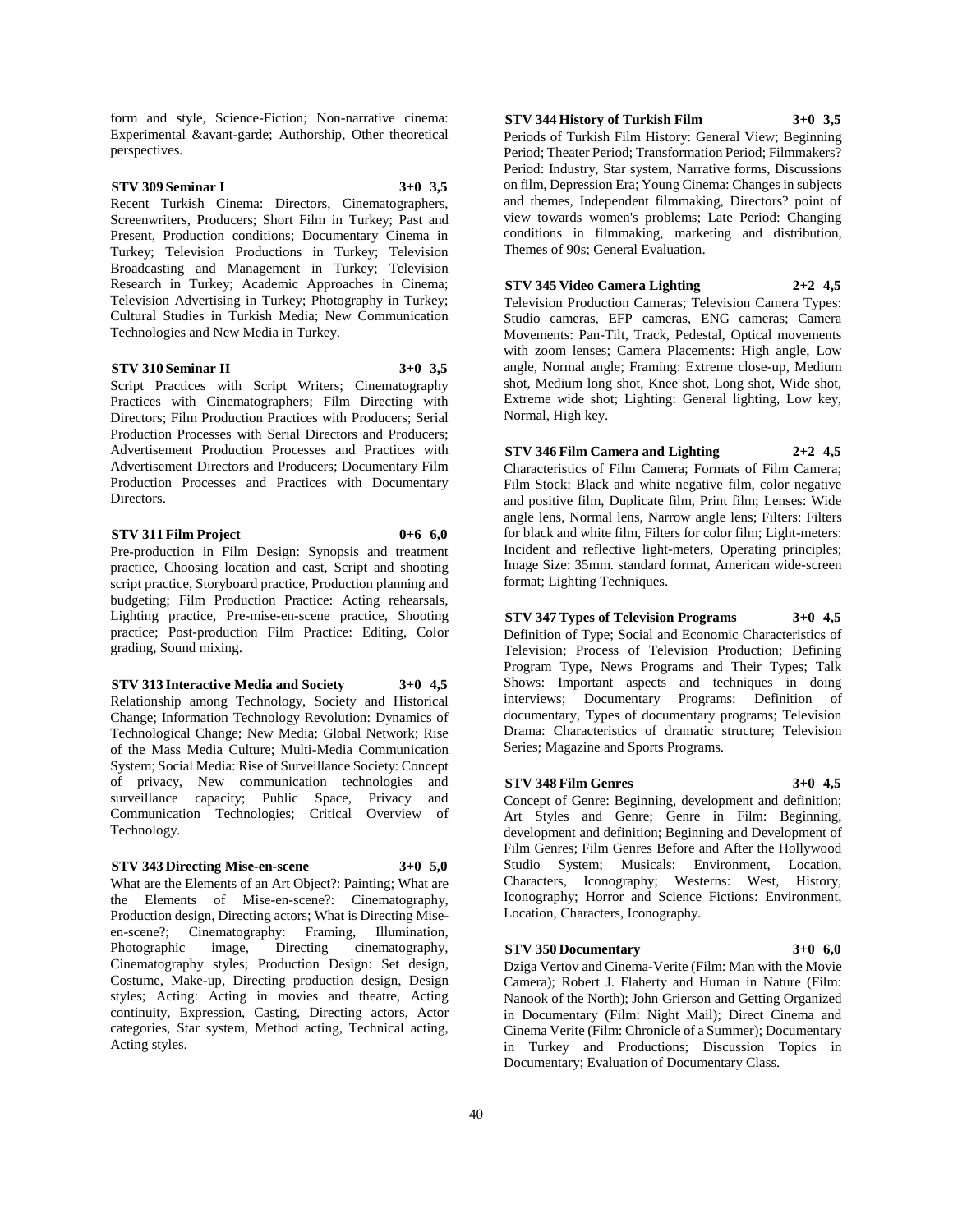form and style, Science-Fiction; Non-narrative cinema: Experimental &avant-garde; Authorship, Other theoretical perspectives.

**STV 309 Seminar I 3+0 3,5**

Recent Turkish Cinema: Directors, Cinematographers, Screenwriters, Producers; Short Film in Turkey; Past and Present, Production conditions; Documentary Cinema in Turkey; Television Productions in Turkey; Television Broadcasting and Management in Turkey; Television Research in Turkey; Academic Approaches in Cinema; Television Advertising in Turkey; Photography in Turkey; Cultural Studies in Turkish Media; New Communication Technologies and New Media in Turkey.

**STV 310 Seminar II 3+0 3,5**

Script Practices with Script Writers; Cinematography Practices with Cinematographers; Film Directing with Directors; Film Production Practices with Producers; Serial Production Processes with Serial Directors and Producers; Advertisement Production Processes and Practices with Advertisement Directors and Producers; Documentary Film Production Processes and Practices with Documentary Directors.

**STV 311 Film Project 0+6 6,0**

Pre-production in Film Design: Synopsis and treatment practice, Choosing location and cast, Script and shooting script practice, Storyboard practice, Production planning and budgeting; Film Production Practice: Acting rehearsals, Lighting practice, Pre-mise-en-scene practice, Shooting practice; Post-production Film Practice: Editing, Color grading, Sound mixing.

**STV 313 Interactive Media and Society 3+0 4,5**

Relationship among Technology, Society and Historical Change; Information Technology Revolution: Dynamics of Technological Change; New Media; Global Network; Rise of the Mass Media Culture; Multi-Media Communication System; Social Media: Rise of Surveillance Society: Concept of privacy, New communication technologies and surveillance capacity; Public Space, Privacy and Communication Technologies; Critical Overview of Technology.

**STV 343 Directing Mise-en-scene 3+0 5,0**

What are the Elements of an Art Object?: Painting; What are the Elements of Mise-en-scene?: Cinematography, Production design, Directing actors; What is Directing Mise-en-scene?; Cinematography: Framing, Illumination, Photographic image, Directing cinematography, Cinematography styles; Production Design: Set design, Costume, Make-up, Directing production design, Design styles; Acting: Acting in movies and theatre, Acting continuity, Expression, Casting, Directing actors, Actor categories, Star system, Method acting, Technical acting, Acting styles.

**STV 344 History of Turkish Film 3+0 3,5**

Periods of Turkish Film History: General View; Beginning Period; Theater Period; Transformation Period; Filmmakers? Period: Industry, Star system, Narrative forms, Discussions on film, Depression Era; Young Cinema: Changes in subjects and themes, Independent filmmaking, Directors? point of view towards women's problems; Late Period: Changing conditions in filmmaking, marketing and distribution, Themes of 90s; General Evaluation.

**STV 345 Video Camera Lighting 2+2 4,5**

Television Production Cameras; Television Camera Types: Studio cameras, EFP cameras, ENG cameras; Camera Movements: Pan-Tilt, Track, Pedestal, Optical movements with zoom lenses; Camera Placements: High angle, Low angle, Normal angle; Framing: Extreme close-up, Medium shot, Medium long shot, Knee shot, Long shot, Wide shot, Extreme wide shot; Lighting: General lighting, Low key, Normal, High key.

**STV 346 Film Camera and Lighting 2+2 4,5**

Characteristics of Film Camera; Formats of Film Camera; Film Stock: Black and white negative film, color negative and positive film, Duplicate film, Print film; Lenses: Wide angle lens, Normal lens, Narrow angle lens; Filters: Filters for black and white film, Filters for color film; Light-meters: Incident and reflective light-meters, Operating principles; Image Size: 35mm. standard format, American wide-screen format; Lighting Techniques.

**STV 347 Types of Television Programs 3+0 4,5**

Definition of Type; Social and Economic Characteristics of Television; Process of Television Production; Defining Program Type, News Programs and Their Types; Talk Shows: Important aspects and techniques in doing interviews; Documentary Programs: Definition of documentary, Types of documentary programs; Television Drama: Characteristics of dramatic structure; Television Series; Magazine and Sports Programs.

**STV 348 Film Genres 3+0 4,5**

Concept of Genre: Beginning, development and definition; Art Styles and Genre; Genre in Film: Beginning, development and definition; Beginning and Development of Film Genres; Film Genres Before and After the Hollywood Studio System; Musicals: Environment, Location, Characters, Iconography; Westerns: West, History, Iconography; Horror and Science Fictions: Environment, Location, Characters, Iconography.

**STV 350 Documentary 3+0 6,0**

Dziga Vertov and Cinema-Verite (Film: Man with the Movie Camera); Robert J. Flaherty and Human in Nature (Film: Nanook of the North); John Grierson and Getting Organized in Documentary (Film: Night Mail); Direct Cinema and Cinema Verite (Film: Chronicle of a Summer); Documentary in Turkey and Productions; Discussion Topics in Documentary; Evaluation of Documentary Class.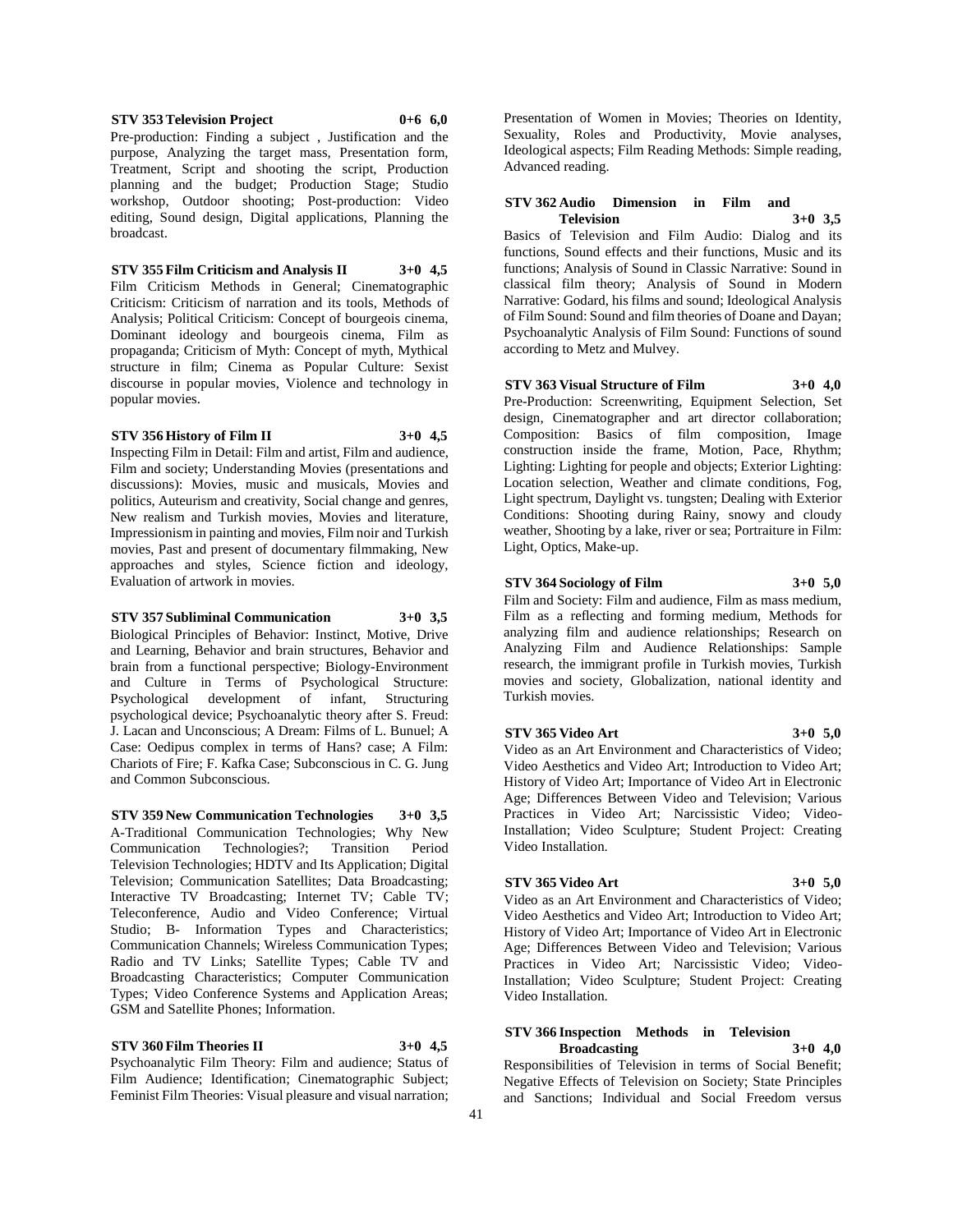**STV 353 Television Project 0+6 6,0**

Pre-production: Finding a subject , Justification and the purpose, Analyzing the target mass, Presentation form, Treatment, Script and shooting the script, Production planning and the budget; Production Stage; Studio workshop, Outdoor shooting; Post-production: Video editing, Sound design, Digital applications, Planning the broadcast.

**STV 355 Film Criticism and Analysis II 3+0 4,5**

Film Criticism Methods in General; Cinematographic Criticism: Criticism of narration and its tools, Methods of Analysis; Political Criticism: Concept of bourgeois cinema, Dominant ideology and bourgeois cinema, Film as propaganda; Criticism of Myth: Concept of myth, Mythical structure in film; Cinema as Popular Culture: Sexist discourse in popular movies, Violence and technology in popular movies.

**STV 356 History of Film II 3+0 4,5**

Inspecting Film in Detail: Film and artist, Film and audience, Film and society; Understanding Movies (presentations and discussions): Movies, music and musicals, Movies and politics, Auteurism and creativity, Social change and genres, New realism and Turkish movies, Movies and literature, Impressionism in painting and movies, Film noir and Turkish movies, Past and present of documentary filmmaking, New approaches and styles, Science fiction and ideology, Evaluation of artwork in movies.

**STV 357 Subliminal Communication 3+0 3,5**

Biological Principles of Behavior: Instinct, Motive, Drive and Learning, Behavior and brain structures, Behavior and brain from a functional perspective; Biology-Environment and Culture in Terms of Psychological Structure: Psychological development of infant, Structuring psychological device; Psychoanalytic theory after S. Freud: J. Lacan and Unconscious; A Dream: Films of L. Bunuel; A Case: Oedipus complex in terms of Hans? case; A Film: Chariots of Fire; F. Kafka Case; Subconscious in C. G. Jung and Common Subconscious.

**STV 359 New Communication Technologies 3+0 3,5**

A-Traditional Communication Technologies; Why New Communication Technologies?; Transition Period Television Technologies; HDTV and Its Application; Digital Television; Communication Satellites; Data Broadcasting; Interactive TV Broadcasting; Internet TV; Cable TV; Teleconference, Audio and Video Conference; Virtual Studio; B- Information Types and Characteristics; Communication Channels; Wireless Communication Types; Radio and TV Links; Satellite Types; Cable TV and Broadcasting Characteristics; Computer Communication Types; Video Conference Systems and Application Areas; GSM and Satellite Phones; Information.

**STV 360 Film Theories II 3+0 4,5**

Psychoanalytic Film Theory: Film and audience; Status of Film Audience; Identification; Cinematographic Subject; Feminist Film Theories: Visual pleasure and visual narration; Presentation of Women in Movies; Theories on Identity, Sexuality, Roles and Productivity, Movie analyses, Ideological aspects; Film Reading Methods: Simple reading, Advanced reading.

**STV 362 Audio Dimension in Film and Television 3+0 3,5**

Basics of Television and Film Audio: Dialog and its functions, Sound effects and their functions, Music and its functions; Analysis of Sound in Classic Narrative: Sound in classical film theory; Analysis of Sound in Modern Narrative: Godard, his films and sound; Ideological Analysis of Film Sound: Sound and film theories of Doane and Dayan; Psychoanalytic Analysis of Film Sound: Functions of sound according to Metz and Mulvey.

**STV 363 Visual Structure of Film 3+0 4,0**

Pre-Production: Screenwriting, Equipment Selection, Set design, Cinematographer and art director collaboration; Composition: Basics of film composition, Image construction inside the frame, Motion, Pace, Rhythm; Lighting: Lighting for people and objects; Exterior Lighting: Location selection, Weather and climate conditions, Fog, Light spectrum, Daylight vs. tungsten; Dealing with Exterior Conditions: Shooting during Rainy, snowy and cloudy weather, Shooting by a lake, river or sea; Portraiture in Film: Light, Optics, Make-up.

**STV 364 Sociology of Film 3+0 5,0**

Film and Society: Film and audience, Film as mass medium, Film as a reflecting and forming medium, Methods for analyzing film and audience relationships; Research on Analyzing Film and Audience Relationships: Sample research, the immigrant profile in Turkish movies, Turkish movies and society, Globalization, national identity and Turkish movies.

**STV 365 Video Art 3+0 5,0**

Video as an Art Environment and Characteristics of Video; Video Aesthetics and Video Art; Introduction to Video Art; History of Video Art; Importance of Video Art in Electronic Age; Differences Between Video and Television; Various Practices in Video Art; Narcissistic Video; Video-Installation; Video Sculpture; Student Project: Creating Video Installation.

**STV 365 Video Art 3+0 5,0**

Video as an Art Environment and Characteristics of Video; Video Aesthetics and Video Art; Introduction to Video Art; History of Video Art; Importance of Video Art in Electronic Age; Differences Between Video and Television; Various Practices in Video Art; Narcissistic Video; Video-Installation; Video Sculpture; Student Project: Creating Video Installation.

**STV 366 Inspection Methods in Television Broadcasting 3+0 4,0**

Responsibilities of Television in terms of Social Benefit; Negative Effects of Television on Society; State Principles and Sanctions; Individual and Social Freedom versus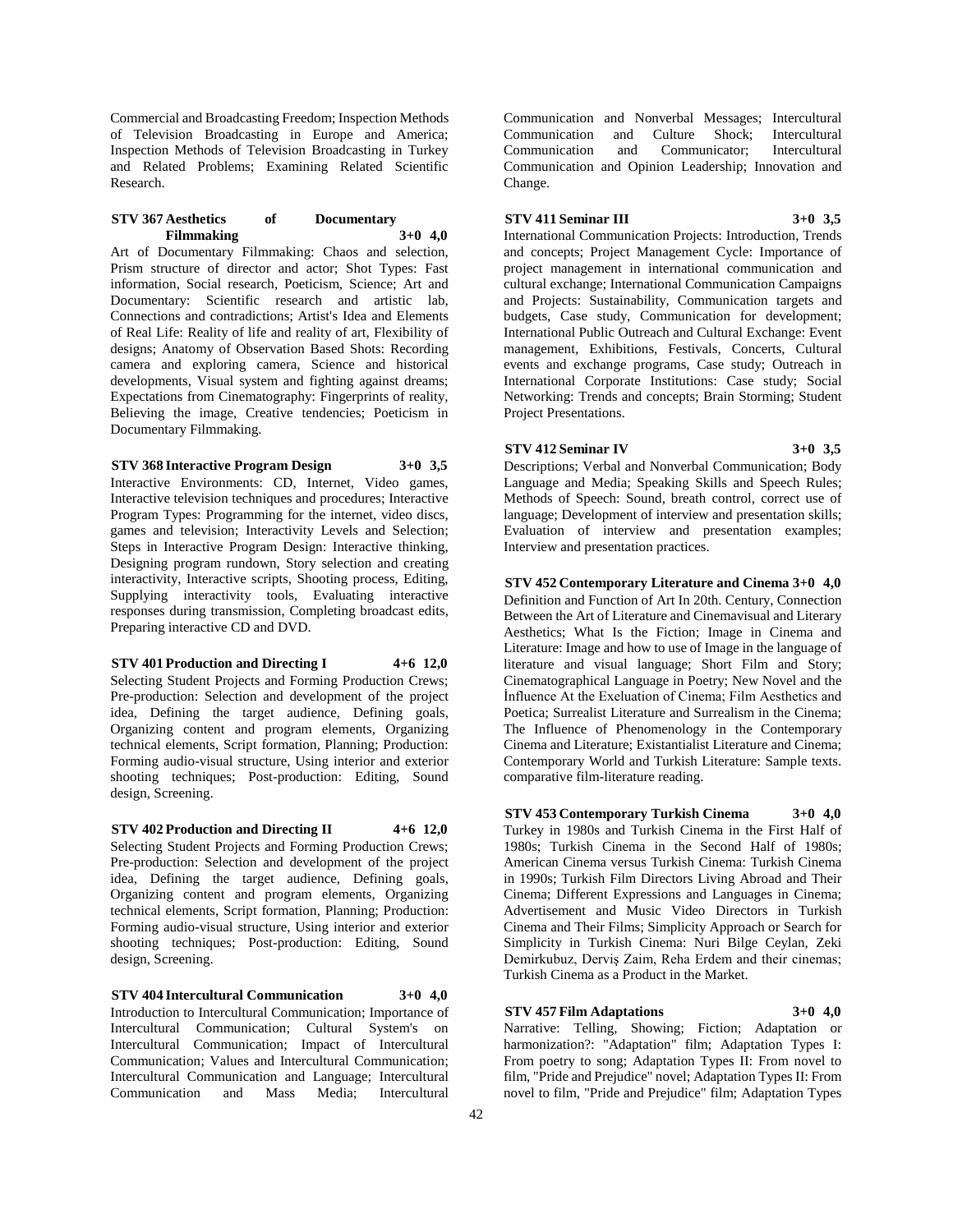Commercial and Broadcasting Freedom; Inspection Methods of Television Broadcasting in Europe and America; Inspection Methods of Television Broadcasting in Turkey and Related Problems; Examining Related Scientific Research.

**STV 367 Aesthetics of Documentary Filmmaking 3+0 4,0**

Art of Documentary Filmmaking: Chaos and selection, Prism structure of director and actor; Shot Types: Fast information, Social research, Poeticism, Science; Art and Documentary: Scientific research and artistic lab, Connections and contradictions; Artist's Idea and Elements of Real Life: Reality of life and reality of art, Flexibility of designs; Anatomy of Observation Based Shots: Recording camera and exploring camera, Science and historical developments, Visual system and fighting against dreams; Expectations from Cinematography: Fingerprints of reality, Believing the image, Creative tendencies; Poeticism in Documentary Filmmaking.

**STV 368 Interactive Program Design 3+0 3,5**

Interactive Environments: CD, Internet, Video games, Interactive television techniques and procedures; Interactive Program Types: Programming for the internet, video discs, games and television; Interactivity Levels and Selection; Steps in Interactive Program Design: Interactive thinking, Designing program rundown, Story selection and creating interactivity, Interactive scripts, Shooting process, Editing, Supplying interactivity tools, Evaluating interactive responses during transmission, Completing broadcast edits, Preparing interactive CD and DVD.

**STV 401 Production and Directing I 4+6 12,0**

Selecting Student Projects and Forming Production Crews; Pre-production: Selection and development of the project idea, Defining the target audience, Defining goals, Organizing content and program elements, Organizing technical elements, Script formation, Planning; Production: Forming audio-visual structure, Using interior and exterior shooting techniques; Post-production: Editing, Sound design, Screening.

**STV 402 Production and Directing II 4+6 12,0**

Selecting Student Projects and Forming Production Crews; Pre-production: Selection and development of the project idea, Defining the target audience, Defining goals, Organizing content and program elements, Organizing technical elements, Script formation, Planning; Production: Forming audio-visual structure, Using interior and exterior shooting techniques; Post-production: Editing, Sound design, Screening.

**STV 404 Intercultural Communication 3+0 4,0**

Introduction to Intercultural Communication; Importance of Intercultural Communication; Cultural System's on Intercultural Communication; Impact of Intercultural Communication; Values and Intercultural Communication; Intercultural Communication and Language; Intercultural Communication and Mass Media; Intercultural Communication and Nonverbal Messages; Intercultural Communication and Culture Shock; Intercultural Communication and Communicator; Intercultural Communication and Opinion Leadership; Innovation and Change.

**STV 411 Seminar III 3+0 3,5**

International Communication Projects: Introduction, Trends and concepts; Project Management Cycle: Importance of project management in international communication and cultural exchange; International Communication Campaigns and Projects: Sustainability, Communication targets and budgets, Case study, Communication for development; International Public Outreach and Cultural Exchange: Event management, Exhibitions, Festivals, Concerts, Cultural events and exchange programs, Case study; Outreach in International Corporate Institutions: Case study; Social Networking: Trends and concepts; Brain Storming; Student Project Presentations.

**STV 412 Seminar IV 3+0 3,5**

Descriptions; Verbal and Nonverbal Communication; Body Language and Media; Speaking Skills and Speech Rules; Methods of Speech: Sound, breath control, correct use of language; Development of interview and presentation skills; Evaluation of interview and presentation examples; Interview and presentation practices.

**STV 452 Contemporary Literature and Cinema 3+0 4,0**

Definition and Function of Art In 20th. Century, Connection Between the Art of Literature and Cinemavisual and Literary Aesthetics; What Is the Fiction; Image in Cinema and Literature: Image and how to use of Image in the language of literature and visual language; Short Film and Story; Cinematographical Language in Poetry; New Novel and the İnfluence At the Exeluation of Cinema; Film Aesthetics and Poetica; Surrealist Literature and Surrealism in the Cinema; The Influence of Phenomenology in the Contemporary Cinema and Literature; Existantialist Literature and Cinema; Contemporary World and Turkish Literature: Sample texts. comparative film-literature reading.

**STV 453 Contemporary Turkish Cinema 3+0 4,0**

Turkey in 1980s and Turkish Cinema in the First Half of 1980s; Turkish Cinema in the Second Half of 1980s; American Cinema versus Turkish Cinema: Turkish Cinema in 1990s; Turkish Film Directors Living Abroad and Their Cinema; Different Expressions and Languages in Cinema; Advertisement and Music Video Directors in Turkish Cinema and Their Films; Simplicity Approach or Search for Simplicity in Turkish Cinema: Nuri Bilge Ceylan, Zeki Demirkubuz, Derviş Zaim, Reha Erdem and their cinemas; Turkish Cinema as a Product in the Market.

**STV 457 Film Adaptations 3+0 4,0**

Narrative: Telling, Showing; Fiction; Adaptation or harmonization?: "Adaptation" film; Adaptation Types I: From poetry to song; Adaptation Types II: From novel to film, "Pride and Prejudice" novel; Adaptation Types II: From novel to film, "Pride and Prejudice" film; Adaptation Types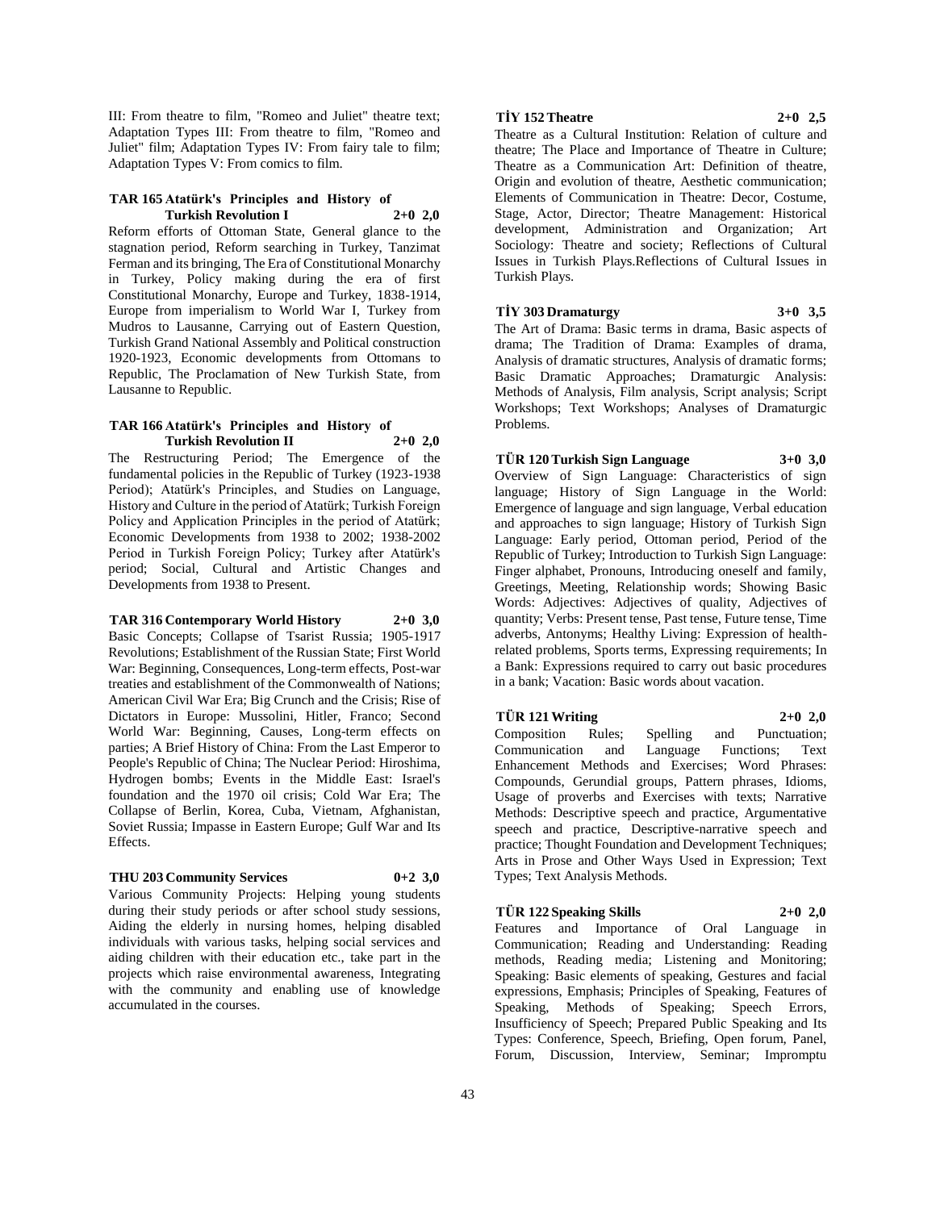III: From theatre to film, "Romeo and Juliet" theatre text; Adaptation Types III: From theatre to film, "Romeo and Juliet" film; Adaptation Types IV: From fairy tale to film; Adaptation Types V: From comics to film.

**TAR 165 Atatürk's Principles and History of Turkish Revolution I 2+0 2,0**

Reform efforts of Ottoman State, General glance to the stagnation period, Reform searching in Turkey, Tanzimat Ferman and its bringing, The Era of Constitutional Monarchy in Turkey, Policy making during the era of first Constitutional Monarchy, Europe and Turkey, 1838-1914, Europe from imperialism to World War I, Turkey from Mudros to Lausanne, Carrying out of Eastern Question, Turkish Grand National Assembly and Political construction 1920-1923, Economic developments from Ottomans to Republic, The Proclamation of New Turkish State, from Lausanne to Republic.

**TAR 166 Atatürk's Principles and History of Turkish Revolution II 2+0 2,0**

The Restructuring Period; The Emergence of the fundamental policies in the Republic of Turkey (1923-1938 Period); Atatürk's Principles, and Studies on Language, History and Culture in the period of Atatürk; Turkish Foreign Policy and Application Principles in the period of Atatürk; Economic Developments from 1938 to 2002; 1938-2002 Period in Turkish Foreign Policy; Turkey after Atatürk's period; Social, Cultural and Artistic Changes and Developments from 1938 to Present.

**TAR 316 Contemporary World History 2+0 3,0**

Basic Concepts; Collapse of Tsarist Russia; 1905-1917 Revolutions; Establishment of the Russian State; First World War: Beginning, Consequences, Long-term effects, Post-war treaties and establishment of the Commonwealth of Nations; American Civil War Era; Big Crunch and the Crisis; Rise of Dictators in Europe: Mussolini, Hitler, Franco; Second World War: Beginning, Causes, Long-term effects on parties; A Brief History of China: From the Last Emperor to People's Republic of China; The Nuclear Period: Hiroshima, Hydrogen bombs; Events in the Middle East: Israel's foundation and the 1970 oil crisis; Cold War Era; The Collapse of Berlin, Korea, Cuba, Vietnam, Afghanistan, Soviet Russia; Impasse in Eastern Europe; Gulf War and Its Effects.

**THU 203 Community Services 0+2 3,0**

Various Community Projects: Helping young students during their study periods or after school study sessions, Aiding the elderly in nursing homes, helping disabled individuals with various tasks, helping social services and aiding children with their education etc., take part in the projects which raise environmental awareness, Integrating with the community and enabling use of knowledge accumulated in the courses.

**TİY 152 Theatre 2+0 2,5**

Theatre as a Cultural Institution: Relation of culture and theatre; The Place and Importance of Theatre in Culture; Theatre as a Communication Art: Definition of theatre, Origin and evolution of theatre, Aesthetic communication; Elements of Communication in Theatre: Decor, Costume, Stage, Actor, Director; Theatre Management: Historical development, Administration and Organization; Art Sociology: Theatre and society; Reflections of Cultural Issues in Turkish Plays.Reflections of Cultural Issues in Turkish Plays.

**TİY 303 Dramaturgy 3+0 3,5**

The Art of Drama: Basic terms in drama, Basic aspects of drama; The Tradition of Drama: Examples of drama, Analysis of dramatic structures, Analysis of dramatic forms; Basic Dramatic Approaches; Dramaturgic Analysis: Methods of Analysis, Film analysis, Script analysis; Script Workshops; Text Workshops; Analyses of Dramaturgic Problems.

**TÜR 120 Turkish Sign Language 3+0 3,0**

Overview of Sign Language: Characteristics of sign language; History of Sign Language in the World: Emergence of language and sign language, Verbal education and approaches to sign language; History of Turkish Sign Language: Early period, Ottoman period, Period of the Republic of Turkey; Introduction to Turkish Sign Language: Finger alphabet, Pronouns, Introducing oneself and family, Greetings, Meeting, Relationship words; Showing Basic Words: Adjectives: Adjectives of quality, Adjectives of quantity; Verbs: Present tense, Past tense, Future tense, Time adverbs, Antonyms; Healthy Living: Expression of health-related problems, Sports terms, Expressing requirements; In a Bank: Expressions required to carry out basic procedures in a bank; Vacation: Basic words about vacation.

**TÜR 121 Writing 2+0 2,0**

Composition Rules; Spelling and Punctuation; Communication and Language Functions; Text Enhancement Methods and Exercises; Word Phrases: Compounds, Gerundial groups, Pattern phrases, Idioms, Usage of proverbs and Exercises with texts; Narrative Methods: Descriptive speech and practice, Argumentative speech and practice, Descriptive-narrative speech and practice; Thought Foundation and Development Techniques; Arts in Prose and Other Ways Used in Expression; Text Types; Text Analysis Methods.

**TÜR 122 Speaking Skills 2+0 2,0**

Features and Importance of Oral Language in Communication; Reading and Understanding: Reading methods, Reading media; Listening and Monitoring; Speaking: Basic elements of speaking, Gestures and facial expressions, Emphasis; Principles of Speaking, Features of Speaking, Methods of Speaking; Speech Errors, Insufficiency of Speech; Prepared Public Speaking and Its Types: Conference, Speech, Briefing, Open forum, Panel, Forum, Discussion, Interview, Seminar; Impromptu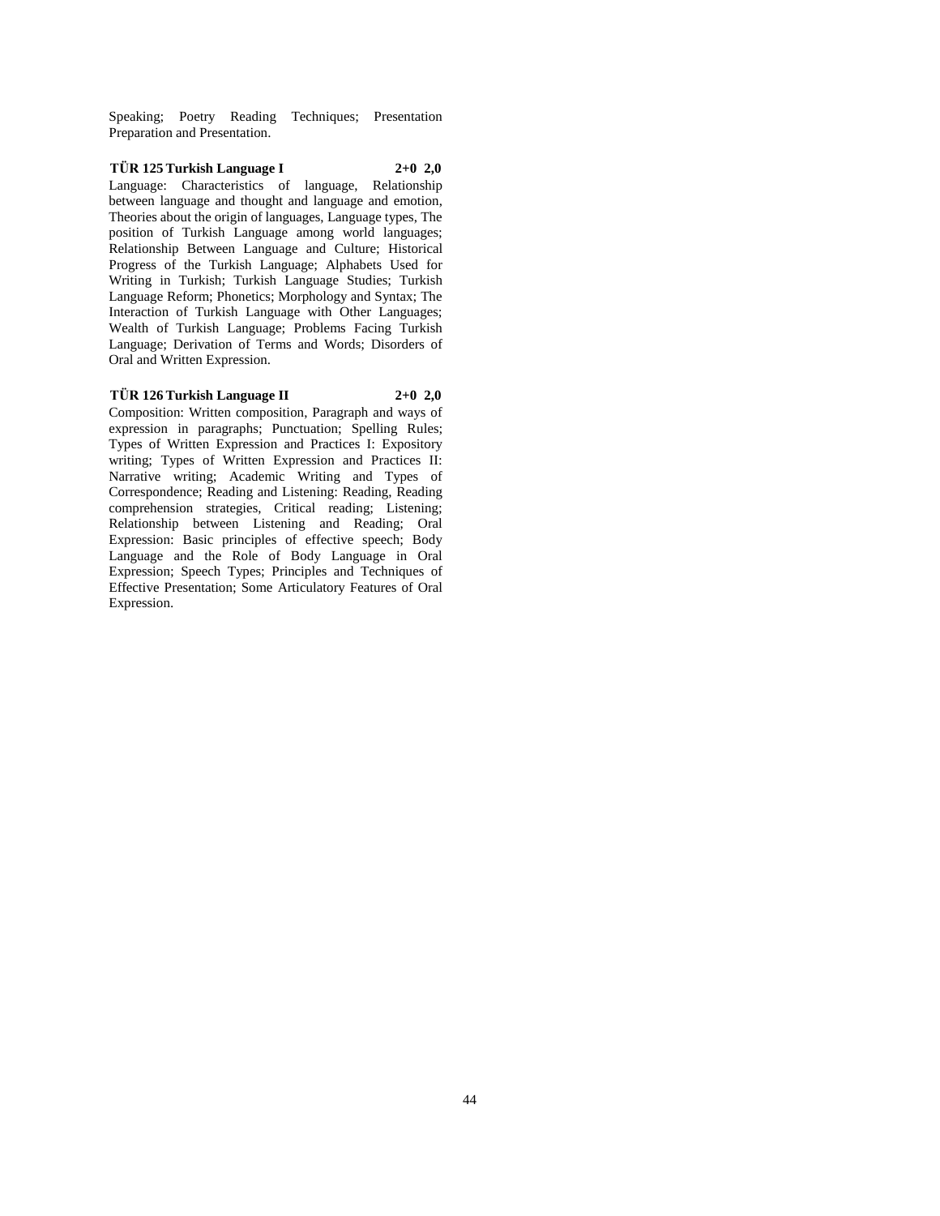Speaking; Poetry Reading Techniques; Presentation Preparation and Presentation.

**TÜR 125 Turkish Language I 2+0 2,0**

Language: Characteristics of language, Relationship between language and thought and language and emotion, Theories about the origin of languages, Language types, The position of Turkish Language among world languages; Relationship Between Language and Culture; Historical Progress of the Turkish Language; Alphabets Used for Writing in Turkish; Turkish Language Studies; Turkish Language Reform; Phonetics; Morphology and Syntax; The Interaction of Turkish Language with Other Languages; Wealth of Turkish Language; Problems Facing Turkish Language; Derivation of Terms and Words; Disorders of Oral and Written Expression.

**TÜR 126 Turkish Language II 2+0 2,0**

Composition: Written composition, Paragraph and ways of expression in paragraphs; Punctuation; Spelling Rules; Types of Written Expression and Practices I: Expository writing; Types of Written Expression and Practices II: Narrative writing; Academic Writing and Types of Correspondence; Reading and Listening: Reading, Reading comprehension strategies, Critical reading; Listening; Relationship between Listening and Reading; Oral Expression: Basic principles of effective speech; Body Language and the Role of Body Language in Oral Expression; Speech Types; Principles and Techniques of Effective Presentation; Some Articulatory Features of Oral Expression.